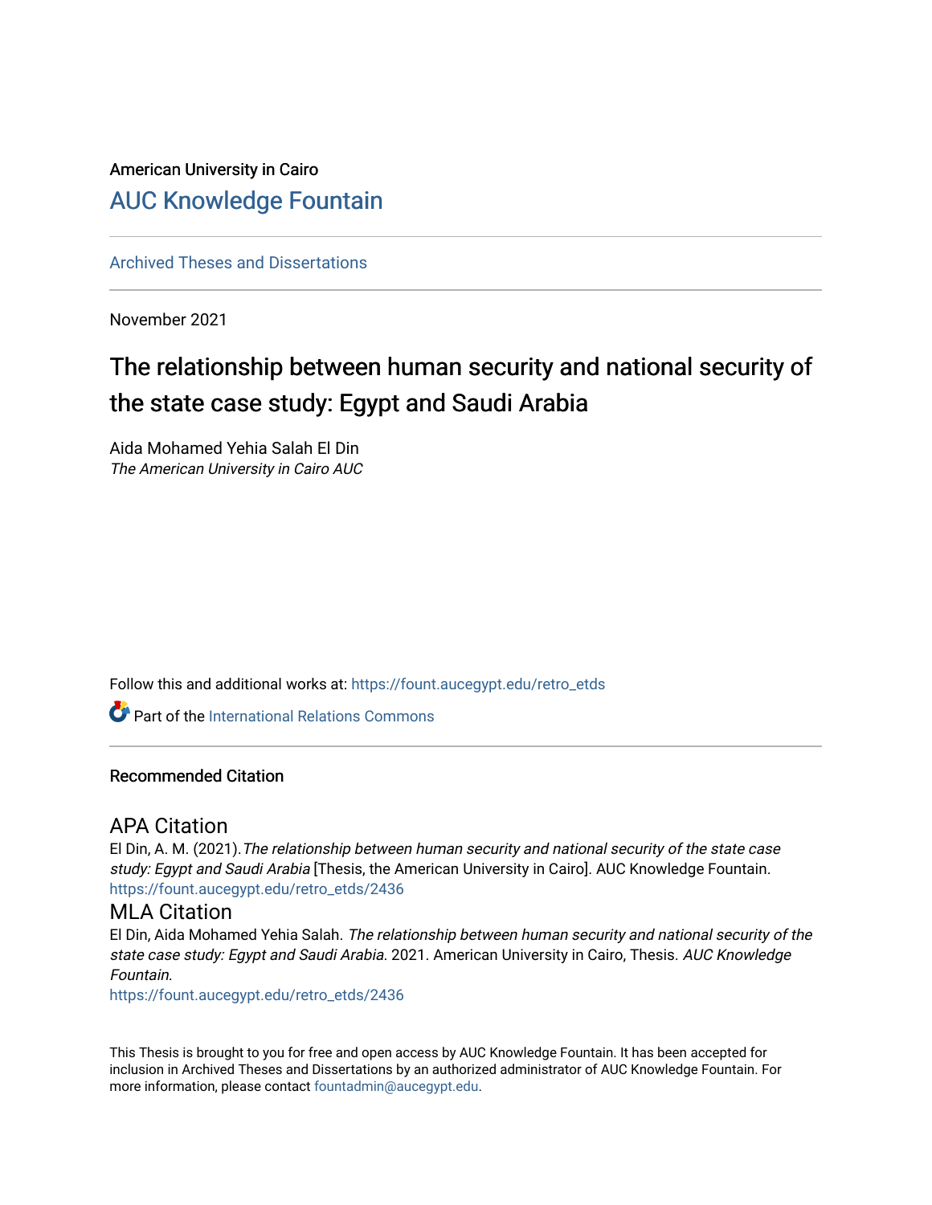American University in Cairo

# AUC Knowledge Fountain

Archived Theses and Dissertations

November 2021

## The relationship between human security and national security of the state case study: Egypt and Saudi Arabia

Aida Mohamed Yehia Salah El Din
*The American University in Cairo AUC*

Follow this and additional works at: https://fount.aucegypt.edu/retro_etds

Part of the International Relations Commons

### Recommended Citation

#### APA Citation

El Din, A. M. (2021). *The relationship between human security and national security of the state case study: Egypt and Saudi Arabia* [Thesis, the American University in Cairo]. AUC Knowledge Fountain.
https://fount.aucegypt.edu/retro_etds/2436

#### MLA Citation

El Din, Aida Mohamed Yehia Salah. *The relationship between human security and national security of the state case study: Egypt and Saudi Arabia*. 2021. American University in Cairo, Thesis. *AUC Knowledge Fountain*.
https://fount.aucegypt.edu/retro_etds/2436

This Thesis is brought to you for free and open access by AUC Knowledge Fountain. It has been accepted for inclusion in Archived Theses and Dissertations by an authorized administrator of AUC Knowledge Fountain. For more information, please contact fountadmin@aucegypt.edu.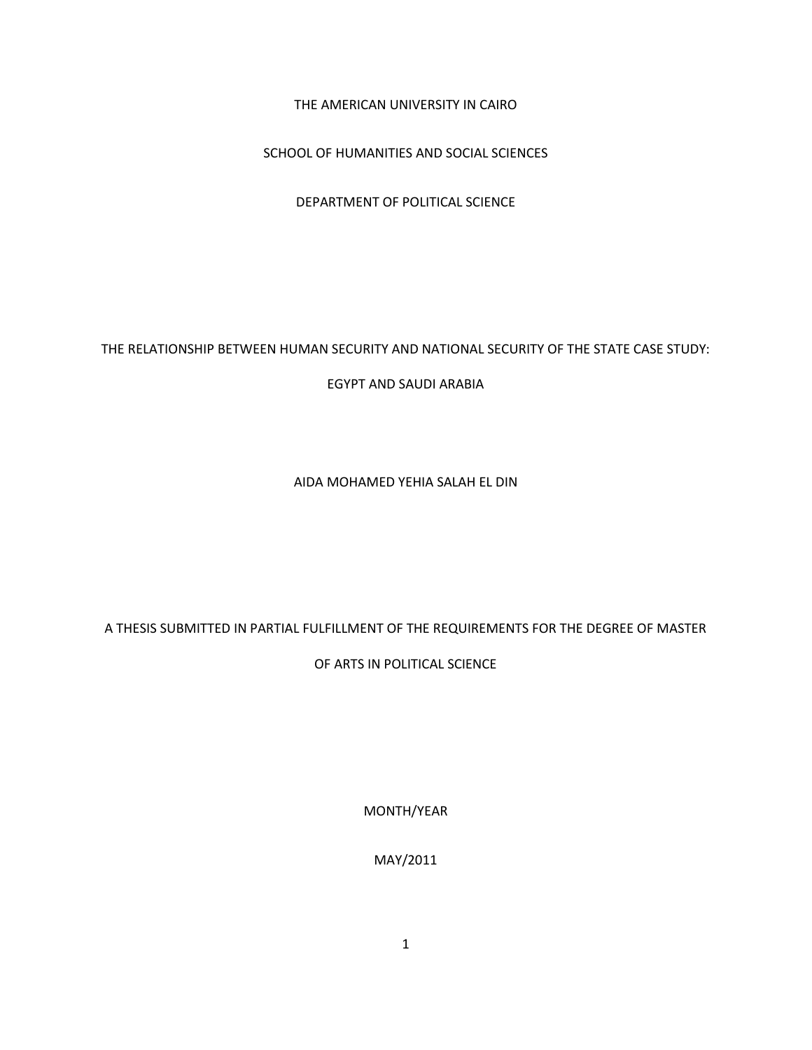THE AMERICAN UNIVERSITY IN CAIRO

SCHOOL OF HUMANITIES AND SOCIAL SCIENCES

DEPARTMENT OF POLITICAL SCIENCE

# THE RELATIONSHIP BETWEEN HUMAN SECURITY AND NATIONAL SECURITY OF THE STATE CASE STUDY: EGYPT AND SAUDI ARABIA

AIDA MOHAMED YEHIA SALAH EL DIN

A THESIS SUBMITTED IN PARTIAL FULFILLMENT OF THE REQUIREMENTS FOR THE DEGREE OF MASTER OF ARTS IN POLITICAL SCIENCE

MONTH/YEAR

MAY/2011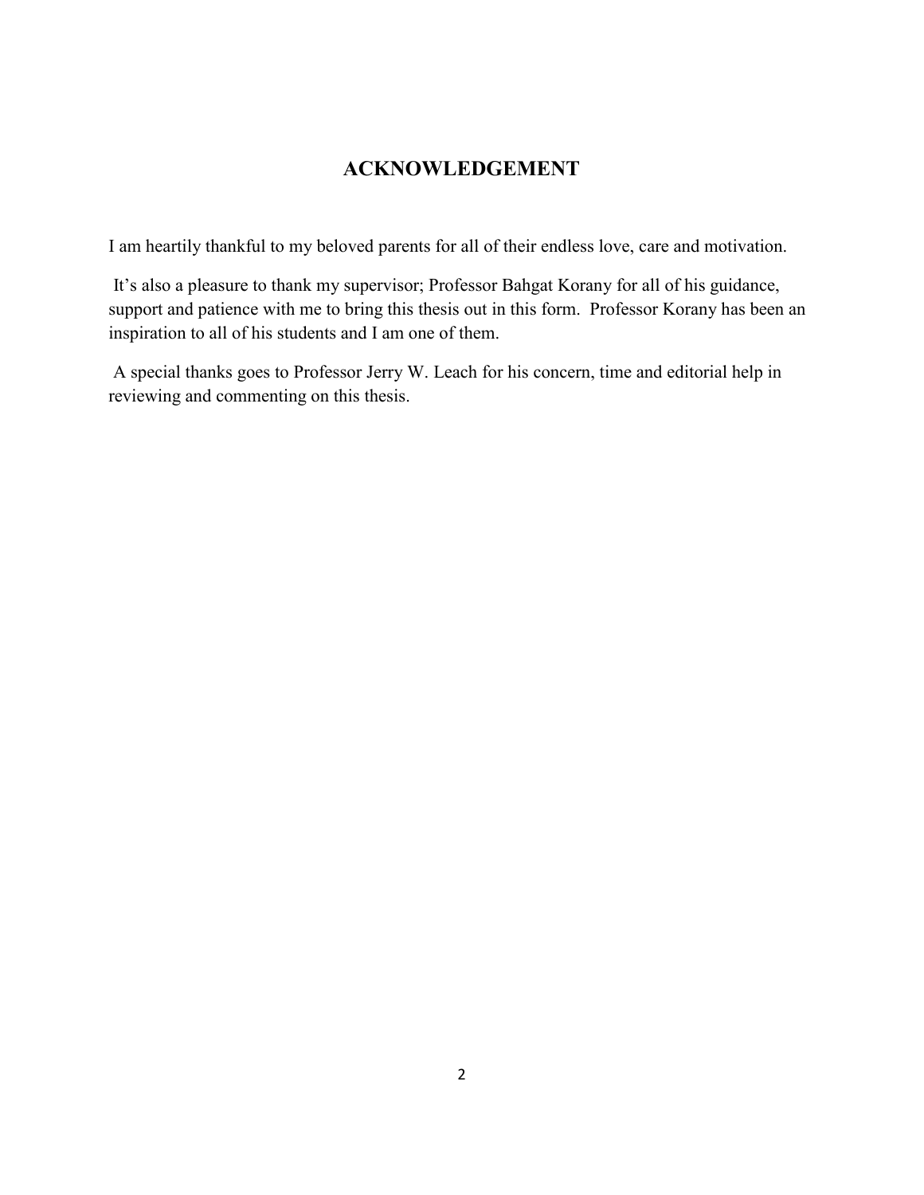## ACKNOWLEDGEMENT

I am heartily thankful to my beloved parents for all of their endless love, care and motivation.

It's also a pleasure to thank my supervisor; Professor Bahgat Korany for all of his guidance, support and patience with me to bring this thesis out in this form. Professor Korany has been an inspiration to all of his students and I am one of them.

A special thanks goes to Professor Jerry W. Leach for his concern, time and editorial help in reviewing and commenting on this thesis.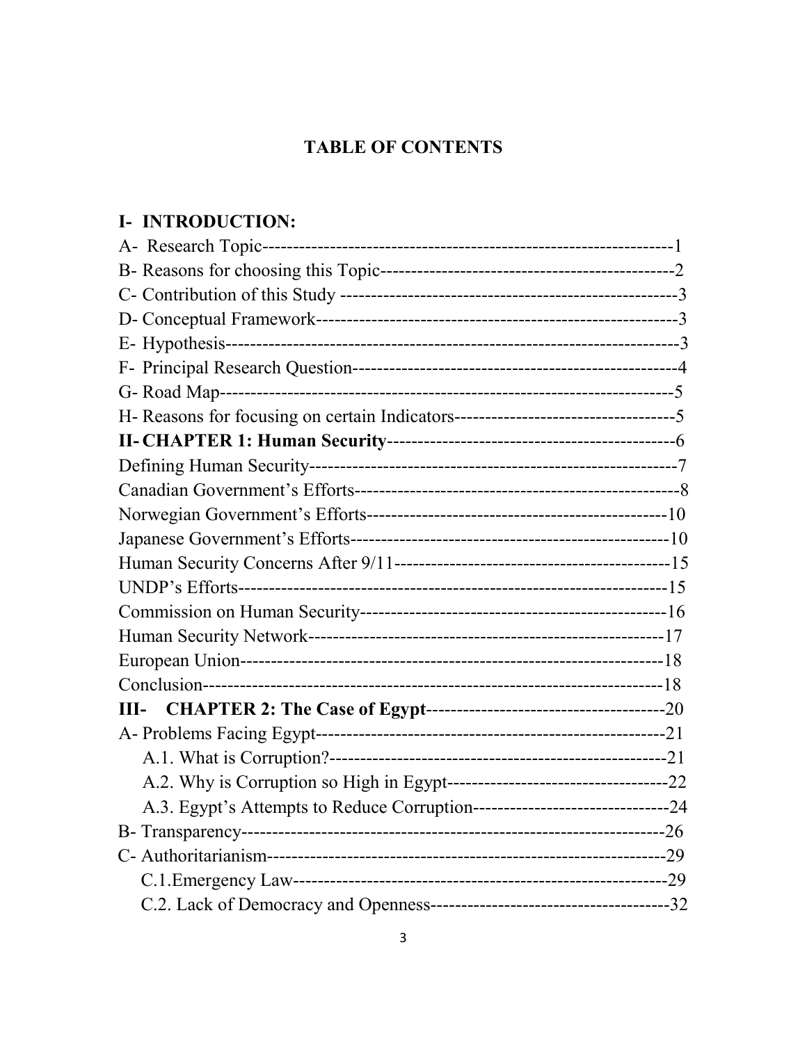# TABLE OF CONTENTS

## I- INTRODUCTION:

A- Research Topic------------------------------------------------------------------1
B- Reasons for choosing this Topic-----------------------------------------------2
C- Contribution of this Study -----------------------------------------------------3
D- Conceptual Framework----------------------------------------------------------3
E- Hypothesis-------------------------------------------------------------------------3
F- Principal Research Question----------------------------------------------------4
G- Road Map---------------------------------------------------------------------------5
H- Reasons for focusing on certain Indicators-----------------------------------5

**II- CHAPTER 1: Human Security**-----------------------------------------------6

Defining Human Security-----------------------------------------------------------7
Canadian Government's Efforts----------------------------------------------------8
Norwegian Government's Efforts-------------------------------------------------10
Japanese Government's Efforts---------------------------------------------------10
Human Security Concerns After 9/11--------------------------------------------15
UNDP's Efforts----------------------------------------------------------------------15
Commission on Human Security-------------------------------------------------16
Human Security Network----------------------------------------------------------17
European Union---------------------------------------------------------------------18
Conclusion---------------------------------------------------------------------------18

**III- CHAPTER 2: The Case of Egypt**--------------------------------------20

A- Problems Facing Egypt---------------------------------------------------------21
- A.1. What is Corruption?-------------------------------------------------------21
- A.2. Why is Corruption so High in Egypt-----------------------------------22
- A.3. Egypt's Attempts to Reduce Corruption-------------------------------24

B- Transparency---------------------------------------------------------------------26
C- Authoritarianism-----------------------------------------------------------------29
- C.1. Emergency Law-------------------------------------------------------------29
- C.2. Lack of Democracy and Openness--------------------------------------32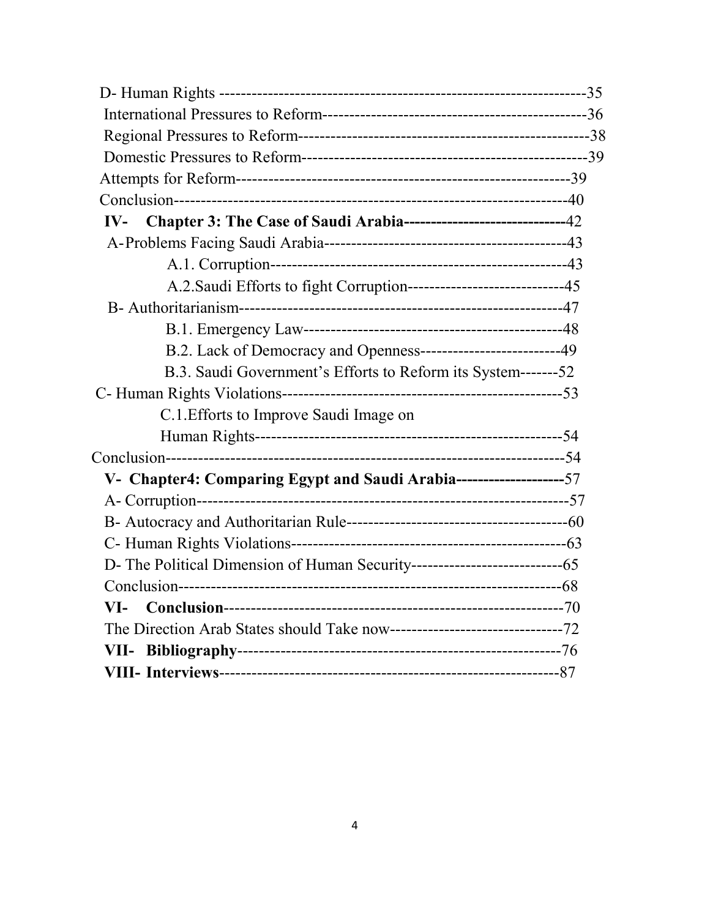D- Human Rights ---------------------------------------------------------------35

International Pressures to Reform-----------------------------------------------36

Regional Pressures to Reform---------------------------------------------------38

Domestic Pressures to Reform---------------------------------------------------39

Attempts for Reform-------------------------------------------------------------39

Conclusion------------------------------------------------------------------------40

**IV- Chapter 3: The Case of Saudi Arabia------------------------------**42

A-Problems Facing Saudi Arabia-----------------------------------------------43

A.1. Corruption-------------------------------------------------------43

A.2.Saudi Efforts to fight Corruption-----------------------------45

B- Authoritarianism------------------------------------------------------------47

B.1. Emergency Law-------------------------------------------------48

B.2. Lack of Democracy and Openness--------------------------49

B.3. Saudi Government's Efforts to Reform its System-------52

C- Human Rights Violations---------------------------------------------------53

C.1.Efforts to Improve Saudi Image on Human Rights--------------------------------------------------------54

Conclusion----------------------------------------------------------------------54

**V- Chapter4: Comparing Egypt and Saudi Arabia--------------------**57

A- Corruption-------------------------------------------------------------------57

B- Autocracy and Authoritarian Rule-----------------------------------------60

C- Human Rights Violations---------------------------------------------------63

D- The Political Dimension of Human Security----------------------------65

Conclusion----------------------------------------------------------------------68

**VI- Conclusion**-------------------------------------------------------------70

The Direction Arab States should Take now--------------------------------72

**VII- Bibliography**----------------------------------------------------------76

**VIII- Interviews**-------------------------------------------------------------87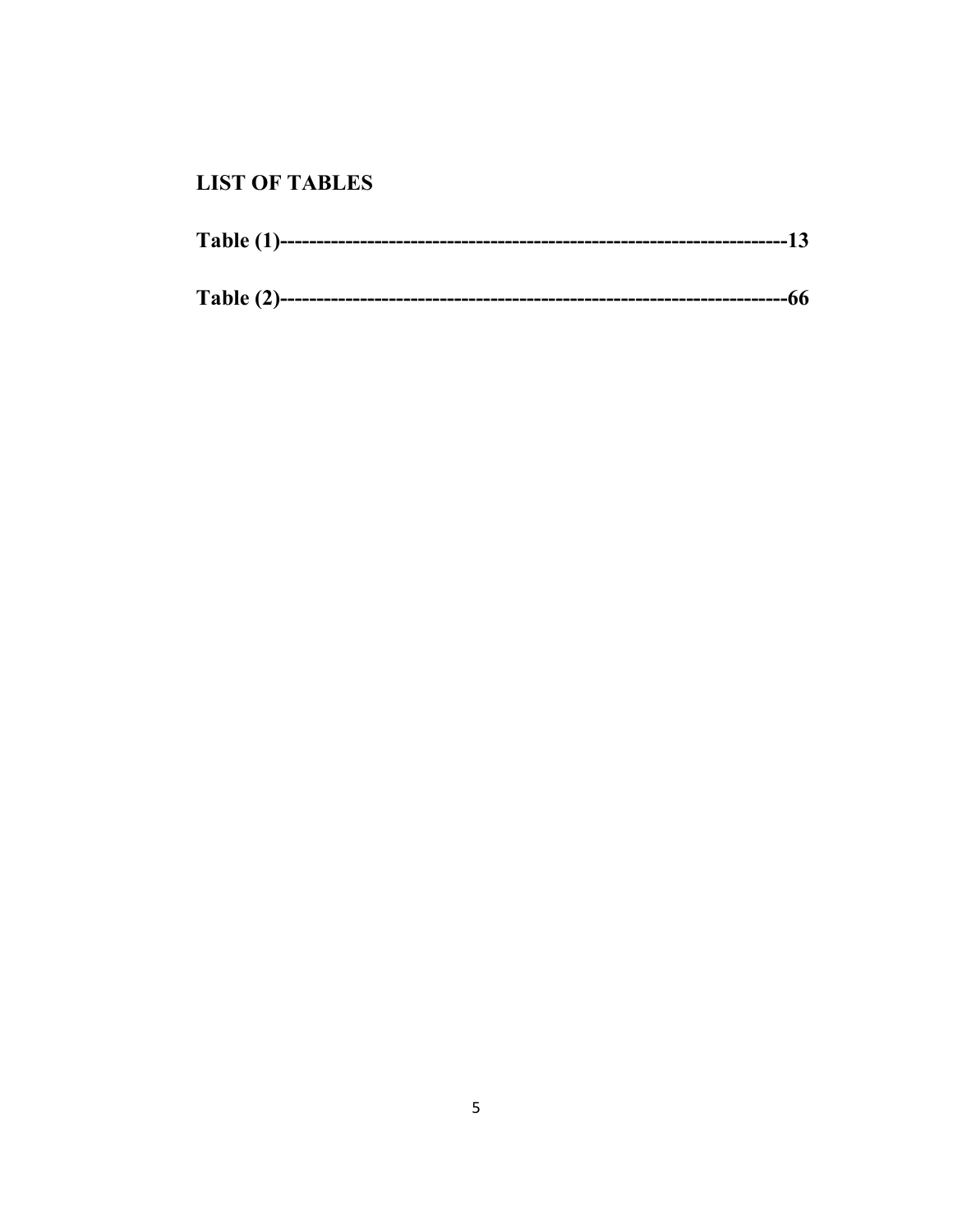## LIST OF TABLES

**Table (1)-------------------------------------------------------------------13**

**Table (2)-------------------------------------------------------------------66**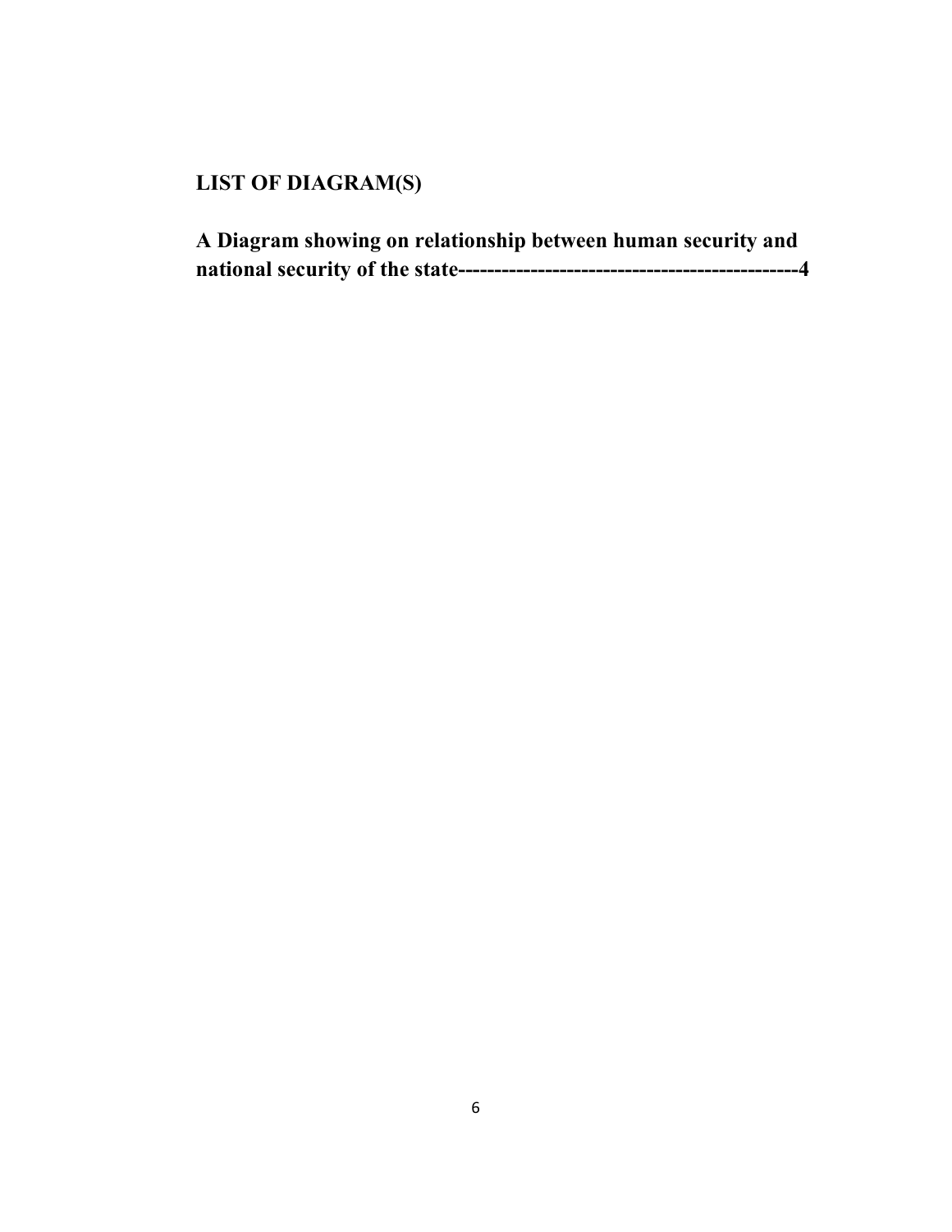## LIST OF DIAGRAM(S)

**A Diagram showing on relationship between human security and national security of the state----------------------------------------------4**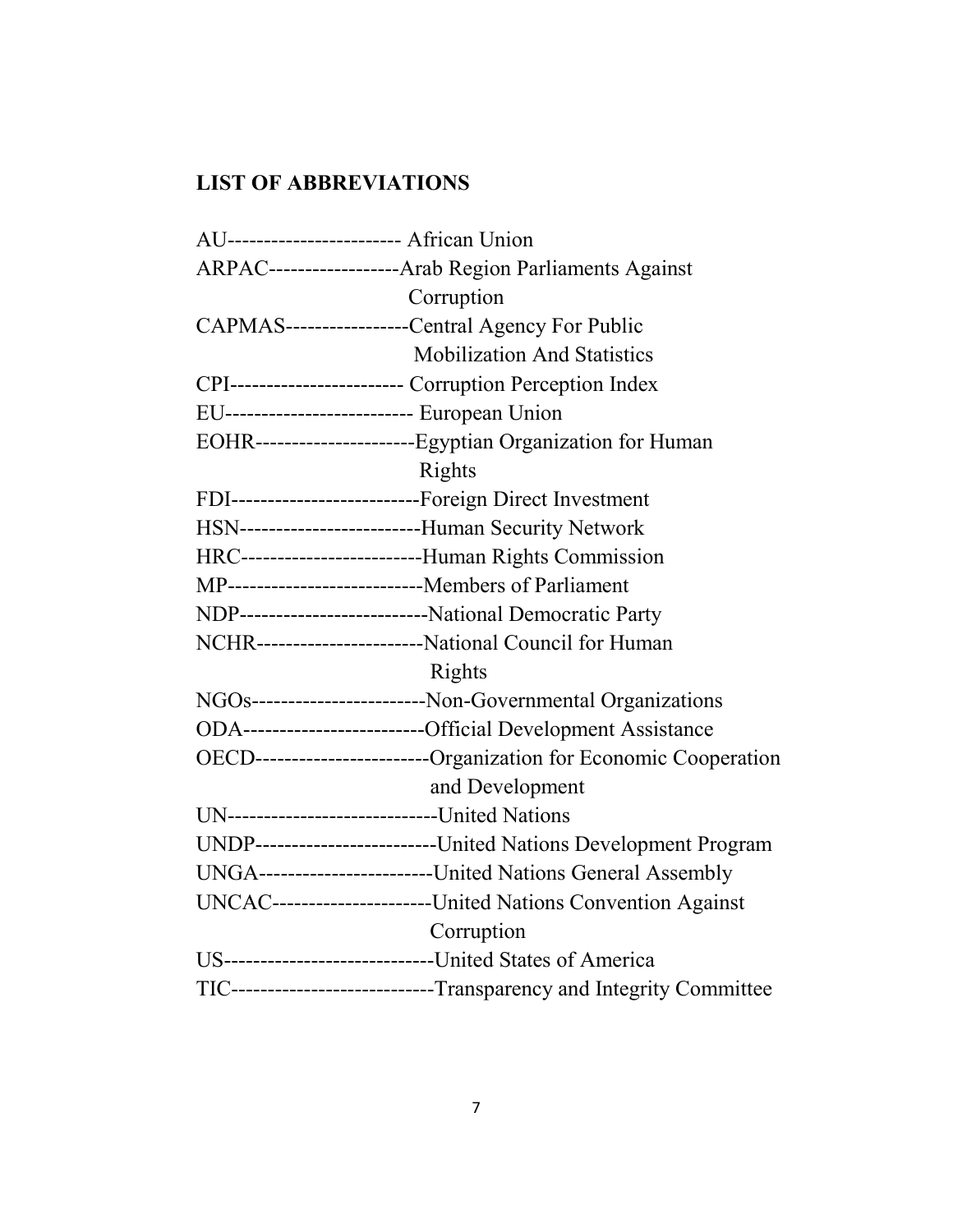## LIST OF ABBREVIATIONS

AU------------------------ African Union

ARPAC------------------Arab Region Parliaments Against Corruption

CAPMAS-----------------Central Agency For Public Mobilization And Statistics

CPI------------------------ Corruption Perception Index

EU-------------------------- European Union

EOHR----------------------Egyptian Organization for Human Rights

FDI--------------------------Foreign Direct Investment

HSN-------------------------Human Security Network

HRC-------------------------Human Rights Commission

MP---------------------------Members of Parliament

NDP--------------------------National Democratic Party

NCHR-----------------------National Council for Human Rights

NGOs------------------------Non-Governmental Organizations

ODA-------------------------Official Development Assistance

OECD-----------------------Organization for Economic Cooperation and Development

UN-----------------------------United Nations

UNDP-------------------------United Nations Development Program

UNGA------------------------United Nations General Assembly

UNCAC----------------------United Nations Convention Against Corruption

US-----------------------------United States of America

TIC----------------------------Transparency and Integrity Committee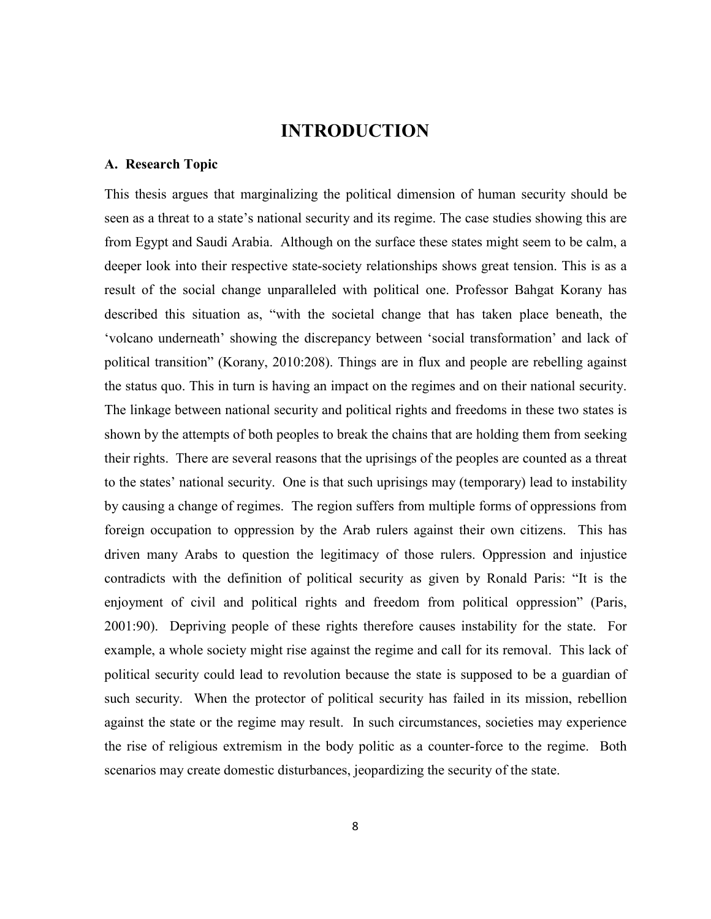# INTRODUCTION

### A. Research Topic

This thesis argues that marginalizing the political dimension of human security should be seen as a threat to a state's national security and its regime. The case studies showing this are from Egypt and Saudi Arabia. Although on the surface these states might seem to be calm, a deeper look into their respective state-society relationships shows great tension. This is as a result of the social change unparalleled with political one. Professor Bahgat Korany has described this situation as, "with the societal change that has taken place beneath, the 'volcano underneath' showing the discrepancy between 'social transformation' and lack of political transition" (Korany, 2010:208). Things are in flux and people are rebelling against the status quo. This in turn is having an impact on the regimes and on their national security. The linkage between national security and political rights and freedoms in these two states is shown by the attempts of both peoples to break the chains that are holding them from seeking their rights. There are several reasons that the uprisings of the peoples are counted as a threat to the states' national security. One is that such uprisings may (temporary) lead to instability by causing a change of regimes. The region suffers from multiple forms of oppressions from foreign occupation to oppression by the Arab rulers against their own citizens. This has driven many Arabs to question the legitimacy of those rulers. Oppression and injustice contradicts with the definition of political security as given by Ronald Paris: "It is the enjoyment of civil and political rights and freedom from political oppression" (Paris, 2001:90). Depriving people of these rights therefore causes instability for the state. For example, a whole society might rise against the regime and call for its removal. This lack of political security could lead to revolution because the state is supposed to be a guardian of such security. When the protector of political security has failed in its mission, rebellion against the state or the regime may result. In such circumstances, societies may experience the rise of religious extremism in the body politic as a counter-force to the regime. Both scenarios may create domestic disturbances, jeopardizing the security of the state.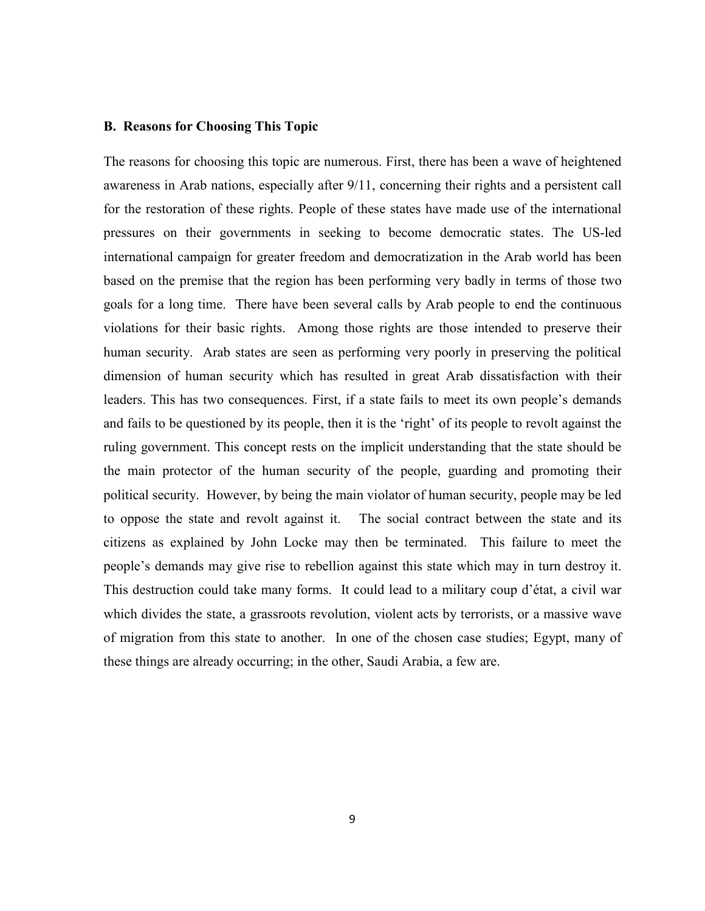### B. Reasons for Choosing This Topic

The reasons for choosing this topic are numerous. First, there has been a wave of heightened awareness in Arab nations, especially after 9/11, concerning their rights and a persistent call for the restoration of these rights. People of these states have made use of the international pressures on their governments in seeking to become democratic states. The US-led international campaign for greater freedom and democratization in the Arab world has been based on the premise that the region has been performing very badly in terms of those two goals for a long time. There have been several calls by Arab people to end the continuous violations for their basic rights. Among those rights are those intended to preserve their human security. Arab states are seen as performing very poorly in preserving the political dimension of human security which has resulted in great Arab dissatisfaction with their leaders. This has two consequences. First, if a state fails to meet its own people's demands and fails to be questioned by its people, then it is the 'right' of its people to revolt against the ruling government. This concept rests on the implicit understanding that the state should be the main protector of the human security of the people, guarding and promoting their political security. However, by being the main violator of human security, people may be led to oppose the state and revolt against it. The social contract between the state and its citizens as explained by John Locke may then be terminated. This failure to meet the people's demands may give rise to rebellion against this state which may in turn destroy it. This destruction could take many forms. It could lead to a military coup d'état, a civil war which divides the state, a grassroots revolution, violent acts by terrorists, or a massive wave of migration from this state to another. In one of the chosen case studies; Egypt, many of these things are already occurring; in the other, Saudi Arabia, a few are.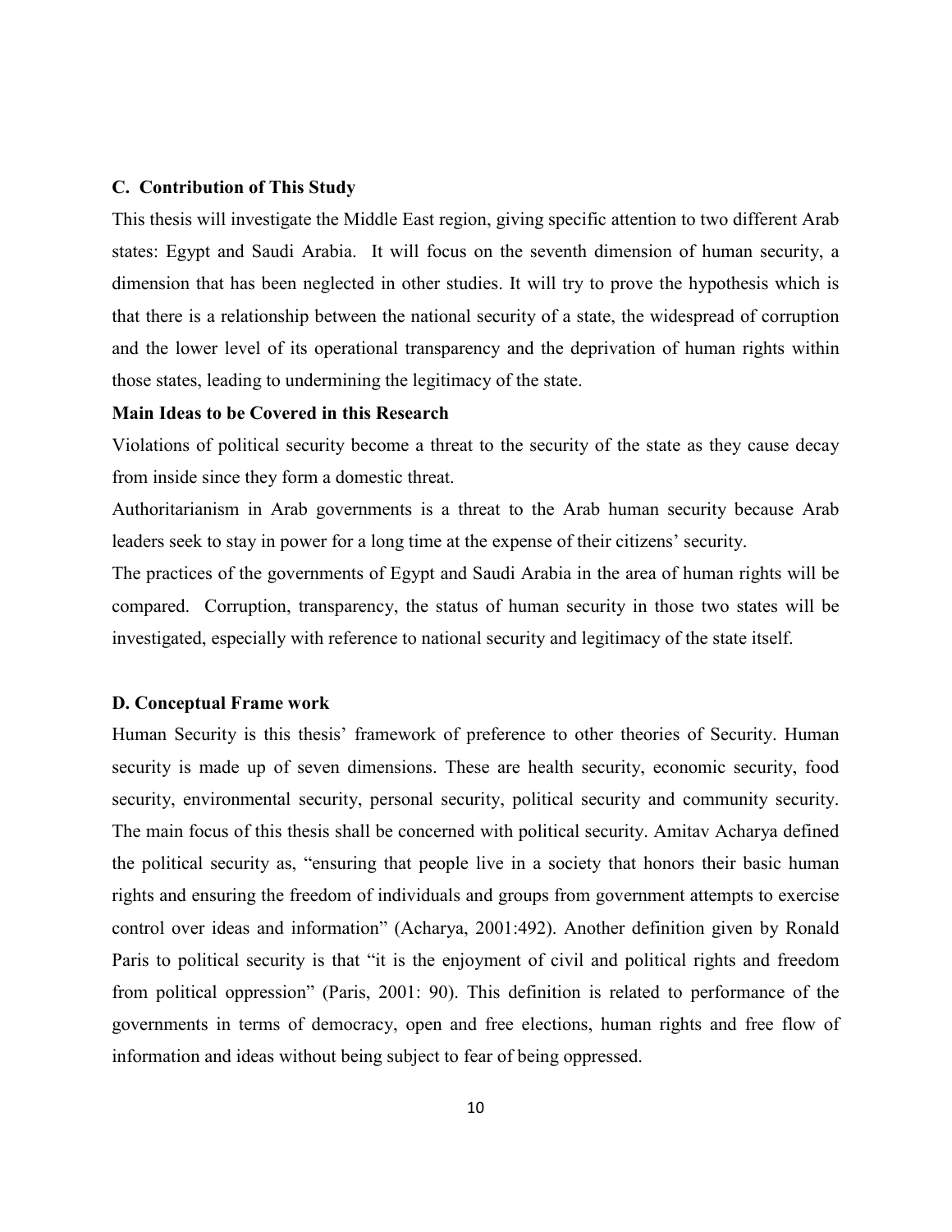### C. Contribution of This Study

This thesis will investigate the Middle East region, giving specific attention to two different Arab states: Egypt and Saudi Arabia. It will focus on the seventh dimension of human security, a dimension that has been neglected in other studies. It will try to prove the hypothesis which is that there is a relationship between the national security of a state, the widespread of corruption and the lower level of its operational transparency and the deprivation of human rights within those states, leading to undermining the legitimacy of the state.

**Main Ideas to be Covered in this Research**

Violations of political security become a threat to the security of the state as they cause decay from inside since they form a domestic threat.

Authoritarianism in Arab governments is a threat to the Arab human security because Arab leaders seek to stay in power for a long time at the expense of their citizens' security.

The practices of the governments of Egypt and Saudi Arabia in the area of human rights will be compared. Corruption, transparency, the status of human security in those two states will be investigated, especially with reference to national security and legitimacy of the state itself.

### D. Conceptual Frame work

Human Security is this thesis' framework of preference to other theories of Security. Human security is made up of seven dimensions. These are health security, economic security, food security, environmental security, personal security, political security and community security. The main focus of this thesis shall be concerned with political security. Amitav Acharya defined the political security as, "ensuring that people live in a society that honors their basic human rights and ensuring the freedom of individuals and groups from government attempts to exercise control over ideas and information" (Acharya, 2001:492). Another definition given by Ronald Paris to political security is that "it is the enjoyment of civil and political rights and freedom from political oppression" (Paris, 2001: 90). This definition is related to performance of the governments in terms of democracy, open and free elections, human rights and free flow of information and ideas without being subject to fear of being oppressed.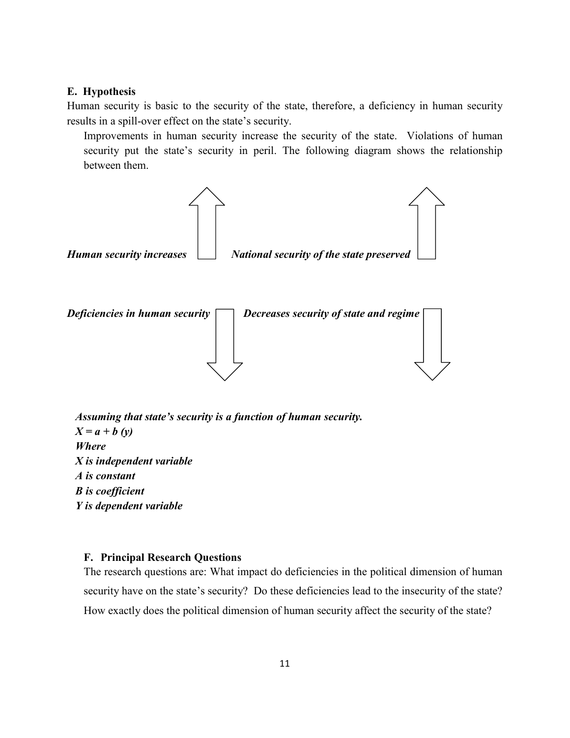**E. Hypothesis**

Human security is basic to the security of the state, therefore, a deficiency in human security results in a spill-over effect on the state's security.

Improvements in human security increase the security of the state. Violations of human security put the state's security in peril. The following diagram shows the relationship between them.

***Human security increases*** ⇧ ***National security of the state preserved*** ⇧

***Deficiencies in human security*** ⇩ ***Decreases security of state and regime*** ⇩

***Assuming that state's security is a function of human security.***

$X = a + b\ (y)$

***Where***

***X is independent variable***

***A is constant***

***B is coefficient***

***Y is dependent variable***

**F. Principal Research Questions**

The research questions are: What impact do deficiencies in the political dimension of human security have on the state's security? Do these deficiencies lead to the insecurity of the state? How exactly does the political dimension of human security affect the security of the state?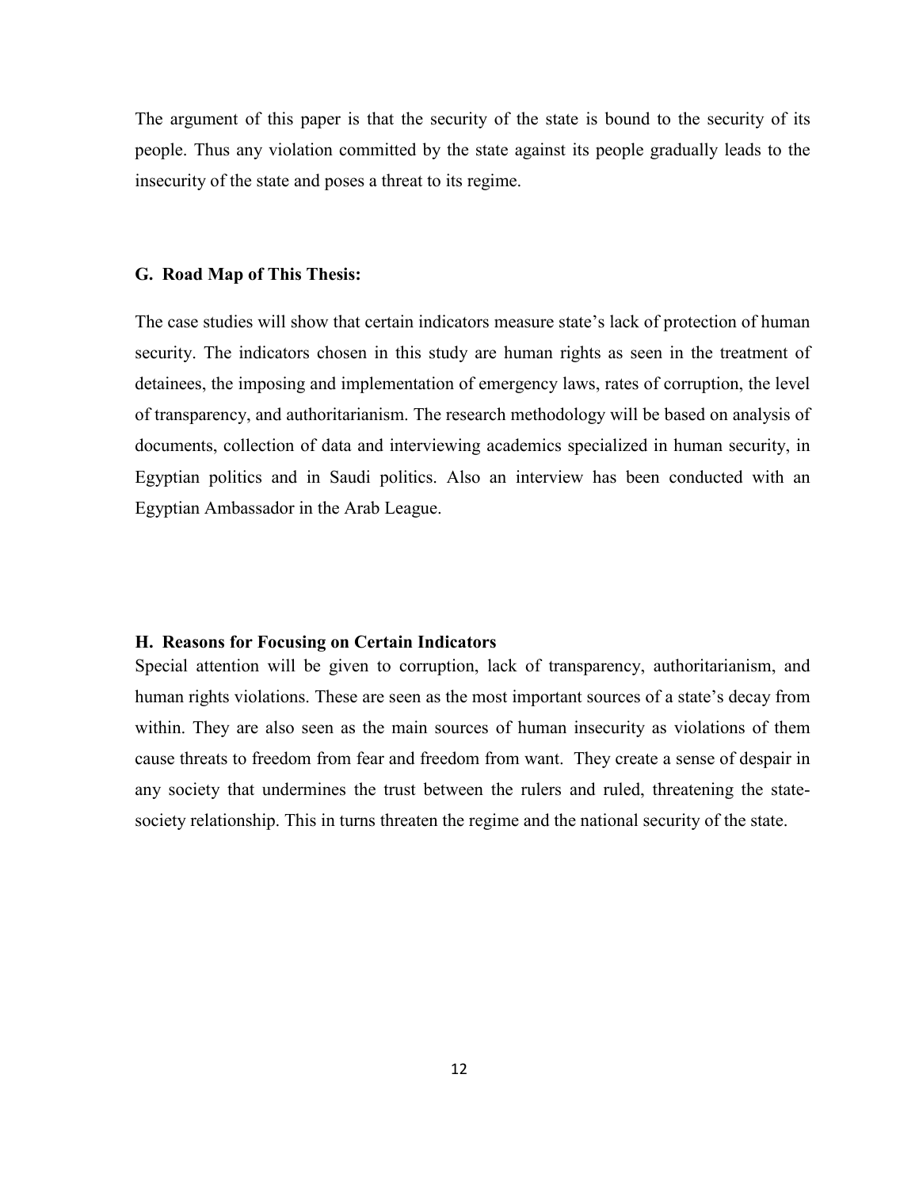The argument of this paper is that the security of the state is bound to the security of its people. Thus any violation committed by the state against its people gradually leads to the insecurity of the state and poses a threat to its regime.

### G. Road Map of This Thesis:

The case studies will show that certain indicators measure state's lack of protection of human security. The indicators chosen in this study are human rights as seen in the treatment of detainees, the imposing and implementation of emergency laws, rates of corruption, the level of transparency, and authoritarianism. The research methodology will be based on analysis of documents, collection of data and interviewing academics specialized in human security, in Egyptian politics and in Saudi politics. Also an interview has been conducted with an Egyptian Ambassador in the Arab League.

### H. Reasons for Focusing on Certain Indicators

Special attention will be given to corruption, lack of transparency, authoritarianism, and human rights violations. These are seen as the most important sources of a state's decay from within. They are also seen as the main sources of human insecurity as violations of them cause threats to freedom from fear and freedom from want. They create a sense of despair in any society that undermines the trust between the rulers and ruled, threatening the state-society relationship. This in turns threaten the regime and the national security of the state.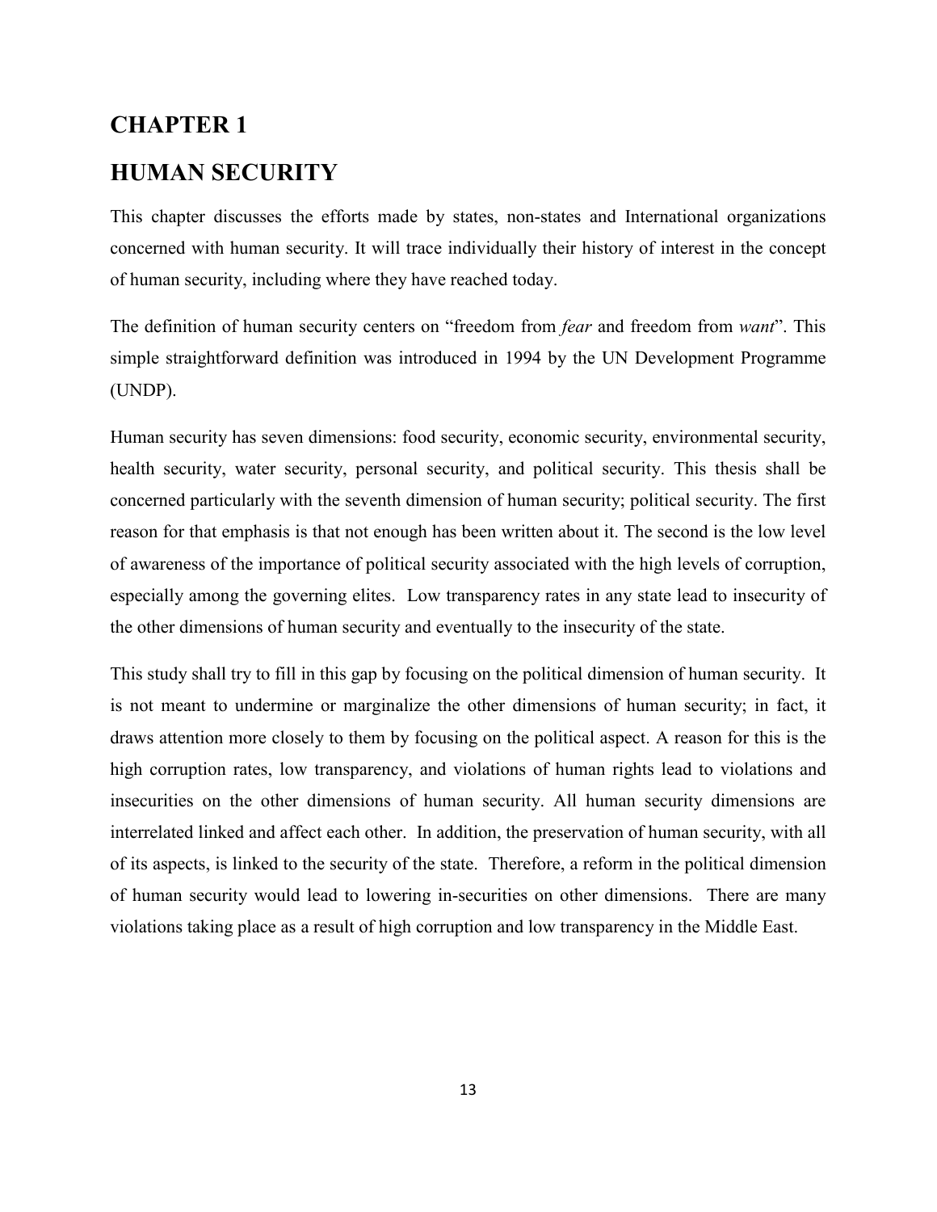# CHAPTER 1

# HUMAN SECURITY

This chapter discusses the efforts made by states, non-states and International organizations concerned with human security. It will trace individually their history of interest in the concept of human security, including where they have reached today.

The definition of human security centers on "freedom from *fear* and freedom from *want*". This simple straightforward definition was introduced in 1994 by the UN Development Programme (UNDP).

Human security has seven dimensions: food security, economic security, environmental security, health security, water security, personal security, and political security. This thesis shall be concerned particularly with the seventh dimension of human security; political security. The first reason for that emphasis is that not enough has been written about it. The second is the low level of awareness of the importance of political security associated with the high levels of corruption, especially among the governing elites. Low transparency rates in any state lead to insecurity of the other dimensions of human security and eventually to the insecurity of the state.

This study shall try to fill in this gap by focusing on the political dimension of human security. It is not meant to undermine or marginalize the other dimensions of human security; in fact, it draws attention more closely to them by focusing on the political aspect. A reason for this is the high corruption rates, low transparency, and violations of human rights lead to violations and insecurities on the other dimensions of human security. All human security dimensions are interrelated linked and affect each other. In addition, the preservation of human security, with all of its aspects, is linked to the security of the state. Therefore, a reform in the political dimension of human security would lead to lowering in-securities on other dimensions. There are many violations taking place as a result of high corruption and low transparency in the Middle East.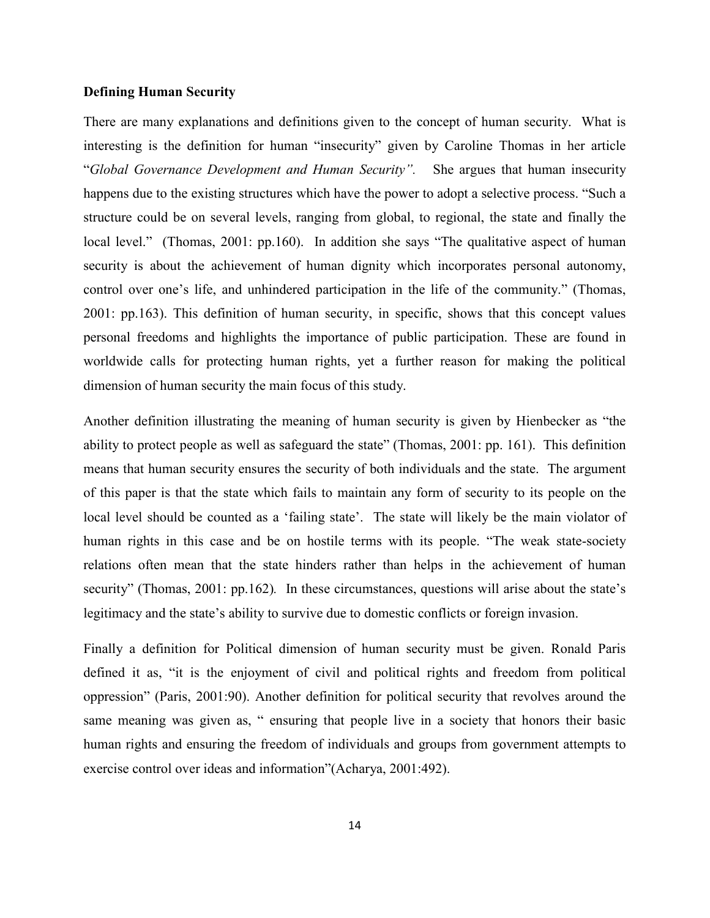**Defining Human Security**

There are many explanations and definitions given to the concept of human security. What is interesting is the definition for human "insecurity" given by Caroline Thomas in her article "*Global Governance Development and Human Security".* She argues that human insecurity happens due to the existing structures which have the power to adopt a selective process. "Such a structure could be on several levels, ranging from global, to regional, the state and finally the local level." (Thomas, 2001: pp.160). In addition she says "The qualitative aspect of human security is about the achievement of human dignity which incorporates personal autonomy, control over one's life, and unhindered participation in the life of the community." (Thomas, 2001: pp.163). This definition of human security, in specific, shows that this concept values personal freedoms and highlights the importance of public participation. These are found in worldwide calls for protecting human rights, yet a further reason for making the political dimension of human security the main focus of this study.

Another definition illustrating the meaning of human security is given by Hienbecker as "the ability to protect people as well as safeguard the state" (Thomas, 2001: pp. 161). This definition means that human security ensures the security of both individuals and the state. The argument of this paper is that the state which fails to maintain any form of security to its people on the local level should be counted as a 'failing state'. The state will likely be the main violator of human rights in this case and be on hostile terms with its people. "The weak state-society relations often mean that the state hinders rather than helps in the achievement of human security" (Thomas, 2001: pp.162). In these circumstances, questions will arise about the state's legitimacy and the state's ability to survive due to domestic conflicts or foreign invasion.

Finally a definition for Political dimension of human security must be given. Ronald Paris defined it as, "it is the enjoyment of civil and political rights and freedom from political oppression" (Paris, 2001:90). Another definition for political security that revolves around the same meaning was given as, " ensuring that people live in a society that honors their basic human rights and ensuring the freedom of individuals and groups from government attempts to exercise control over ideas and information"(Acharya, 2001:492).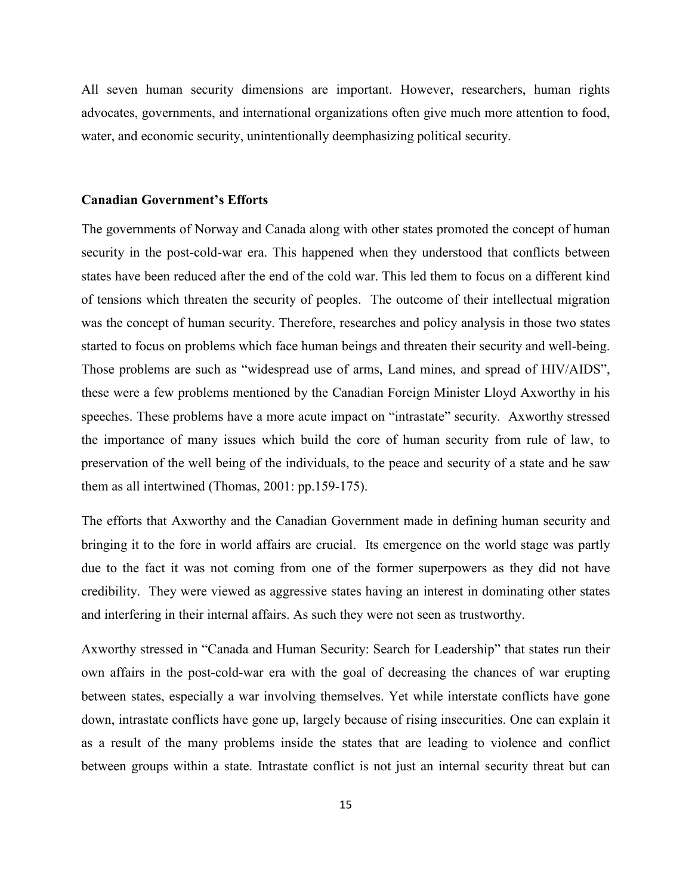All seven human security dimensions are important. However, researchers, human rights advocates, governments, and international organizations often give much more attention to food, water, and economic security, unintentionally deemphasizing political security.

### Canadian Government's Efforts

The governments of Norway and Canada along with other states promoted the concept of human security in the post-cold-war era. This happened when they understood that conflicts between states have been reduced after the end of the cold war. This led them to focus on a different kind of tensions which threaten the security of peoples. The outcome of their intellectual migration was the concept of human security. Therefore, researches and policy analysis in those two states started to focus on problems which face human beings and threaten their security and well-being. Those problems are such as "widespread use of arms, Land mines, and spread of HIV/AIDS", these were a few problems mentioned by the Canadian Foreign Minister Lloyd Axworthy in his speeches. These problems have a more acute impact on "intrastate" security. Axworthy stressed the importance of many issues which build the core of human security from rule of law, to preservation of the well being of the individuals, to the peace and security of a state and he saw them as all intertwined (Thomas, 2001: pp.159-175).

The efforts that Axworthy and the Canadian Government made in defining human security and bringing it to the fore in world affairs are crucial. Its emergence on the world stage was partly due to the fact it was not coming from one of the former superpowers as they did not have credibility. They were viewed as aggressive states having an interest in dominating other states and interfering in their internal affairs. As such they were not seen as trustworthy.

Axworthy stressed in "Canada and Human Security: Search for Leadership" that states run their own affairs in the post-cold-war era with the goal of decreasing the chances of war erupting between states, especially a war involving themselves. Yet while interstate conflicts have gone down, intrastate conflicts have gone up, largely because of rising insecurities. One can explain it as a result of the many problems inside the states that are leading to violence and conflict between groups within a state. Intrastate conflict is not just an internal security threat but can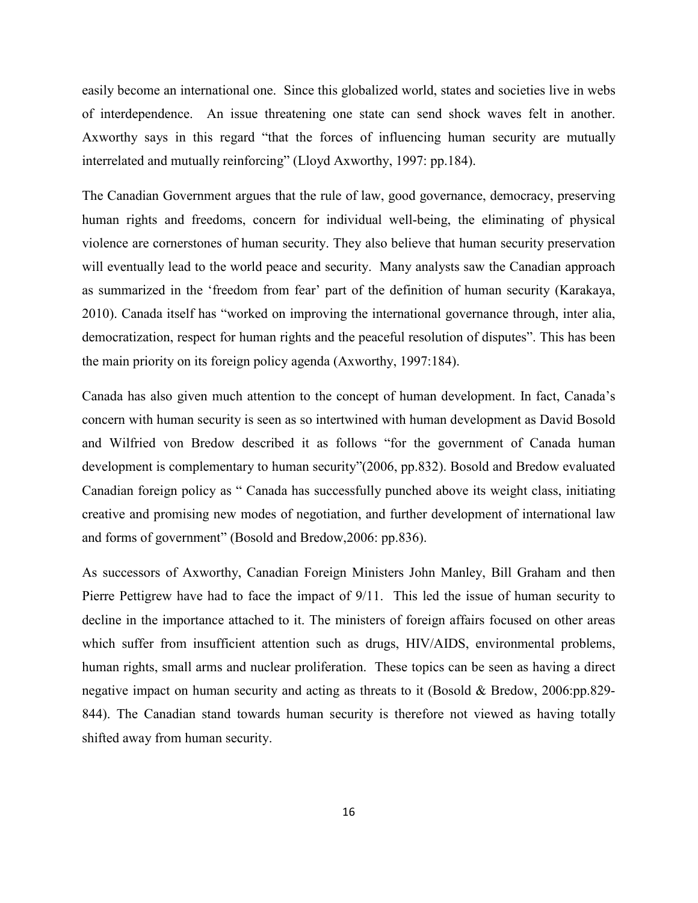easily become an international one. Since this globalized world, states and societies live in webs of interdependence. An issue threatening one state can send shock waves felt in another. Axworthy says in this regard "that the forces of influencing human security are mutually interrelated and mutually reinforcing" (Lloyd Axworthy, 1997: pp.184).

The Canadian Government argues that the rule of law, good governance, democracy, preserving human rights and freedoms, concern for individual well-being, the eliminating of physical violence are cornerstones of human security. They also believe that human security preservation will eventually lead to the world peace and security. Many analysts saw the Canadian approach as summarized in the 'freedom from fear' part of the definition of human security (Karakaya, 2010). Canada itself has "worked on improving the international governance through, inter alia, democratization, respect for human rights and the peaceful resolution of disputes". This has been the main priority on its foreign policy agenda (Axworthy, 1997:184).

Canada has also given much attention to the concept of human development. In fact, Canada's concern with human security is seen as so intertwined with human development as David Bosold and Wilfried von Bredow described it as follows "for the government of Canada human development is complementary to human security"(2006, pp.832). Bosold and Bredow evaluated Canadian foreign policy as " Canada has successfully punched above its weight class, initiating creative and promising new modes of negotiation, and further development of international law and forms of government" (Bosold and Bredow,2006: pp.836).

As successors of Axworthy, Canadian Foreign Ministers John Manley, Bill Graham and then Pierre Pettigrew have had to face the impact of 9/11. This led the issue of human security to decline in the importance attached to it. The ministers of foreign affairs focused on other areas which suffer from insufficient attention such as drugs, HIV/AIDS, environmental problems, human rights, small arms and nuclear proliferation. These topics can be seen as having a direct negative impact on human security and acting as threats to it (Bosold & Bredow, 2006:pp.829-844). The Canadian stand towards human security is therefore not viewed as having totally shifted away from human security.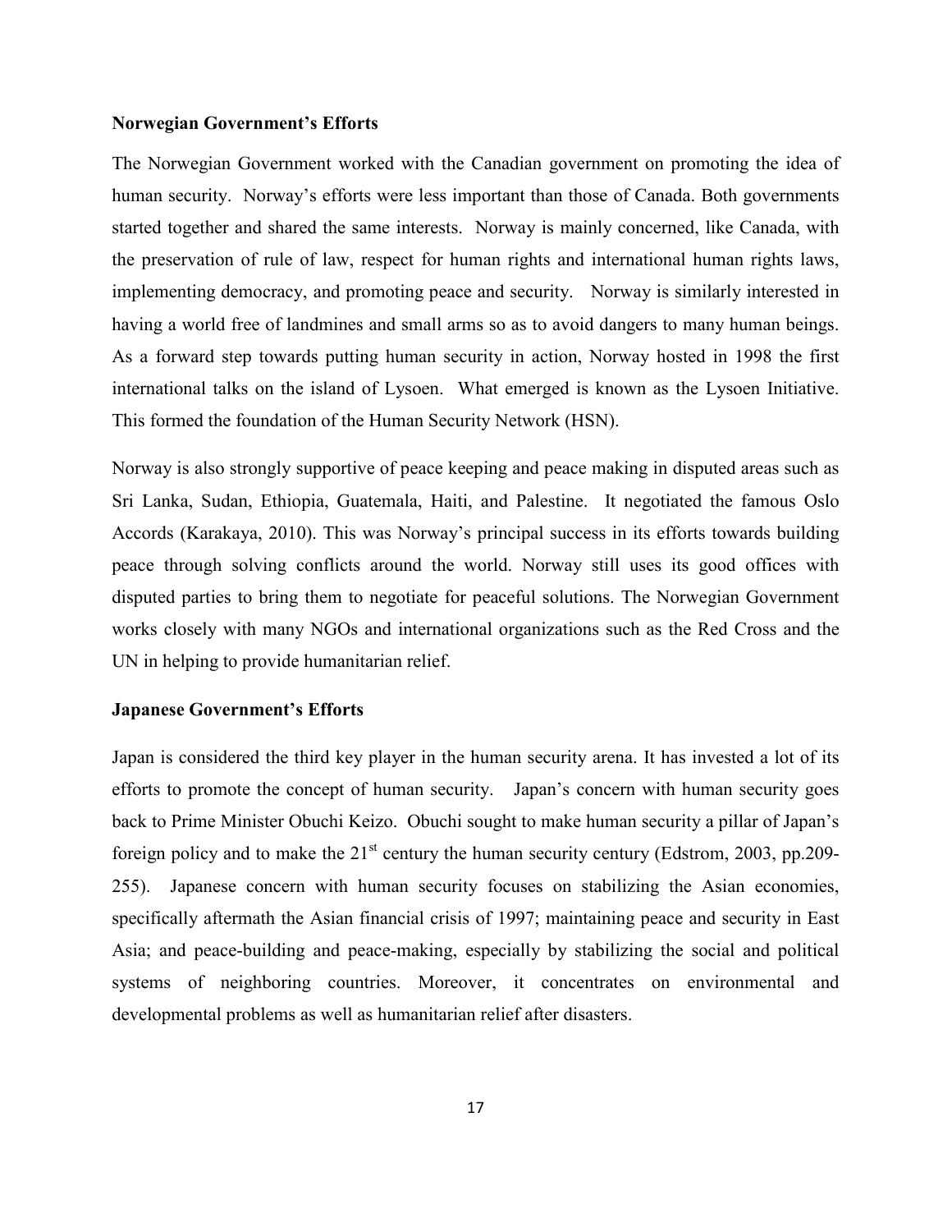**Norwegian Government's Efforts**

The Norwegian Government worked with the Canadian government on promoting the idea of human security. Norway's efforts were less important than those of Canada. Both governments started together and shared the same interests. Norway is mainly concerned, like Canada, with the preservation of rule of law, respect for human rights and international human rights laws, implementing democracy, and promoting peace and security. Norway is similarly interested in having a world free of landmines and small arms so as to avoid dangers to many human beings. As a forward step towards putting human security in action, Norway hosted in 1998 the first international talks on the island of Lysoen. What emerged is known as the Lysoen Initiative. This formed the foundation of the Human Security Network (HSN).

Norway is also strongly supportive of peace keeping and peace making in disputed areas such as Sri Lanka, Sudan, Ethiopia, Guatemala, Haiti, and Palestine. It negotiated the famous Oslo Accords (Karakaya, 2010). This was Norway's principal success in its efforts towards building peace through solving conflicts around the world. Norway still uses its good offices with disputed parties to bring them to negotiate for peaceful solutions. The Norwegian Government works closely with many NGOs and international organizations such as the Red Cross and the UN in helping to provide humanitarian relief.

**Japanese Government's Efforts**

Japan is considered the third key player in the human security arena. It has invested a lot of its efforts to promote the concept of human security. Japan's concern with human security goes back to Prime Minister Obuchi Keizo. Obuchi sought to make human security a pillar of Japan's foreign policy and to make the 21st century the human security century (Edstrom, 2003, pp.209-255). Japanese concern with human security focuses on stabilizing the Asian economies, specifically aftermath the Asian financial crisis of 1997; maintaining peace and security in East Asia; and peace-building and peace-making, especially by stabilizing the social and political systems of neighboring countries. Moreover, it concentrates on environmental and developmental problems as well as humanitarian relief after disasters.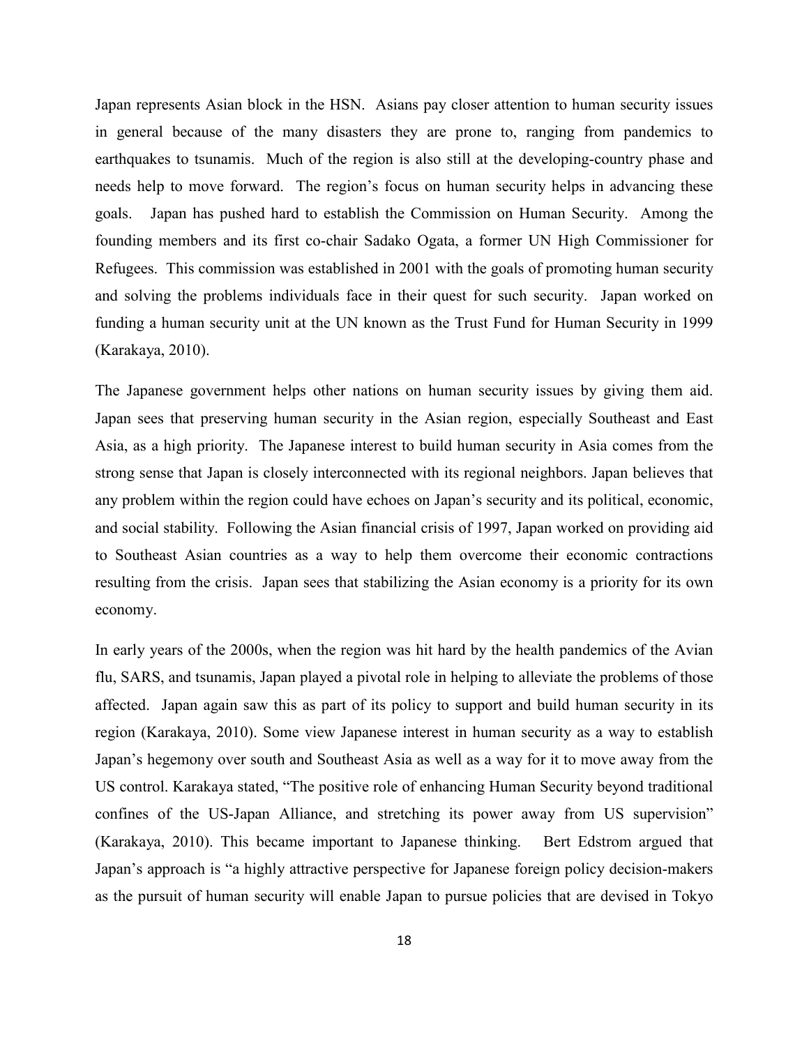Japan represents Asian block in the HSN. Asians pay closer attention to human security issues in general because of the many disasters they are prone to, ranging from pandemics to earthquakes to tsunamis. Much of the region is also still at the developing-country phase and needs help to move forward. The region's focus on human security helps in advancing these goals. Japan has pushed hard to establish the Commission on Human Security. Among the founding members and its first co-chair Sadako Ogata, a former UN High Commissioner for Refugees. This commission was established in 2001 with the goals of promoting human security and solving the problems individuals face in their quest for such security. Japan worked on funding a human security unit at the UN known as the Trust Fund for Human Security in 1999 (Karakaya, 2010).

The Japanese government helps other nations on human security issues by giving them aid. Japan sees that preserving human security in the Asian region, especially Southeast and East Asia, as a high priority. The Japanese interest to build human security in Asia comes from the strong sense that Japan is closely interconnected with its regional neighbors. Japan believes that any problem within the region could have echoes on Japan's security and its political, economic, and social stability. Following the Asian financial crisis of 1997, Japan worked on providing aid to Southeast Asian countries as a way to help them overcome their economic contractions resulting from the crisis. Japan sees that stabilizing the Asian economy is a priority for its own economy.

In early years of the 2000s, when the region was hit hard by the health pandemics of the Avian flu, SARS, and tsunamis, Japan played a pivotal role in helping to alleviate the problems of those affected. Japan again saw this as part of its policy to support and build human security in its region (Karakaya, 2010). Some view Japanese interest in human security as a way to establish Japan's hegemony over south and Southeast Asia as well as a way for it to move away from the US control. Karakaya stated, "The positive role of enhancing Human Security beyond traditional confines of the US-Japan Alliance, and stretching its power away from US supervision" (Karakaya, 2010). This became important to Japanese thinking. Bert Edstrom argued that Japan's approach is "a highly attractive perspective for Japanese foreign policy decision-makers as the pursuit of human security will enable Japan to pursue policies that are devised in Tokyo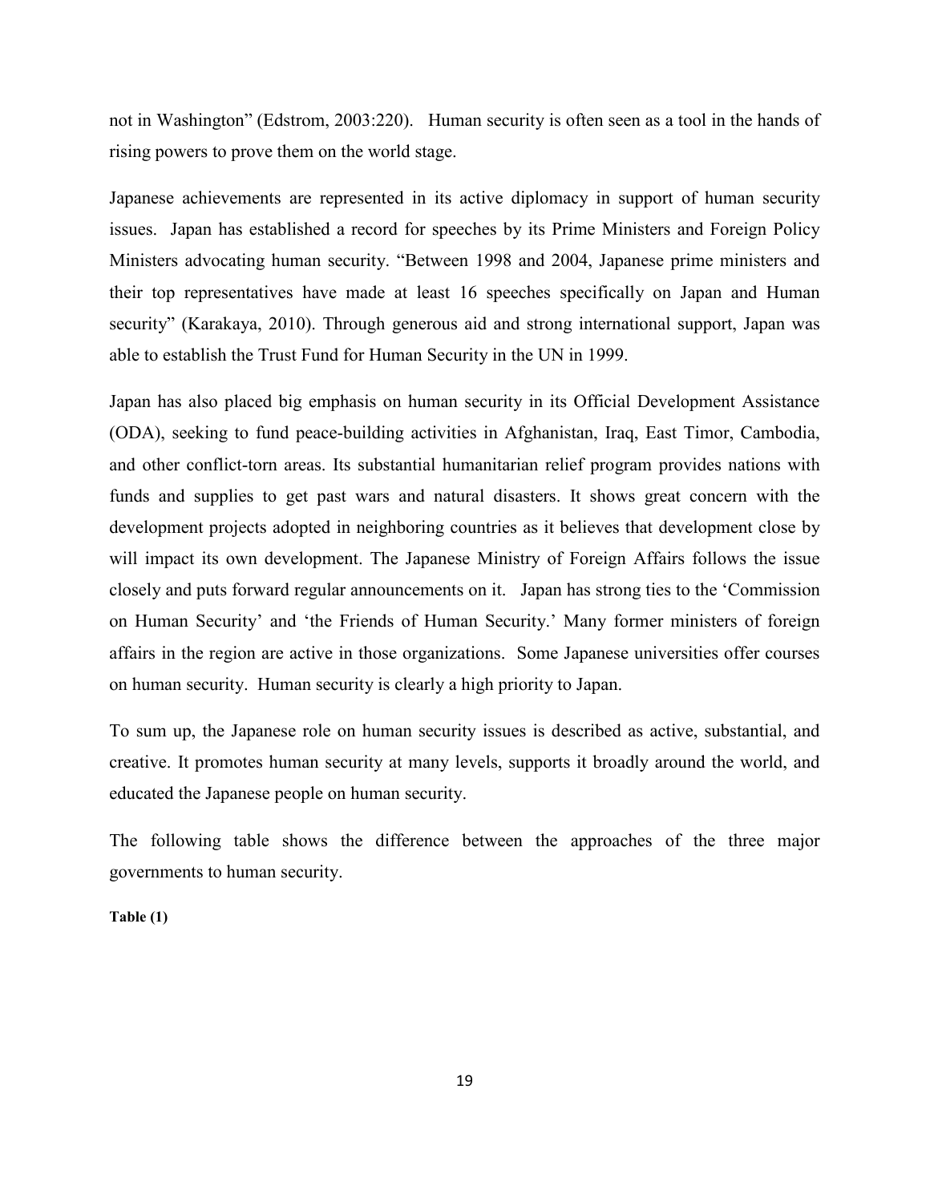not in Washington" (Edstrom, 2003:220). Human security is often seen as a tool in the hands of rising powers to prove them on the world stage.

Japanese achievements are represented in its active diplomacy in support of human security issues. Japan has established a record for speeches by its Prime Ministers and Foreign Policy Ministers advocating human security. "Between 1998 and 2004, Japanese prime ministers and their top representatives have made at least 16 speeches specifically on Japan and Human security" (Karakaya, 2010). Through generous aid and strong international support, Japan was able to establish the Trust Fund for Human Security in the UN in 1999.

Japan has also placed big emphasis on human security in its Official Development Assistance (ODA), seeking to fund peace-building activities in Afghanistan, Iraq, East Timor, Cambodia, and other conflict-torn areas. Its substantial humanitarian relief program provides nations with funds and supplies to get past wars and natural disasters. It shows great concern with the development projects adopted in neighboring countries as it believes that development close by will impact its own development. The Japanese Ministry of Foreign Affairs follows the issue closely and puts forward regular announcements on it. Japan has strong ties to the 'Commission on Human Security' and 'the Friends of Human Security.' Many former ministers of foreign affairs in the region are active in those organizations. Some Japanese universities offer courses on human security. Human security is clearly a high priority to Japan.

To sum up, the Japanese role on human security issues is described as active, substantial, and creative. It promotes human security at many levels, supports it broadly around the world, and educated the Japanese people on human security.

The following table shows the difference between the approaches of the three major governments to human security.

**Table (1)**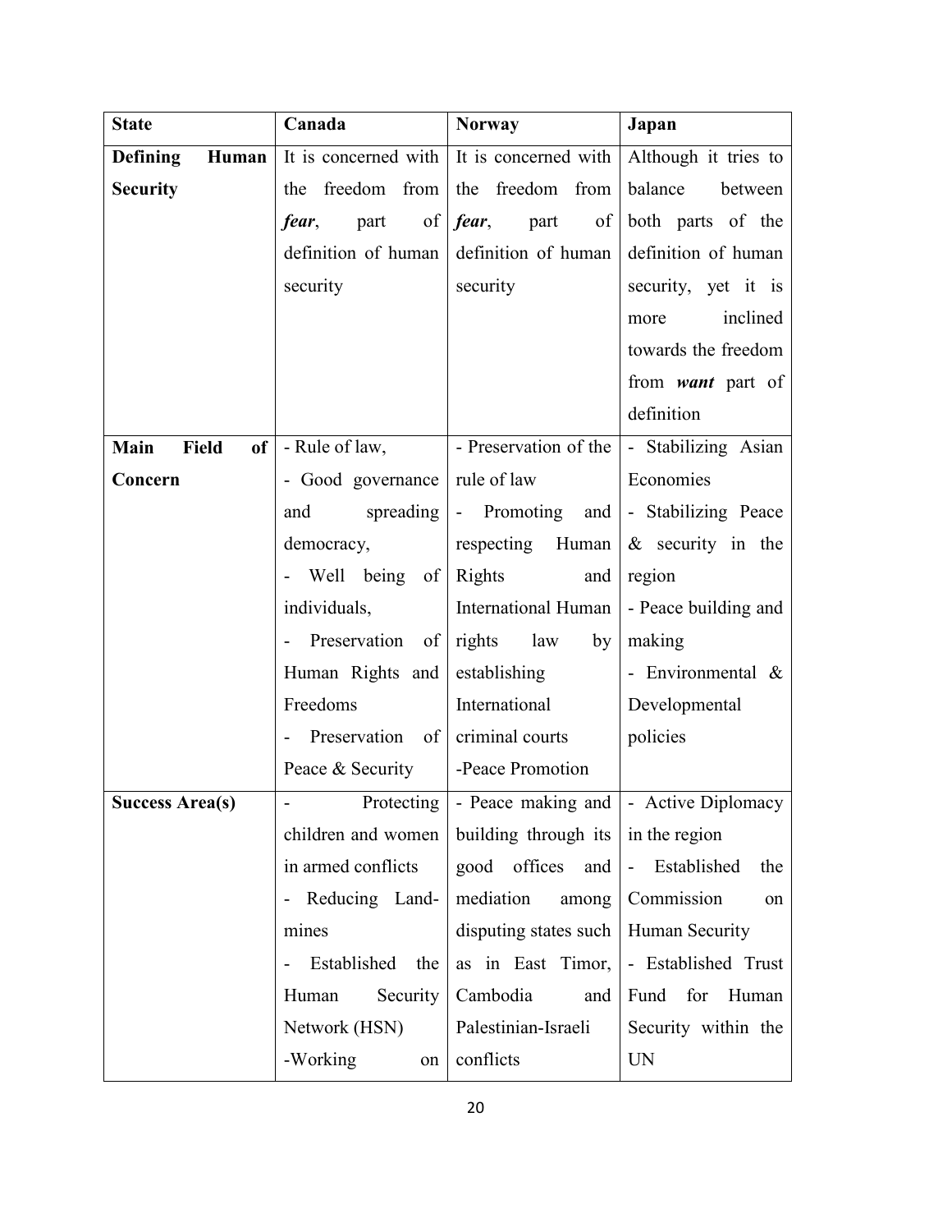| State | Canada | Norway | Japan |
| --- | --- | --- | --- |
| **Defining Human Security** | It is concerned with the freedom from ***fear***, part of definition of human security | It is concerned with the freedom from ***fear***, part of definition of human security | Although it tries to balance between both parts of the definition of human security, yet it is more inclined towards the freedom from ***want*** part of definition |
| **Main Field of Concern** | - Rule of law,<br>- Good governance and spreading democracy,<br>- Well being of individuals,<br>- Preservation of Human Rights and Freedoms<br>- Preservation of Peace & Security | - Preservation of the rule of law<br>- Promoting and respecting Human Rights and International Human rights law by establishing International criminal courts<br>-Peace Promotion | - Stabilizing Asian Economies<br>- Stabilizing Peace & security in the region<br>- Peace building and making<br>- Environmental & Developmental policies |
| **Success Area(s)** | - Protecting children and women in armed conflicts<br>- Reducing Land-mines<br>- Established the Human Security Network (HSN)<br>-Working on | - Peace making and building through its good offices and mediation among disputing states such as in East Timor, Cambodia and Palestinian-Israeli conflicts | - Active Diplomacy in the region<br>- Established the Commission on Human Security<br>- Established Trust Fund for Human Security within the UN |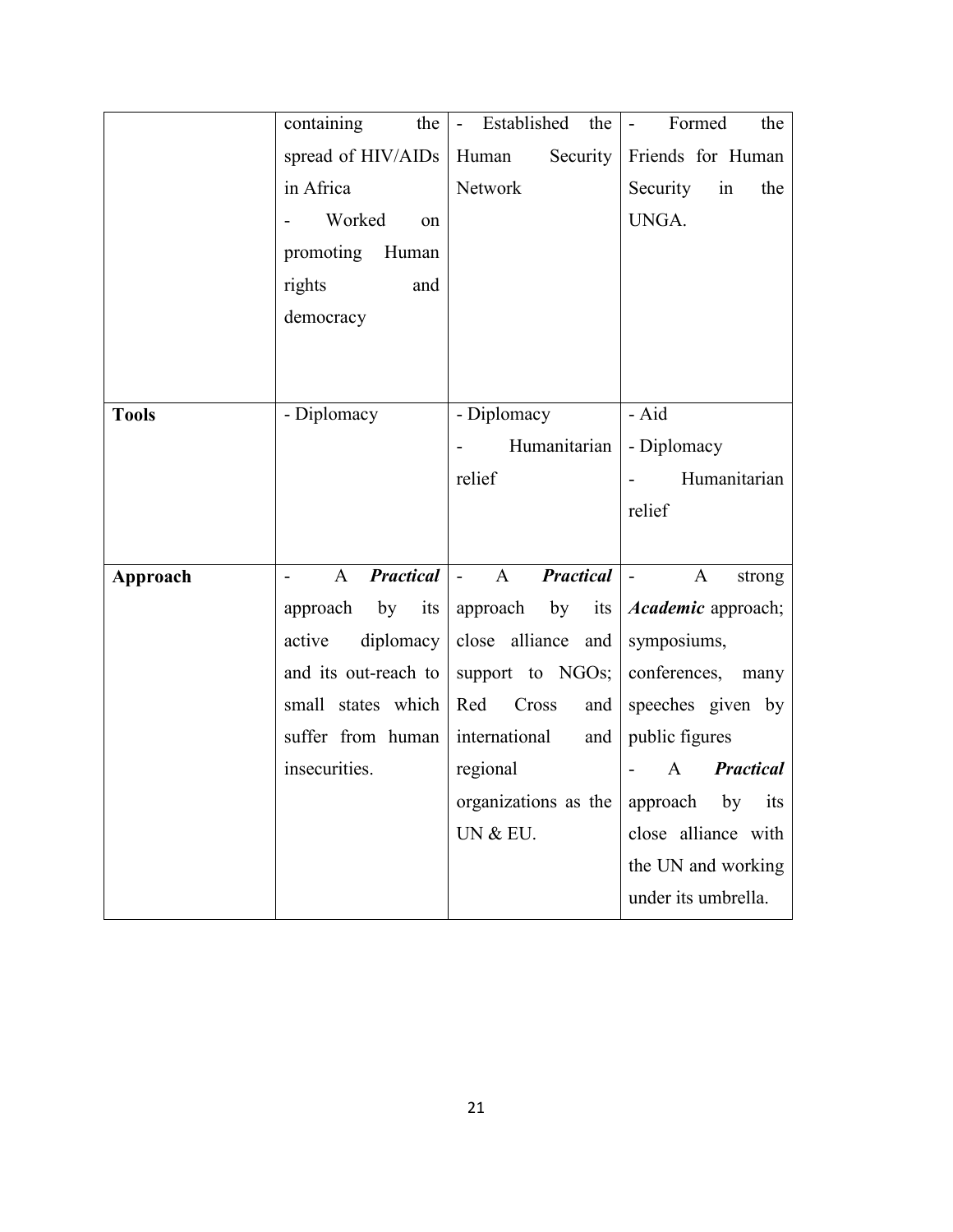| | | | |
|---|---|---|---|
| | containing the spread of HIV/AIDs in Africa<br>- Worked on promoting Human rights and democracy | - Established the Human Security Network | - Formed the Friends for Human Security in the UNGA. |
| **Tools** | - Diplomacy | - Diplomacy<br>- Humanitarian relief | - Aid<br>- Diplomacy<br>- Humanitarian relief |
| **Approach** | - A ***Practical*** approach by its active diplomacy and its out-reach to small states which suffer from human insecurities. | - A ***Practical*** approach by its close alliance and support to NGOs; Red Cross and international and regional organizations as the UN & EU. | - A strong ***Academic*** approach; symposiums, conferences, many speeches given by public figures<br>- A ***Practical*** approach by its close alliance with the UN and working under its umbrella. |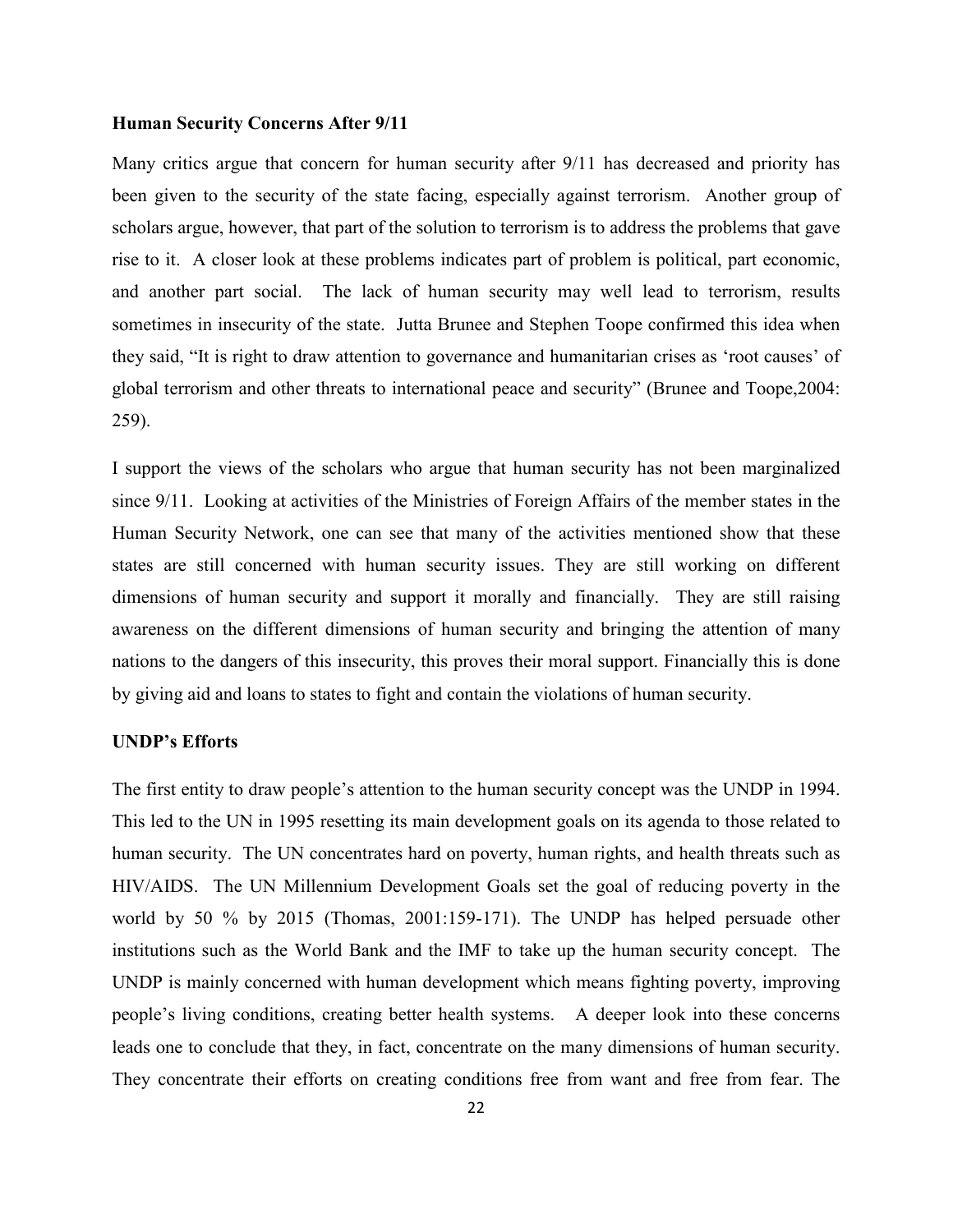**Human Security Concerns After 9/11**

Many critics argue that concern for human security after 9/11 has decreased and priority has been given to the security of the state facing, especially against terrorism. Another group of scholars argue, however, that part of the solution to terrorism is to address the problems that gave rise to it. A closer look at these problems indicates part of problem is political, part economic, and another part social. The lack of human security may well lead to terrorism, results sometimes in insecurity of the state. Jutta Brunee and Stephen Toope confirmed this idea when they said, "It is right to draw attention to governance and humanitarian crises as 'root causes' of global terrorism and other threats to international peace and security" (Brunee and Toope,2004: 259).

I support the views of the scholars who argue that human security has not been marginalized since 9/11. Looking at activities of the Ministries of Foreign Affairs of the member states in the Human Security Network, one can see that many of the activities mentioned show that these states are still concerned with human security issues. They are still working on different dimensions of human security and support it morally and financially. They are still raising awareness on the different dimensions of human security and bringing the attention of many nations to the dangers of this insecurity, this proves their moral support. Financially this is done by giving aid and loans to states to fight and contain the violations of human security.

**UNDP's Efforts**

The first entity to draw people's attention to the human security concept was the UNDP in 1994. This led to the UN in 1995 resetting its main development goals on its agenda to those related to human security. The UN concentrates hard on poverty, human rights, and health threats such as HIV/AIDS. The UN Millennium Development Goals set the goal of reducing poverty in the world by 50 % by 2015 (Thomas, 2001:159-171). The UNDP has helped persuade other institutions such as the World Bank and the IMF to take up the human security concept. The UNDP is mainly concerned with human development which means fighting poverty, improving people's living conditions, creating better health systems. A deeper look into these concerns leads one to conclude that they, in fact, concentrate on the many dimensions of human security. They concentrate their efforts on creating conditions free from want and free from fear. The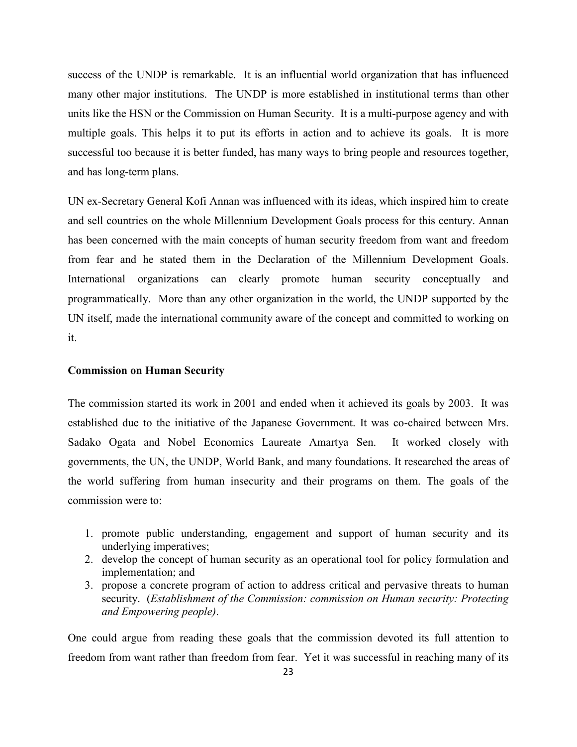success of the UNDP is remarkable. It is an influential world organization that has influenced many other major institutions. The UNDP is more established in institutional terms than other units like the HSN or the Commission on Human Security. It is a multi-purpose agency and with multiple goals. This helps it to put its efforts in action and to achieve its goals. It is more successful too because it is better funded, has many ways to bring people and resources together, and has long-term plans.

UN ex-Secretary General Kofi Annan was influenced with its ideas, which inspired him to create and sell countries on the whole Millennium Development Goals process for this century. Annan has been concerned with the main concepts of human security freedom from want and freedom from fear and he stated them in the Declaration of the Millennium Development Goals. International organizations can clearly promote human security conceptually and programmatically. More than any other organization in the world, the UNDP supported by the UN itself, made the international community aware of the concept and committed to working on it.

**Commission on Human Security**

The commission started its work in 2001 and ended when it achieved its goals by 2003. It was established due to the initiative of the Japanese Government. It was co-chaired between Mrs. Sadako Ogata and Nobel Economics Laureate Amartya Sen. It worked closely with governments, the UN, the UNDP, World Bank, and many foundations. It researched the areas of the world suffering from human insecurity and their programs on them. The goals of the commission were to:

1. promote public understanding, engagement and support of human security and its underlying imperatives;
2. develop the concept of human security as an operational tool for policy formulation and implementation; and
3. propose a concrete program of action to address critical and pervasive threats to human security. (*Establishment of the Commission: commission on Human security: Protecting and Empowering people)*.

One could argue from reading these goals that the commission devoted its full attention to freedom from want rather than freedom from fear. Yet it was successful in reaching many of its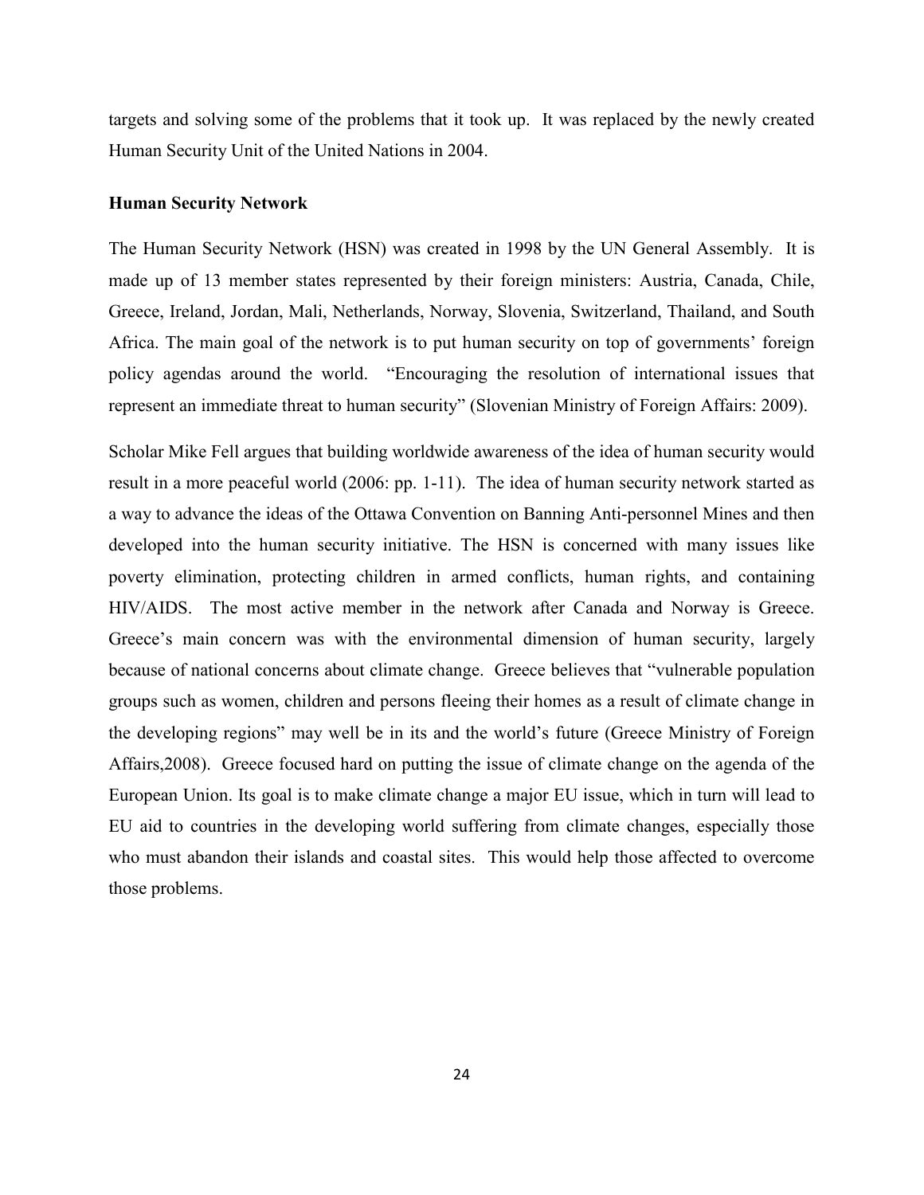targets and solving some of the problems that it took up. It was replaced by the newly created Human Security Unit of the United Nations in 2004.

**Human Security Network**

The Human Security Network (HSN) was created in 1998 by the UN General Assembly. It is made up of 13 member states represented by their foreign ministers: Austria, Canada, Chile, Greece, Ireland, Jordan, Mali, Netherlands, Norway, Slovenia, Switzerland, Thailand, and South Africa. The main goal of the network is to put human security on top of governments' foreign policy agendas around the world. "Encouraging the resolution of international issues that represent an immediate threat to human security" (Slovenian Ministry of Foreign Affairs: 2009).

Scholar Mike Fell argues that building worldwide awareness of the idea of human security would result in a more peaceful world (2006: pp. 1-11). The idea of human security network started as a way to advance the ideas of the Ottawa Convention on Banning Anti-personnel Mines and then developed into the human security initiative. The HSN is concerned with many issues like poverty elimination, protecting children in armed conflicts, human rights, and containing HIV/AIDS. The most active member in the network after Canada and Norway is Greece. Greece's main concern was with the environmental dimension of human security, largely because of national concerns about climate change. Greece believes that "vulnerable population groups such as women, children and persons fleeing their homes as a result of climate change in the developing regions" may well be in its and the world's future (Greece Ministry of Foreign Affairs,2008). Greece focused hard on putting the issue of climate change on the agenda of the European Union. Its goal is to make climate change a major EU issue, which in turn will lead to EU aid to countries in the developing world suffering from climate changes, especially those who must abandon their islands and coastal sites. This would help those affected to overcome those problems.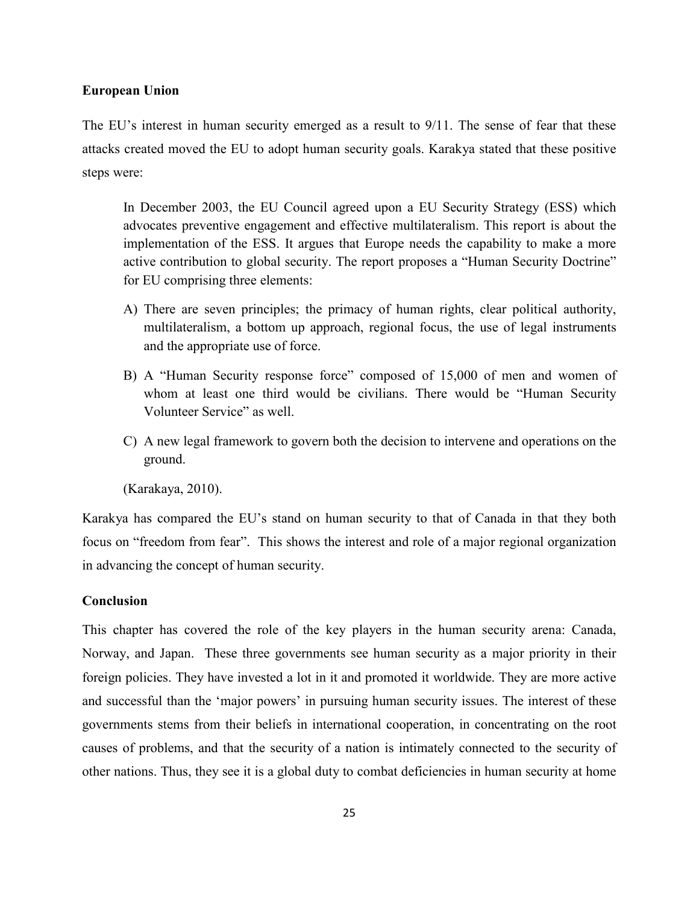**European Union**

The EU's interest in human security emerged as a result to 9/11. The sense of fear that these attacks created moved the EU to adopt human security goals. Karakya stated that these positive steps were:

> In December 2003, the EU Council agreed upon a EU Security Strategy (ESS) which advocates preventive engagement and effective multilateralism. This report is about the implementation of the ESS. It argues that Europe needs the capability to make a more active contribution to global security. The report proposes a "Human Security Doctrine" for EU comprising three elements:
>
> A) There are seven principles; the primacy of human rights, clear political authority, multilateralism, a bottom up approach, regional focus, the use of legal instruments and the appropriate use of force.
>
> B) A "Human Security response force" composed of 15,000 of men and women of whom at least one third would be civilians. There would be "Human Security Volunteer Service" as well.
>
> C) A new legal framework to govern both the decision to intervene and operations on the ground.
>
> (Karakaya, 2010).

Karakya has compared the EU's stand on human security to that of Canada in that they both focus on "freedom from fear". This shows the interest and role of a major regional organization in advancing the concept of human security.

**Conclusion**

This chapter has covered the role of the key players in the human security arena: Canada, Norway, and Japan. These three governments see human security as a major priority in their foreign policies. They have invested a lot in it and promoted it worldwide. They are more active and successful than the 'major powers' in pursuing human security issues. The interest of these governments stems from their beliefs in international cooperation, in concentrating on the root causes of problems, and that the security of a nation is intimately connected to the security of other nations. Thus, they see it is a global duty to combat deficiencies in human security at home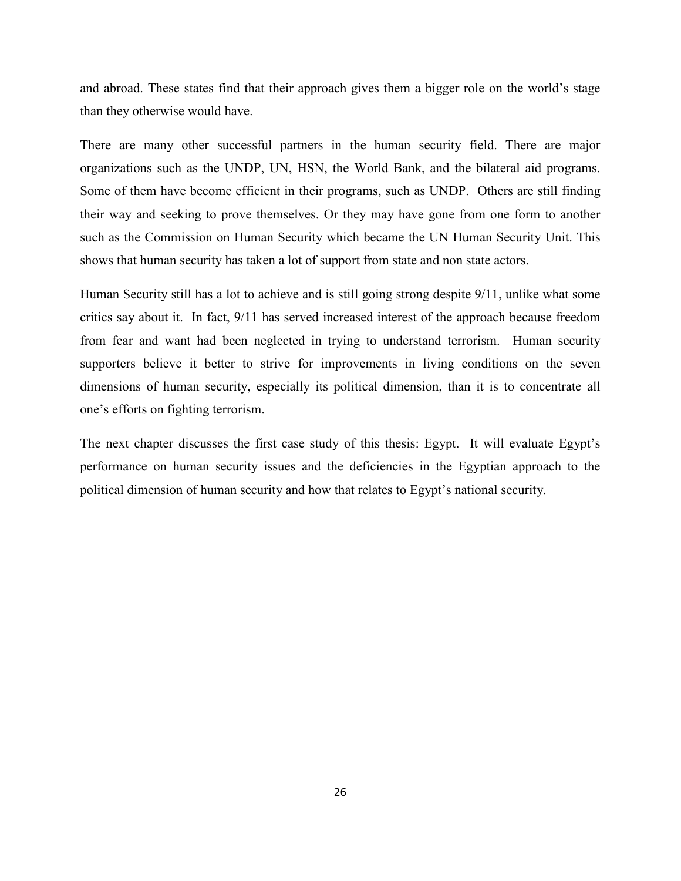and abroad. These states find that their approach gives them a bigger role on the world's stage than they otherwise would have.

There are many other successful partners in the human security field. There are major organizations such as the UNDP, UN, HSN, the World Bank, and the bilateral aid programs. Some of them have become efficient in their programs, such as UNDP. Others are still finding their way and seeking to prove themselves. Or they may have gone from one form to another such as the Commission on Human Security which became the UN Human Security Unit. This shows that human security has taken a lot of support from state and non state actors.

Human Security still has a lot to achieve and is still going strong despite 9/11, unlike what some critics say about it. In fact, 9/11 has served increased interest of the approach because freedom from fear and want had been neglected in trying to understand terrorism. Human security supporters believe it better to strive for improvements in living conditions on the seven dimensions of human security, especially its political dimension, than it is to concentrate all one's efforts on fighting terrorism.

The next chapter discusses the first case study of this thesis: Egypt. It will evaluate Egypt's performance on human security issues and the deficiencies in the Egyptian approach to the political dimension of human security and how that relates to Egypt's national security.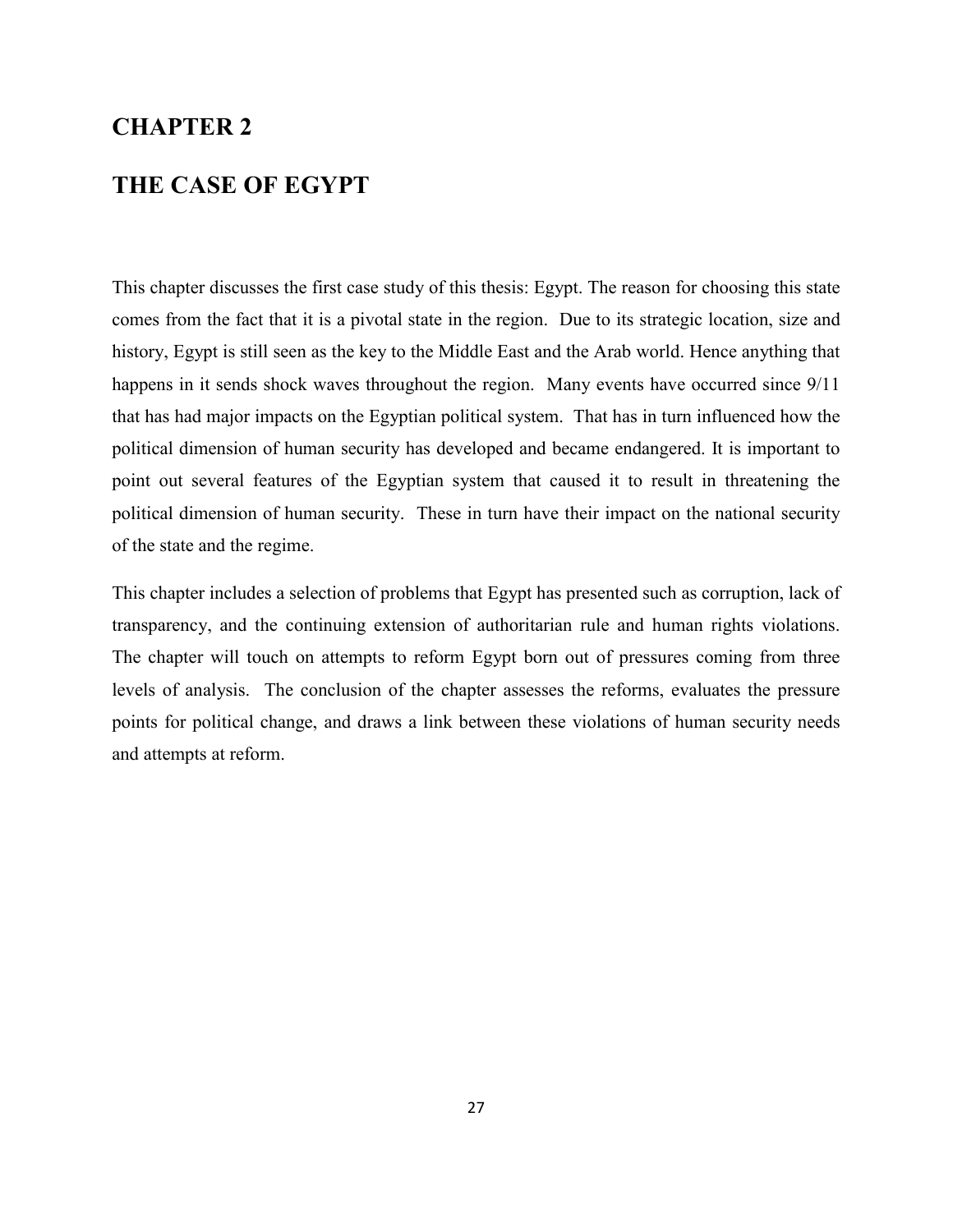# CHAPTER 2

# THE CASE OF EGYPT

This chapter discusses the first case study of this thesis: Egypt. The reason for choosing this state comes from the fact that it is a pivotal state in the region. Due to its strategic location, size and history, Egypt is still seen as the key to the Middle East and the Arab world. Hence anything that happens in it sends shock waves throughout the region. Many events have occurred since 9/11 that has had major impacts on the Egyptian political system. That has in turn influenced how the political dimension of human security has developed and became endangered. It is important to point out several features of the Egyptian system that caused it to result in threatening the political dimension of human security. These in turn have their impact on the national security of the state and the regime.

This chapter includes a selection of problems that Egypt has presented such as corruption, lack of transparency, and the continuing extension of authoritarian rule and human rights violations. The chapter will touch on attempts to reform Egypt born out of pressures coming from three levels of analysis. The conclusion of the chapter assesses the reforms, evaluates the pressure points for political change, and draws a link between these violations of human security needs and attempts at reform.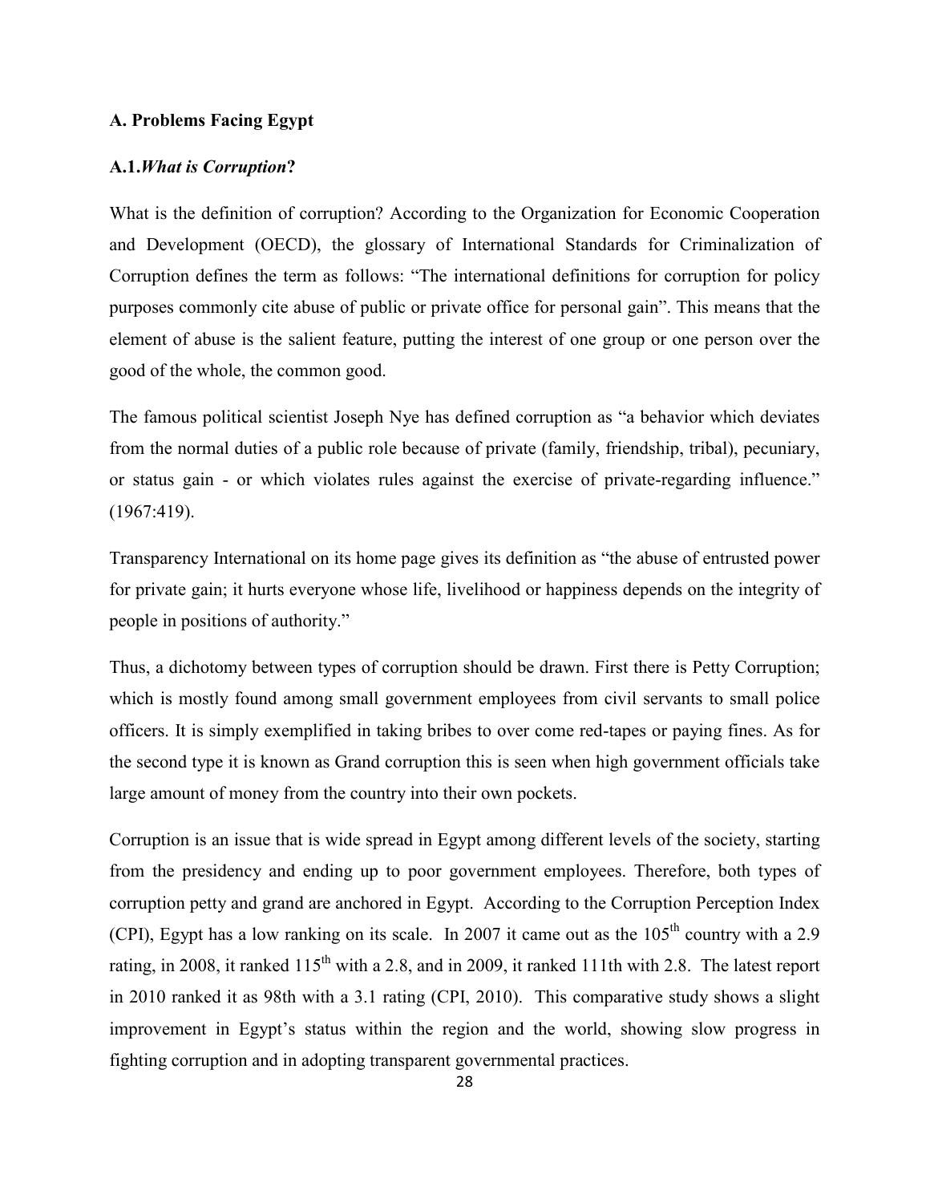### A. Problems Facing Egypt

#### A.1. *What is Corruption*?

What is the definition of corruption? According to the Organization for Economic Cooperation and Development (OECD), the glossary of International Standards for Criminalization of Corruption defines the term as follows: "The international definitions for corruption for policy purposes commonly cite abuse of public or private office for personal gain". This means that the element of abuse is the salient feature, putting the interest of one group or one person over the good of the whole, the common good.

The famous political scientist Joseph Nye has defined corruption as "a behavior which deviates from the normal duties of a public role because of private (family, friendship, tribal), pecuniary, or status gain - or which violates rules against the exercise of private-regarding influence." (1967:419).

Transparency International on its home page gives its definition as "the abuse of entrusted power for private gain; it hurts everyone whose life, livelihood or happiness depends on the integrity of people in positions of authority."

Thus, a dichotomy between types of corruption should be drawn. First there is Petty Corruption; which is mostly found among small government employees from civil servants to small police officers. It is simply exemplified in taking bribes to over come red-tapes or paying fines. As for the second type it is known as Grand corruption this is seen when high government officials take large amount of money from the country into their own pockets.

Corruption is an issue that is wide spread in Egypt among different levels of the society, starting from the presidency and ending up to poor government employees. Therefore, both types of corruption petty and grand are anchored in Egypt. According to the Corruption Perception Index (CPI), Egypt has a low ranking on its scale. In 2007 it came out as the 105th country with a 2.9 rating, in 2008, it ranked 115th with a 2.8, and in 2009, it ranked 111th with 2.8. The latest report in 2010 ranked it as 98th with a 3.1 rating (CPI, 2010). This comparative study shows a slight improvement in Egypt's status within the region and the world, showing slow progress in fighting corruption and in adopting transparent governmental practices.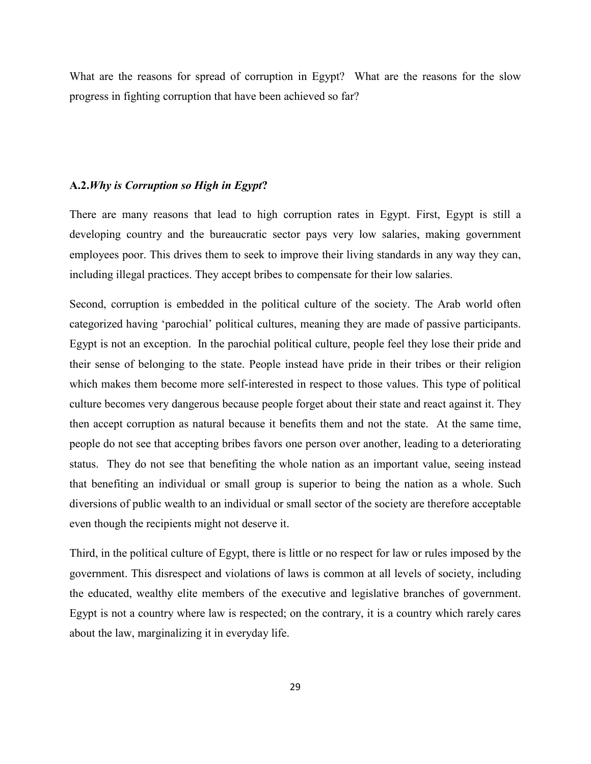What are the reasons for spread of corruption in Egypt? What are the reasons for the slow progress in fighting corruption that have been achieved so far?

### A.2. *Why is Corruption so High in Egypt*?

There are many reasons that lead to high corruption rates in Egypt. First, Egypt is still a developing country and the bureaucratic sector pays very low salaries, making government employees poor. This drives them to seek to improve their living standards in any way they can, including illegal practices. They accept bribes to compensate for their low salaries.

Second, corruption is embedded in the political culture of the society. The Arab world often categorized having 'parochial' political cultures, meaning they are made of passive participants. Egypt is not an exception. In the parochial political culture, people feel they lose their pride and their sense of belonging to the state. People instead have pride in their tribes or their religion which makes them become more self-interested in respect to those values. This type of political culture becomes very dangerous because people forget about their state and react against it. They then accept corruption as natural because it benefits them and not the state. At the same time, people do not see that accepting bribes favors one person over another, leading to a deteriorating status. They do not see that benefiting the whole nation as an important value, seeing instead that benefiting an individual or small group is superior to being the nation as a whole. Such diversions of public wealth to an individual or small sector of the society are therefore acceptable even though the recipients might not deserve it.

Third, in the political culture of Egypt, there is little or no respect for law or rules imposed by the government. This disrespect and violations of laws is common at all levels of society, including the educated, wealthy elite members of the executive and legislative branches of government. Egypt is not a country where law is respected; on the contrary, it is a country which rarely cares about the law, marginalizing it in everyday life.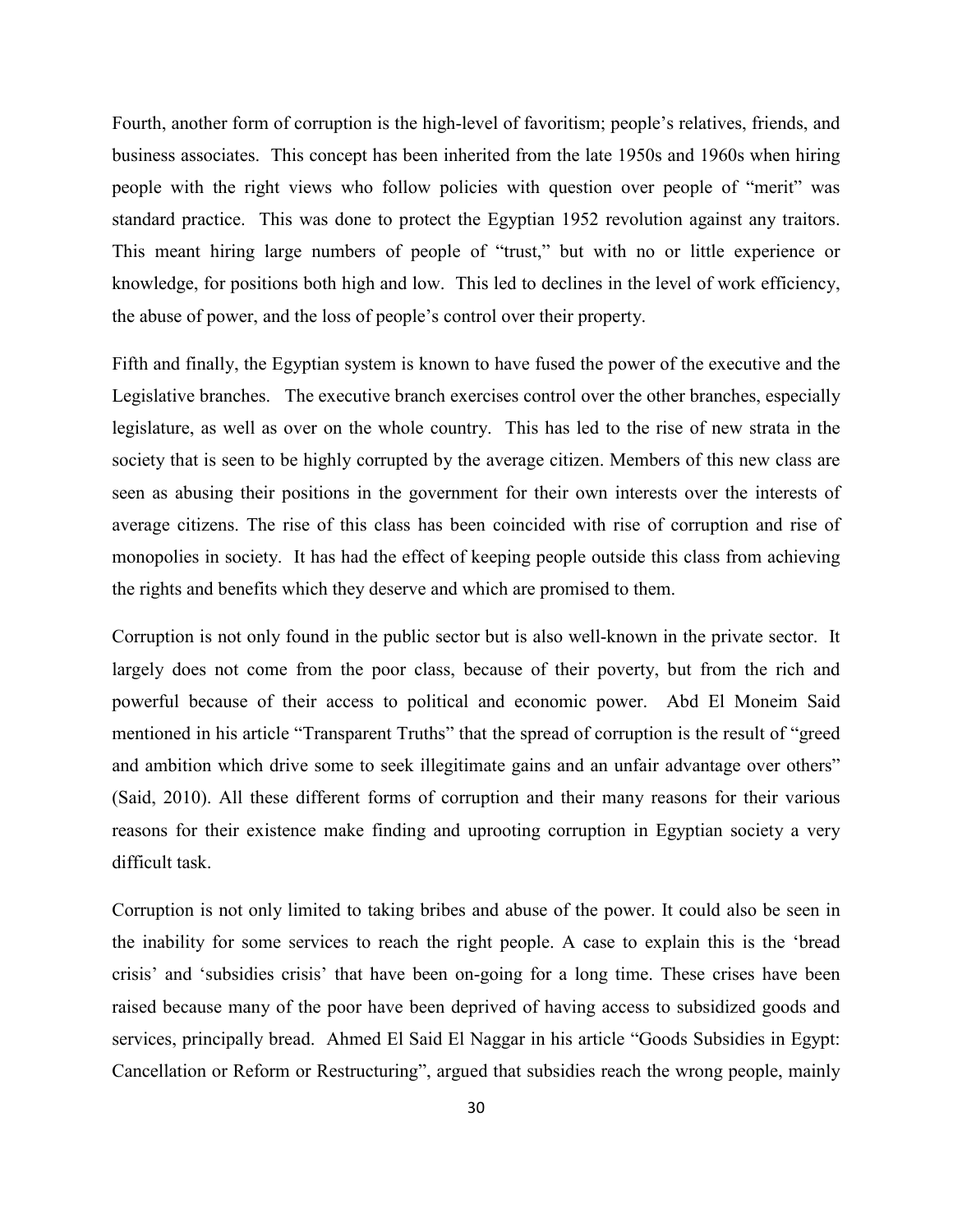Fourth, another form of corruption is the high-level of favoritism; people's relatives, friends, and business associates. This concept has been inherited from the late 1950s and 1960s when hiring people with the right views who follow policies with question over people of "merit" was standard practice. This was done to protect the Egyptian 1952 revolution against any traitors. This meant hiring large numbers of people of "trust," but with no or little experience or knowledge, for positions both high and low. This led to declines in the level of work efficiency, the abuse of power, and the loss of people's control over their property.

Fifth and finally, the Egyptian system is known to have fused the power of the executive and the Legislative branches. The executive branch exercises control over the other branches, especially legislature, as well as over on the whole country. This has led to the rise of new strata in the society that is seen to be highly corrupted by the average citizen. Members of this new class are seen as abusing their positions in the government for their own interests over the interests of average citizens. The rise of this class has been coincided with rise of corruption and rise of monopolies in society. It has had the effect of keeping people outside this class from achieving the rights and benefits which they deserve and which are promised to them.

Corruption is not only found in the public sector but is also well-known in the private sector. It largely does not come from the poor class, because of their poverty, but from the rich and powerful because of their access to political and economic power. Abd El Moneim Said mentioned in his article "Transparent Truths" that the spread of corruption is the result of "greed and ambition which drive some to seek illegitimate gains and an unfair advantage over others" (Said, 2010). All these different forms of corruption and their many reasons for their various reasons for their existence make finding and uprooting corruption in Egyptian society a very difficult task.

Corruption is not only limited to taking bribes and abuse of the power. It could also be seen in the inability for some services to reach the right people. A case to explain this is the 'bread crisis' and 'subsidies crisis' that have been on-going for a long time. These crises have been raised because many of the poor have been deprived of having access to subsidized goods and services, principally bread. Ahmed El Said El Naggar in his article "Goods Subsidies in Egypt: Cancellation or Reform or Restructuring", argued that subsidies reach the wrong people, mainly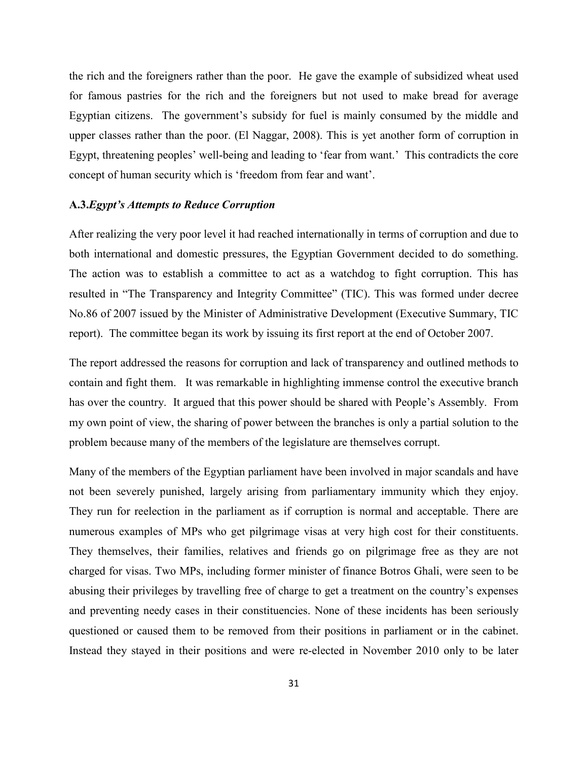the rich and the foreigners rather than the poor. He gave the example of subsidized wheat used for famous pastries for the rich and the foreigners but not used to make bread for average Egyptian citizens. The government's subsidy for fuel is mainly consumed by the middle and upper classes rather than the poor. (El Naggar, 2008). This is yet another form of corruption in Egypt, threatening peoples' well-being and leading to 'fear from want.' This contradicts the core concept of human security which is 'freedom from fear and want'.

### A.3. *Egypt's Attempts to Reduce Corruption*

After realizing the very poor level it had reached internationally in terms of corruption and due to both international and domestic pressures, the Egyptian Government decided to do something. The action was to establish a committee to act as a watchdog to fight corruption. This has resulted in "The Transparency and Integrity Committee" (TIC). This was formed under decree No.86 of 2007 issued by the Minister of Administrative Development (Executive Summary, TIC report). The committee began its work by issuing its first report at the end of October 2007.

The report addressed the reasons for corruption and lack of transparency and outlined methods to contain and fight them. It was remarkable in highlighting immense control the executive branch has over the country. It argued that this power should be shared with People's Assembly. From my own point of view, the sharing of power between the branches is only a partial solution to the problem because many of the members of the legislature are themselves corrupt.

Many of the members of the Egyptian parliament have been involved in major scandals and have not been severely punished, largely arising from parliamentary immunity which they enjoy. They run for reelection in the parliament as if corruption is normal and acceptable. There are numerous examples of MPs who get pilgrimage visas at very high cost for their constituents. They themselves, their families, relatives and friends go on pilgrimage free as they are not charged for visas. Two MPs, including former minister of finance Botros Ghali, were seen to be abusing their privileges by travelling free of charge to get a treatment on the country's expenses and preventing needy cases in their constituencies. None of these incidents has been seriously questioned or caused them to be removed from their positions in parliament or in the cabinet. Instead they stayed in their positions and were re-elected in November 2010 only to be later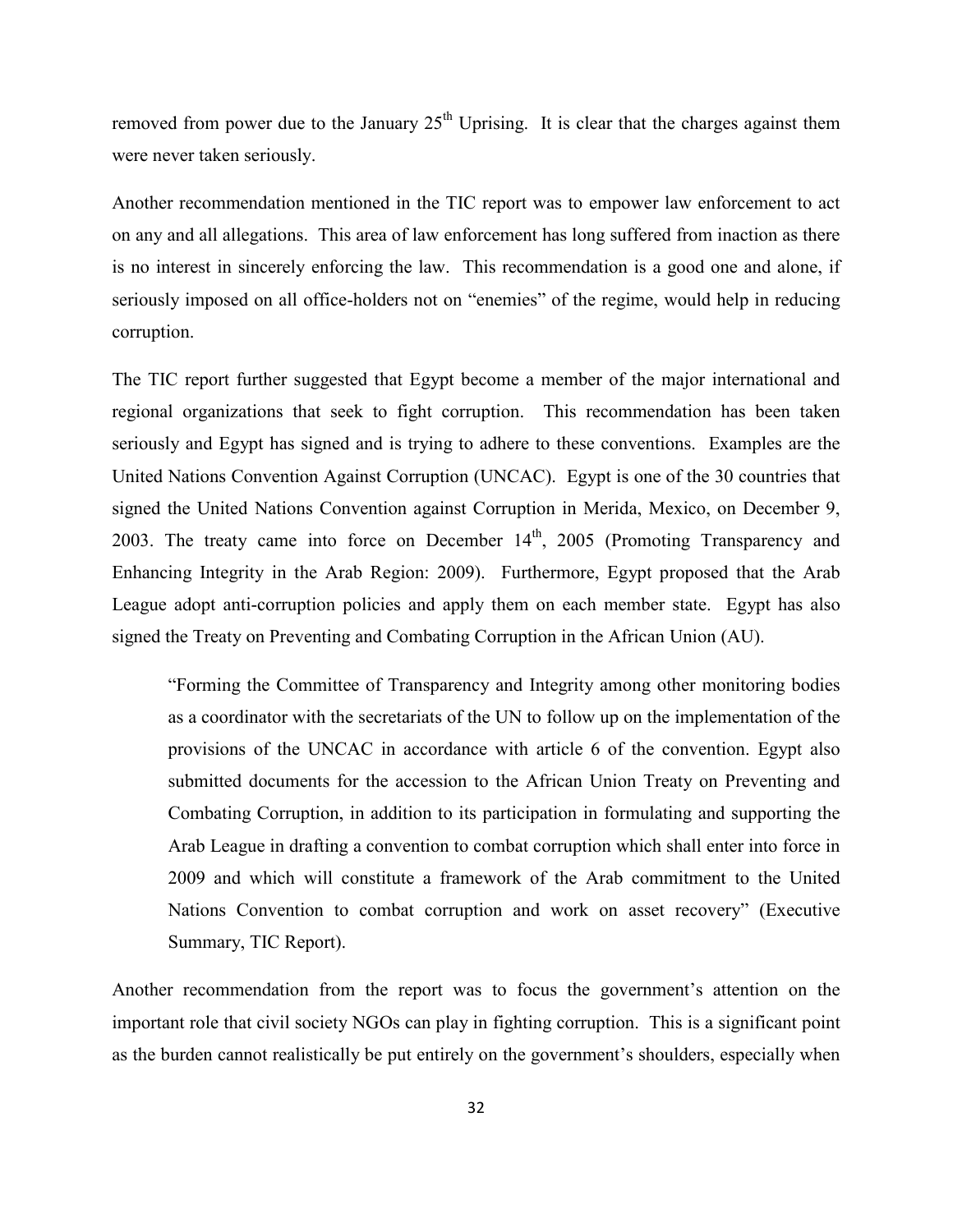removed from power due to the January 25th Uprising. It is clear that the charges against them were never taken seriously.

Another recommendation mentioned in the TIC report was to empower law enforcement to act on any and all allegations. This area of law enforcement has long suffered from inaction as there is no interest in sincerely enforcing the law. This recommendation is a good one and alone, if seriously imposed on all office-holders not on "enemies" of the regime, would help in reducing corruption.

The TIC report further suggested that Egypt become a member of the major international and regional organizations that seek to fight corruption. This recommendation has been taken seriously and Egypt has signed and is trying to adhere to these conventions. Examples are the United Nations Convention Against Corruption (UNCAC). Egypt is one of the 30 countries that signed the United Nations Convention against Corruption in Merida, Mexico, on December 9, 2003. The treaty came into force on December 14th, 2005 (Promoting Transparency and Enhancing Integrity in the Arab Region: 2009). Furthermore, Egypt proposed that the Arab League adopt anti-corruption policies and apply them on each member state. Egypt has also signed the Treaty on Preventing and Combating Corruption in the African Union (AU).

> "Forming the Committee of Transparency and Integrity among other monitoring bodies as a coordinator with the secretariats of the UN to follow up on the implementation of the provisions of the UNCAC in accordance with article 6 of the convention. Egypt also submitted documents for the accession to the African Union Treaty on Preventing and Combating Corruption, in addition to its participation in formulating and supporting the Arab League in drafting a convention to combat corruption which shall enter into force in 2009 and which will constitute a framework of the Arab commitment to the United Nations Convention to combat corruption and work on asset recovery" (Executive Summary, TIC Report).

Another recommendation from the report was to focus the government's attention on the important role that civil society NGOs can play in fighting corruption. This is a significant point as the burden cannot realistically be put entirely on the government's shoulders, especially when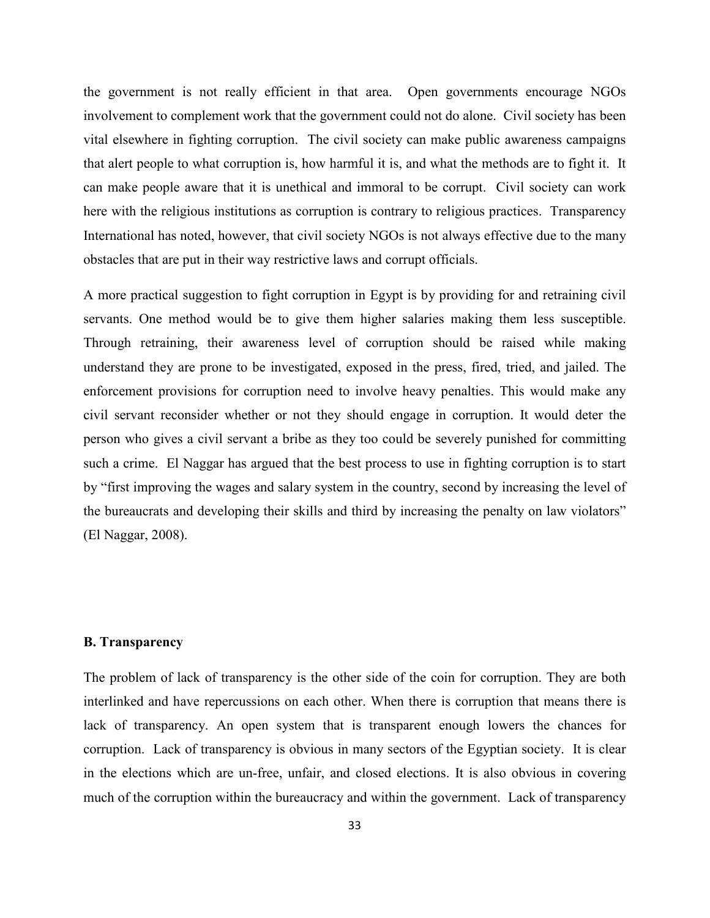the government is not really efficient in that area. Open governments encourage NGOs involvement to complement work that the government could not do alone. Civil society has been vital elsewhere in fighting corruption. The civil society can make public awareness campaigns that alert people to what corruption is, how harmful it is, and what the methods are to fight it. It can make people aware that it is unethical and immoral to be corrupt. Civil society can work here with the religious institutions as corruption is contrary to religious practices. Transparency International has noted, however, that civil society NGOs is not always effective due to the many obstacles that are put in their way restrictive laws and corrupt officials.

A more practical suggestion to fight corruption in Egypt is by providing for and retraining civil servants. One method would be to give them higher salaries making them less susceptible. Through retraining, their awareness level of corruption should be raised while making understand they are prone to be investigated, exposed in the press, fired, tried, and jailed. The enforcement provisions for corruption need to involve heavy penalties. This would make any civil servant reconsider whether or not they should engage in corruption. It would deter the person who gives a civil servant a bribe as they too could be severely punished for committing such a crime. El Naggar has argued that the best process to use in fighting corruption is to start by "first improving the wages and salary system in the country, second by increasing the level of the bureaucrats and developing their skills and third by increasing the penalty on law violators" (El Naggar, 2008).

### B. Transparency

The problem of lack of transparency is the other side of the coin for corruption. They are both interlinked and have repercussions on each other. When there is corruption that means there is lack of transparency. An open system that is transparent enough lowers the chances for corruption. Lack of transparency is obvious in many sectors of the Egyptian society. It is clear in the elections which are un-free, unfair, and closed elections. It is also obvious in covering much of the corruption within the bureaucracy and within the government. Lack of transparency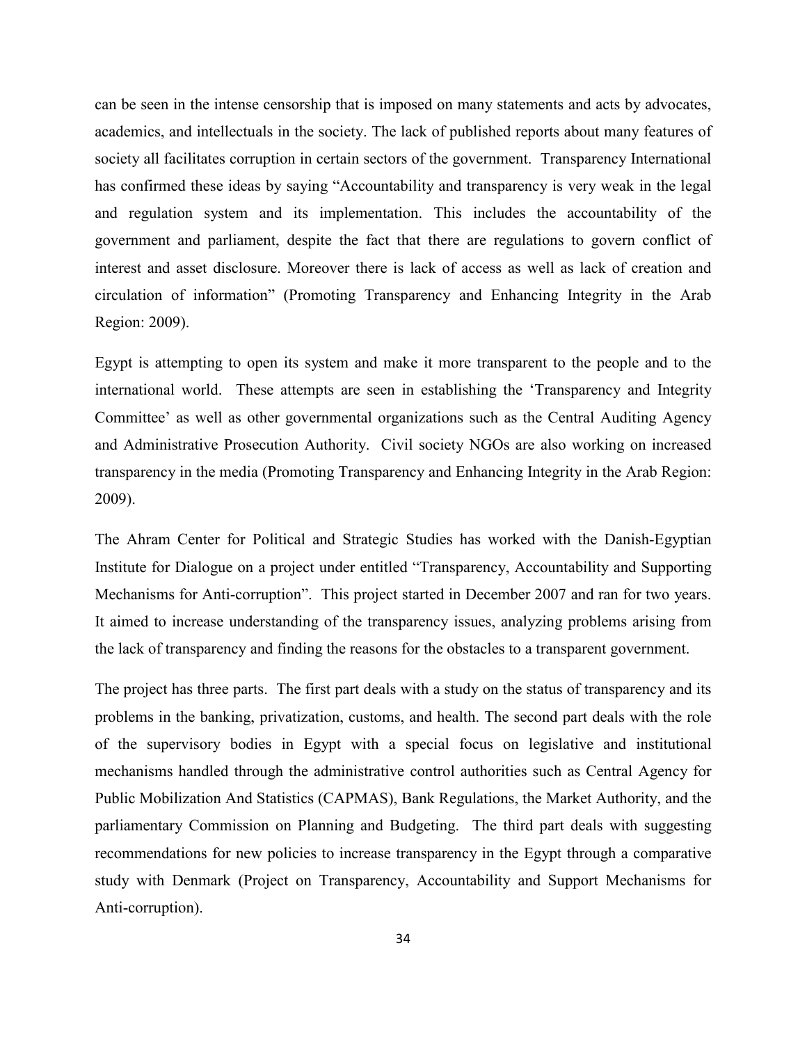can be seen in the intense censorship that is imposed on many statements and acts by advocates, academics, and intellectuals in the society. The lack of published reports about many features of society all facilitates corruption in certain sectors of the government. Transparency International has confirmed these ideas by saying "Accountability and transparency is very weak in the legal and regulation system and its implementation. This includes the accountability of the government and parliament, despite the fact that there are regulations to govern conflict of interest and asset disclosure. Moreover there is lack of access as well as lack of creation and circulation of information" (Promoting Transparency and Enhancing Integrity in the Arab Region: 2009).

Egypt is attempting to open its system and make it more transparent to the people and to the international world. These attempts are seen in establishing the 'Transparency and Integrity Committee' as well as other governmental organizations such as the Central Auditing Agency and Administrative Prosecution Authority. Civil society NGOs are also working on increased transparency in the media (Promoting Transparency and Enhancing Integrity in the Arab Region: 2009).

The Ahram Center for Political and Strategic Studies has worked with the Danish-Egyptian Institute for Dialogue on a project under entitled "Transparency, Accountability and Supporting Mechanisms for Anti-corruption". This project started in December 2007 and ran for two years. It aimed to increase understanding of the transparency issues, analyzing problems arising from the lack of transparency and finding the reasons for the obstacles to a transparent government.

The project has three parts. The first part deals with a study on the status of transparency and its problems in the banking, privatization, customs, and health. The second part deals with the role of the supervisory bodies in Egypt with a special focus on legislative and institutional mechanisms handled through the administrative control authorities such as Central Agency for Public Mobilization And Statistics (CAPMAS), Bank Regulations, the Market Authority, and the parliamentary Commission on Planning and Budgeting. The third part deals with suggesting recommendations for new policies to increase transparency in the Egypt through a comparative study with Denmark (Project on Transparency, Accountability and Support Mechanisms for Anti-corruption).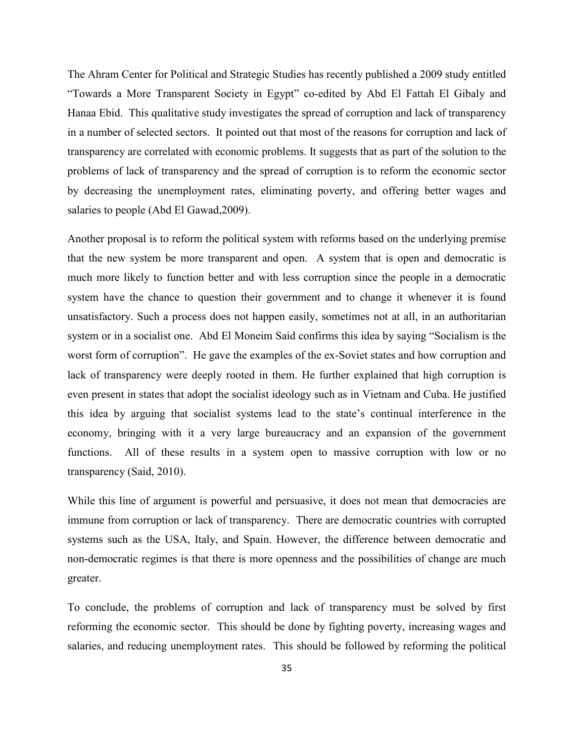The Ahram Center for Political and Strategic Studies has recently published a 2009 study entitled "Towards a More Transparent Society in Egypt" co-edited by Abd El Fattah El Gibaly and Hanaa Ebid. This qualitative study investigates the spread of corruption and lack of transparency in a number of selected sectors. It pointed out that most of the reasons for corruption and lack of transparency are correlated with economic problems. It suggests that as part of the solution to the problems of lack of transparency and the spread of corruption is to reform the economic sector by decreasing the unemployment rates, eliminating poverty, and offering better wages and salaries to people (Abd El Gawad,2009).

Another proposal is to reform the political system with reforms based on the underlying premise that the new system be more transparent and open. A system that is open and democratic is much more likely to function better and with less corruption since the people in a democratic system have the chance to question their government and to change it whenever it is found unsatisfactory. Such a process does not happen easily, sometimes not at all, in an authoritarian system or in a socialist one. Abd El Moneim Said confirms this idea by saying "Socialism is the worst form of corruption". He gave the examples of the ex-Soviet states and how corruption and lack of transparency were deeply rooted in them. He further explained that high corruption is even present in states that adopt the socialist ideology such as in Vietnam and Cuba. He justified this idea by arguing that socialist systems lead to the state's continual interference in the economy, bringing with it a very large bureaucracy and an expansion of the government functions. All of these results in a system open to massive corruption with low or no transparency (Said, 2010).

While this line of argument is powerful and persuasive, it does not mean that democracies are immune from corruption or lack of transparency. There are democratic countries with corrupted systems such as the USA, Italy, and Spain. However, the difference between democratic and non-democratic regimes is that there is more openness and the possibilities of change are much greater.

To conclude, the problems of corruption and lack of transparency must be solved by first reforming the economic sector. This should be done by fighting poverty, increasing wages and salaries, and reducing unemployment rates. This should be followed by reforming the political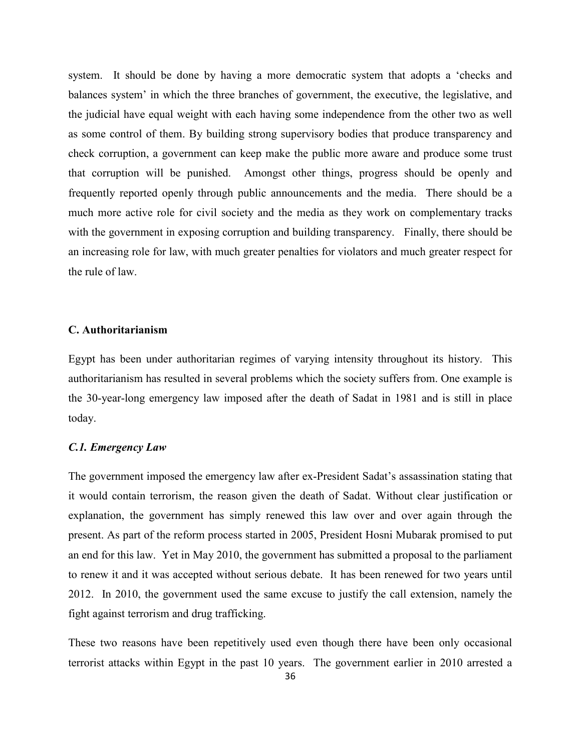system. It should be done by having a more democratic system that adopts a 'checks and balances system' in which the three branches of government, the executive, the legislative, and the judicial have equal weight with each having some independence from the other two as well as some control of them. By building strong supervisory bodies that produce transparency and check corruption, a government can keep make the public more aware and produce some trust that corruption will be punished. Amongst other things, progress should be openly and frequently reported openly through public announcements and the media. There should be a much more active role for civil society and the media as they work on complementary tracks with the government in exposing corruption and building transparency. Finally, there should be an increasing role for law, with much greater penalties for violators and much greater respect for the rule of law.

### C. Authoritarianism

Egypt has been under authoritarian regimes of varying intensity throughout its history. This authoritarianism has resulted in several problems which the society suffers from. One example is the 30-year-long emergency law imposed after the death of Sadat in 1981 and is still in place today.

#### *C.1. Emergency Law*

The government imposed the emergency law after ex-President Sadat's assassination stating that it would contain terrorism, the reason given the death of Sadat. Without clear justification or explanation, the government has simply renewed this law over and over again through the present. As part of the reform process started in 2005, President Hosni Mubarak promised to put an end for this law. Yet in May 2010, the government has submitted a proposal to the parliament to renew it and it was accepted without serious debate. It has been renewed for two years until 2012. In 2010, the government used the same excuse to justify the call extension, namely the fight against terrorism and drug trafficking.

These two reasons have been repetitively used even though there have been only occasional terrorist attacks within Egypt in the past 10 years. The government earlier in 2010 arrested a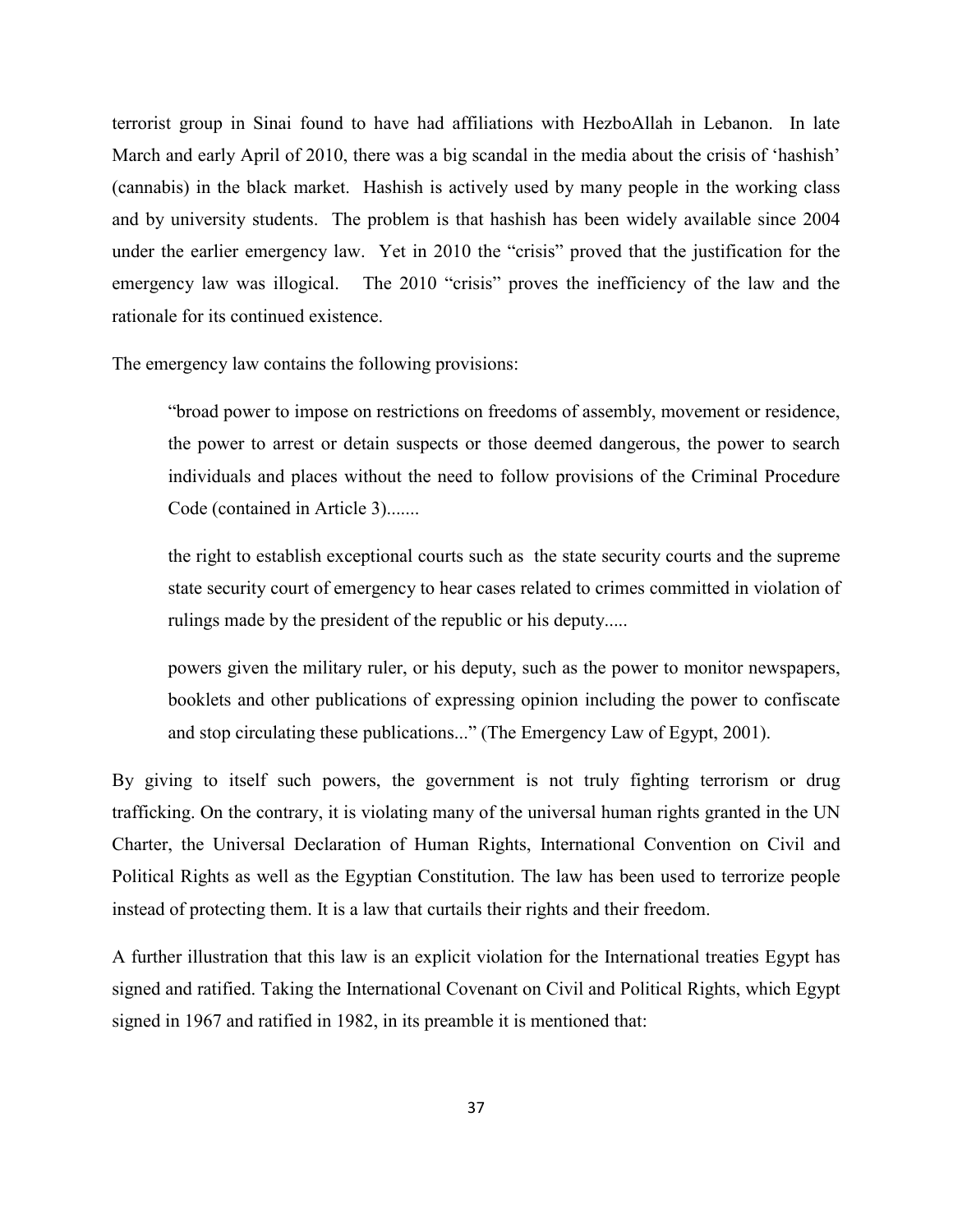terrorist group in Sinai found to have had affiliations with HezboAllah in Lebanon. In late March and early April of 2010, there was a big scandal in the media about the crisis of 'hashish' (cannabis) in the black market. Hashish is actively used by many people in the working class and by university students. The problem is that hashish has been widely available since 2004 under the earlier emergency law. Yet in 2010 the "crisis" proved that the justification for the emergency law was illogical. The 2010 "crisis" proves the inefficiency of the law and the rationale for its continued existence.

The emergency law contains the following provisions:

> "broad power to impose on restrictions on freedoms of assembly, movement or residence, the power to arrest or detain suspects or those deemed dangerous, the power to search individuals and places without the need to follow provisions of the Criminal Procedure Code (contained in Article 3).......
>
> the right to establish exceptional courts such as the state security courts and the supreme state security court of emergency to hear cases related to crimes committed in violation of rulings made by the president of the republic or his deputy.....
>
> powers given the military ruler, or his deputy, such as the power to monitor newspapers, booklets and other publications of expressing opinion including the power to confiscate and stop circulating these publications..." (The Emergency Law of Egypt, 2001).

By giving to itself such powers, the government is not truly fighting terrorism or drug trafficking. On the contrary, it is violating many of the universal human rights granted in the UN Charter, the Universal Declaration of Human Rights, International Convention on Civil and Political Rights as well as the Egyptian Constitution. The law has been used to terrorize people instead of protecting them. It is a law that curtails their rights and their freedom.

A further illustration that this law is an explicit violation for the International treaties Egypt has signed and ratified. Taking the International Covenant on Civil and Political Rights, which Egypt signed in 1967 and ratified in 1982, in its preamble it is mentioned that: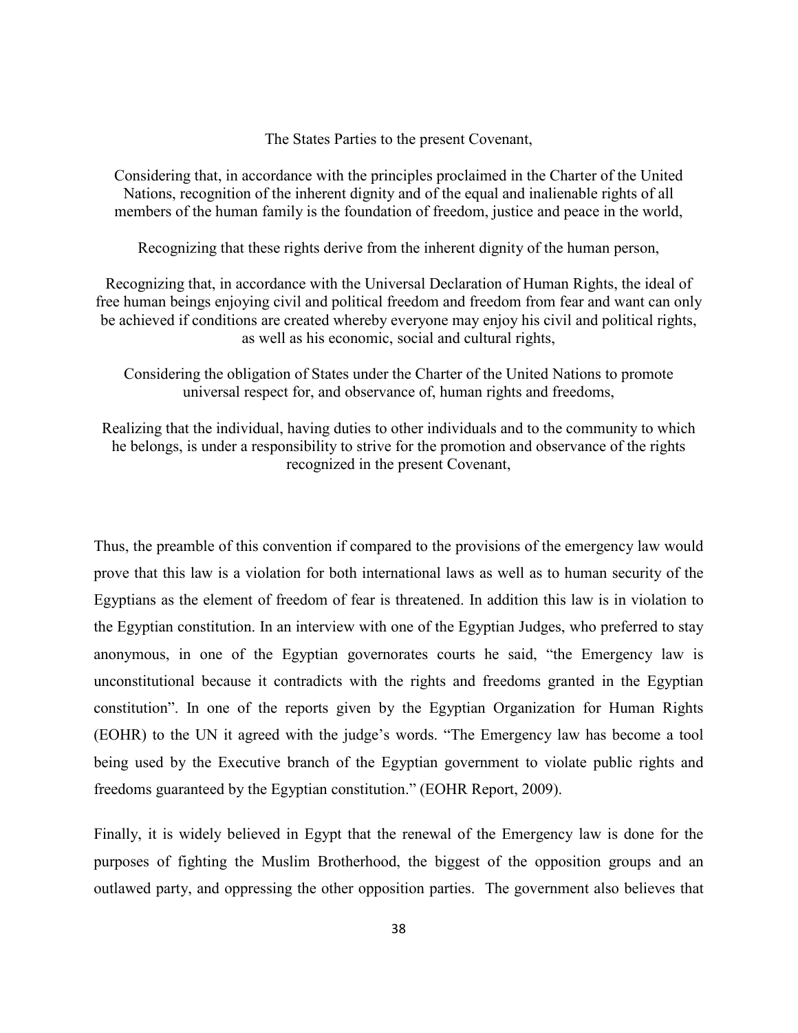The States Parties to the present Covenant,

Considering that, in accordance with the principles proclaimed in the Charter of the United Nations, recognition of the inherent dignity and of the equal and inalienable rights of all members of the human family is the foundation of freedom, justice and peace in the world,

Recognizing that these rights derive from the inherent dignity of the human person,

Recognizing that, in accordance with the Universal Declaration of Human Rights, the ideal of free human beings enjoying civil and political freedom and freedom from fear and want can only be achieved if conditions are created whereby everyone may enjoy his civil and political rights, as well as his economic, social and cultural rights,

Considering the obligation of States under the Charter of the United Nations to promote universal respect for, and observance of, human rights and freedoms,

Realizing that the individual, having duties to other individuals and to the community to which he belongs, is under a responsibility to strive for the promotion and observance of the rights recognized in the present Covenant,

Thus, the preamble of this convention if compared to the provisions of the emergency law would prove that this law is a violation for both international laws as well as to human security of the Egyptians as the element of freedom of fear is threatened. In addition this law is in violation to the Egyptian constitution. In an interview with one of the Egyptian Judges, who preferred to stay anonymous, in one of the Egyptian governorates courts he said, "the Emergency law is unconstitutional because it contradicts with the rights and freedoms granted in the Egyptian constitution". In one of the reports given by the Egyptian Organization for Human Rights (EOHR) to the UN it agreed with the judge's words. "The Emergency law has become a tool being used by the Executive branch of the Egyptian government to violate public rights and freedoms guaranteed by the Egyptian constitution." (EOHR Report, 2009).

Finally, it is widely believed in Egypt that the renewal of the Emergency law is done for the purposes of fighting the Muslim Brotherhood, the biggest of the opposition groups and an outlawed party, and oppressing the other opposition parties. The government also believes that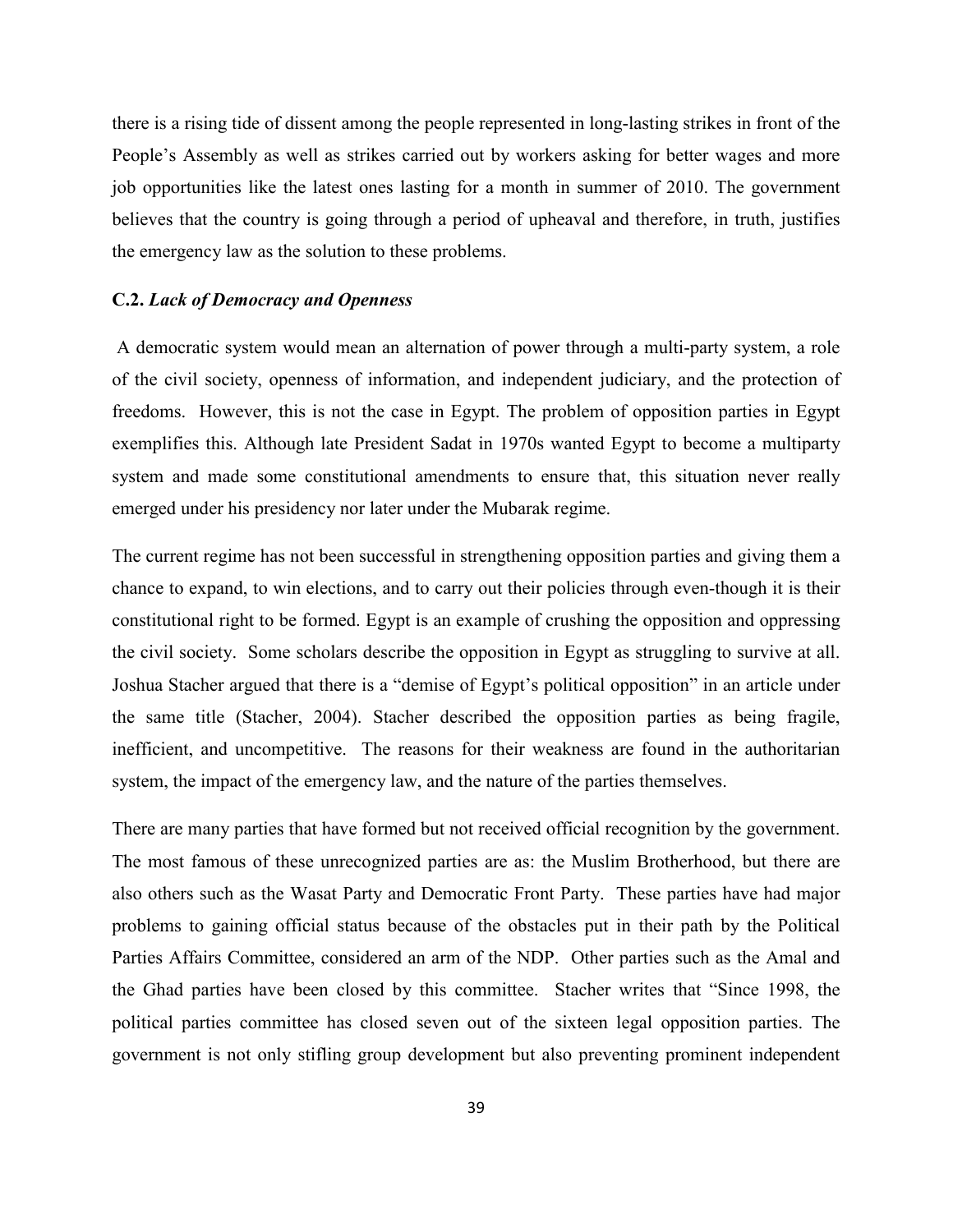there is a rising tide of dissent among the people represented in long-lasting strikes in front of the People's Assembly as well as strikes carried out by workers asking for better wages and more job opportunities like the latest ones lasting for a month in summer of 2010. The government believes that the country is going through a period of upheaval and therefore, in truth, justifies the emergency law as the solution to these problems.

### C.2. *Lack of Democracy and Openness*

A democratic system would mean an alternation of power through a multi-party system, a role of the civil society, openness of information, and independent judiciary, and the protection of freedoms. However, this is not the case in Egypt. The problem of opposition parties in Egypt exemplifies this. Although late President Sadat in 1970s wanted Egypt to become a multiparty system and made some constitutional amendments to ensure that, this situation never really emerged under his presidency nor later under the Mubarak regime.

The current regime has not been successful in strengthening opposition parties and giving them a chance to expand, to win elections, and to carry out their policies through even-though it is their constitutional right to be formed. Egypt is an example of crushing the opposition and oppressing the civil society. Some scholars describe the opposition in Egypt as struggling to survive at all. Joshua Stacher argued that there is a "demise of Egypt's political opposition" in an article under the same title (Stacher, 2004). Stacher described the opposition parties as being fragile, inefficient, and uncompetitive. The reasons for their weakness are found in the authoritarian system, the impact of the emergency law, and the nature of the parties themselves.

There are many parties that have formed but not received official recognition by the government. The most famous of these unrecognized parties are as: the Muslim Brotherhood, but there are also others such as the Wasat Party and Democratic Front Party. These parties have had major problems to gaining official status because of the obstacles put in their path by the Political Parties Affairs Committee, considered an arm of the NDP. Other parties such as the Amal and the Ghad parties have been closed by this committee. Stacher writes that "Since 1998, the political parties committee has closed seven out of the sixteen legal opposition parties. The government is not only stifling group development but also preventing prominent independent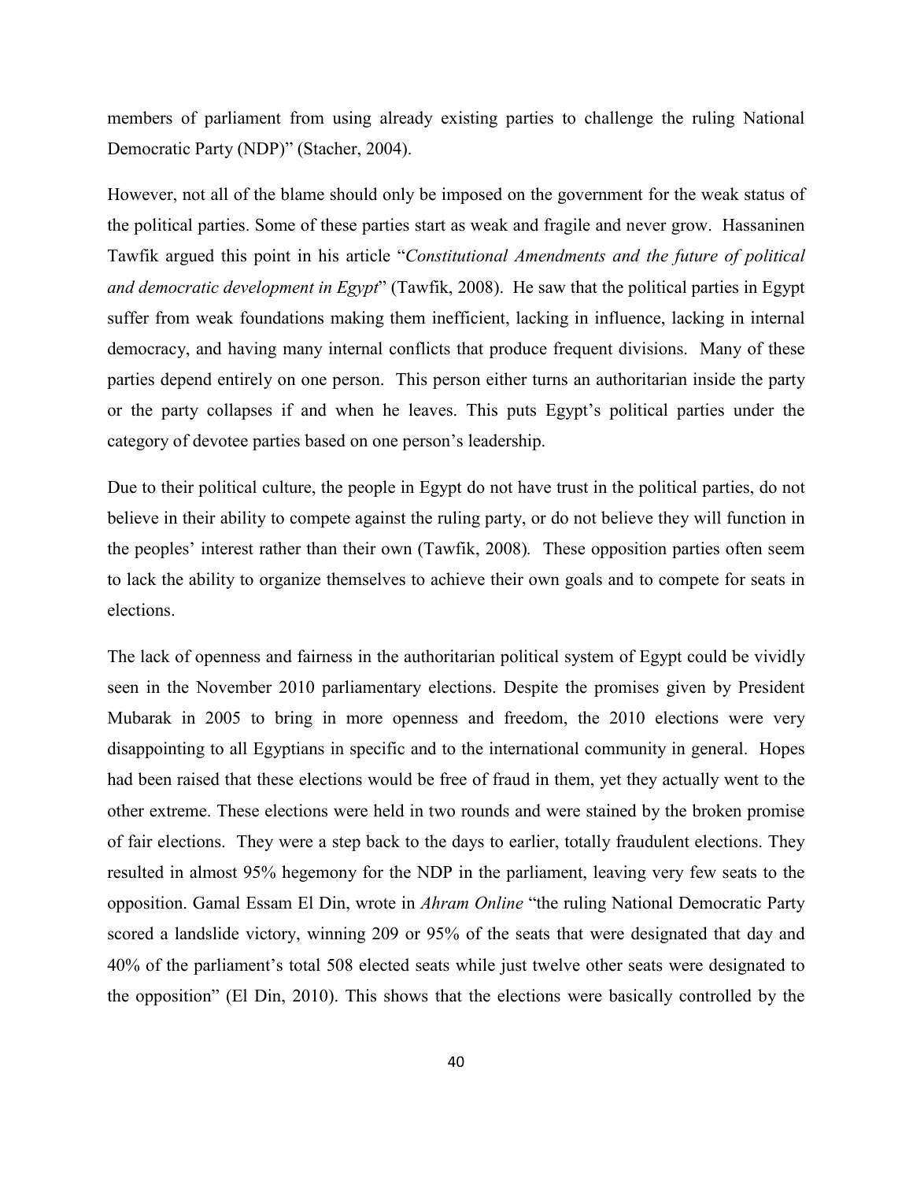members of parliament from using already existing parties to challenge the ruling National Democratic Party (NDP)" (Stacher, 2004).

However, not all of the blame should only be imposed on the government for the weak status of the political parties. Some of these parties start as weak and fragile and never grow. Hassaninen Tawfik argued this point in his article "*Constitutional Amendments and the future of political and democratic development in Egypt*" (Tawfik, 2008). He saw that the political parties in Egypt suffer from weak foundations making them inefficient, lacking in influence, lacking in internal democracy, and having many internal conflicts that produce frequent divisions. Many of these parties depend entirely on one person. This person either turns an authoritarian inside the party or the party collapses if and when he leaves. This puts Egypt's political parties under the category of devotee parties based on one person's leadership.

Due to their political culture, the people in Egypt do not have trust in the political parties, do not believe in their ability to compete against the ruling party, or do not believe they will function in the peoples' interest rather than their own (Tawfik, 2008). These opposition parties often seem to lack the ability to organize themselves to achieve their own goals and to compete for seats in elections.

The lack of openness and fairness in the authoritarian political system of Egypt could be vividly seen in the November 2010 parliamentary elections. Despite the promises given by President Mubarak in 2005 to bring in more openness and freedom, the 2010 elections were very disappointing to all Egyptians in specific and to the international community in general. Hopes had been raised that these elections would be free of fraud in them, yet they actually went to the other extreme. These elections were held in two rounds and were stained by the broken promise of fair elections. They were a step back to the days to earlier, totally fraudulent elections. They resulted in almost 95% hegemony for the NDP in the parliament, leaving very few seats to the opposition. Gamal Essam El Din, wrote in *Ahram Online* "the ruling National Democratic Party scored a landslide victory, winning 209 or 95% of the seats that were designated that day and 40% of the parliament's total 508 elected seats while just twelve other seats were designated to the opposition" (El Din, 2010). This shows that the elections were basically controlled by the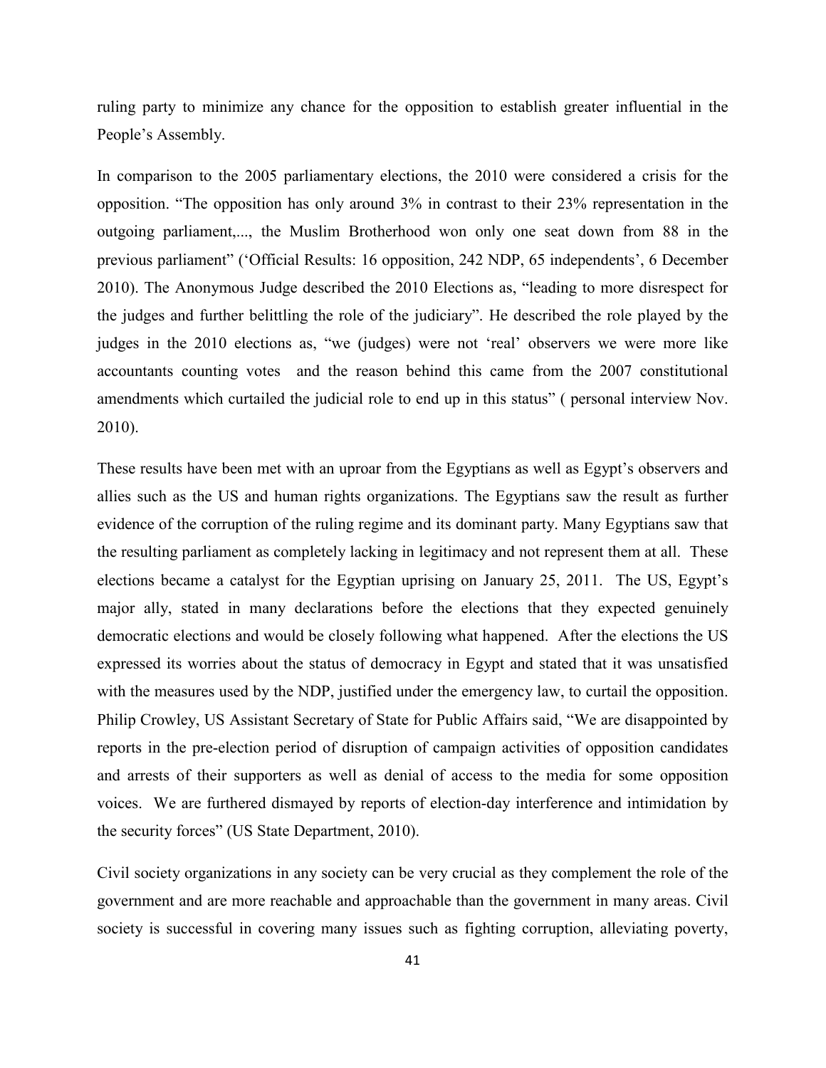ruling party to minimize any chance for the opposition to establish greater influential in the People's Assembly.

In comparison to the 2005 parliamentary elections, the 2010 were considered a crisis for the opposition. "The opposition has only around 3% in contrast to their 23% representation in the outgoing parliament,..., the Muslim Brotherhood won only one seat down from 88 in the previous parliament" ('Official Results: 16 opposition, 242 NDP, 65 independents', 6 December 2010). The Anonymous Judge described the 2010 Elections as, "leading to more disrespect for the judges and further belittling the role of the judiciary". He described the role played by the judges in the 2010 elections as, "we (judges) were not 'real' observers we were more like accountants counting votes and the reason behind this came from the 2007 constitutional amendments which curtailed the judicial role to end up in this status" ( personal interview Nov. 2010).

These results have been met with an uproar from the Egyptians as well as Egypt's observers and allies such as the US and human rights organizations. The Egyptians saw the result as further evidence of the corruption of the ruling regime and its dominant party. Many Egyptians saw that the resulting parliament as completely lacking in legitimacy and not represent them at all. These elections became a catalyst for the Egyptian uprising on January 25, 2011. The US, Egypt's major ally, stated in many declarations before the elections that they expected genuinely democratic elections and would be closely following what happened. After the elections the US expressed its worries about the status of democracy in Egypt and stated that it was unsatisfied with the measures used by the NDP, justified under the emergency law, to curtail the opposition. Philip Crowley, US Assistant Secretary of State for Public Affairs said, "We are disappointed by reports in the pre-election period of disruption of campaign activities of opposition candidates and arrests of their supporters as well as denial of access to the media for some opposition voices. We are furthered dismayed by reports of election-day interference and intimidation by the security forces" (US State Department, 2010).

Civil society organizations in any society can be very crucial as they complement the role of the government and are more reachable and approachable than the government in many areas. Civil society is successful in covering many issues such as fighting corruption, alleviating poverty,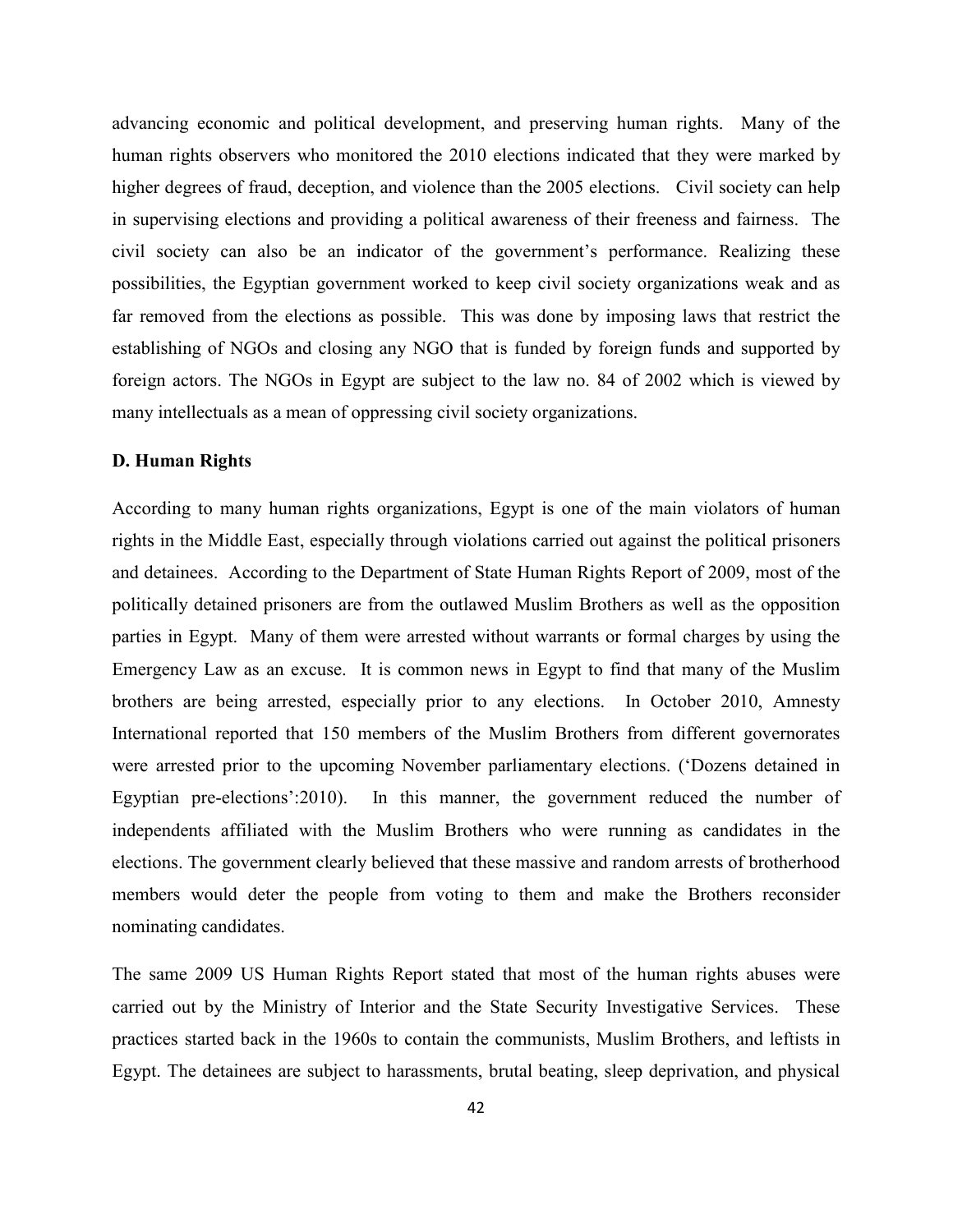advancing economic and political development, and preserving human rights. Many of the human rights observers who monitored the 2010 elections indicated that they were marked by higher degrees of fraud, deception, and violence than the 2005 elections. Civil society can help in supervising elections and providing a political awareness of their freeness and fairness. The civil society can also be an indicator of the government's performance. Realizing these possibilities, the Egyptian government worked to keep civil society organizations weak and as far removed from the elections as possible. This was done by imposing laws that restrict the establishing of NGOs and closing any NGO that is funded by foreign funds and supported by foreign actors. The NGOs in Egypt are subject to the law no. 84 of 2002 which is viewed by many intellectuals as a mean of oppressing civil society organizations.

**D. Human Rights**

According to many human rights organizations, Egypt is one of the main violators of human rights in the Middle East, especially through violations carried out against the political prisoners and detainees. According to the Department of State Human Rights Report of 2009, most of the politically detained prisoners are from the outlawed Muslim Brothers as well as the opposition parties in Egypt. Many of them were arrested without warrants or formal charges by using the Emergency Law as an excuse. It is common news in Egypt to find that many of the Muslim brothers are being arrested, especially prior to any elections. In October 2010, Amnesty International reported that 150 members of the Muslim Brothers from different governorates were arrested prior to the upcoming November parliamentary elections. ('Dozens detained in Egyptian pre-elections':2010). In this manner, the government reduced the number of independents affiliated with the Muslim Brothers who were running as candidates in the elections. The government clearly believed that these massive and random arrests of brotherhood members would deter the people from voting to them and make the Brothers reconsider nominating candidates.

The same 2009 US Human Rights Report stated that most of the human rights abuses were carried out by the Ministry of Interior and the State Security Investigative Services. These practices started back in the 1960s to contain the communists, Muslim Brothers, and leftists in Egypt. The detainees are subject to harassments, brutal beating, sleep deprivation, and physical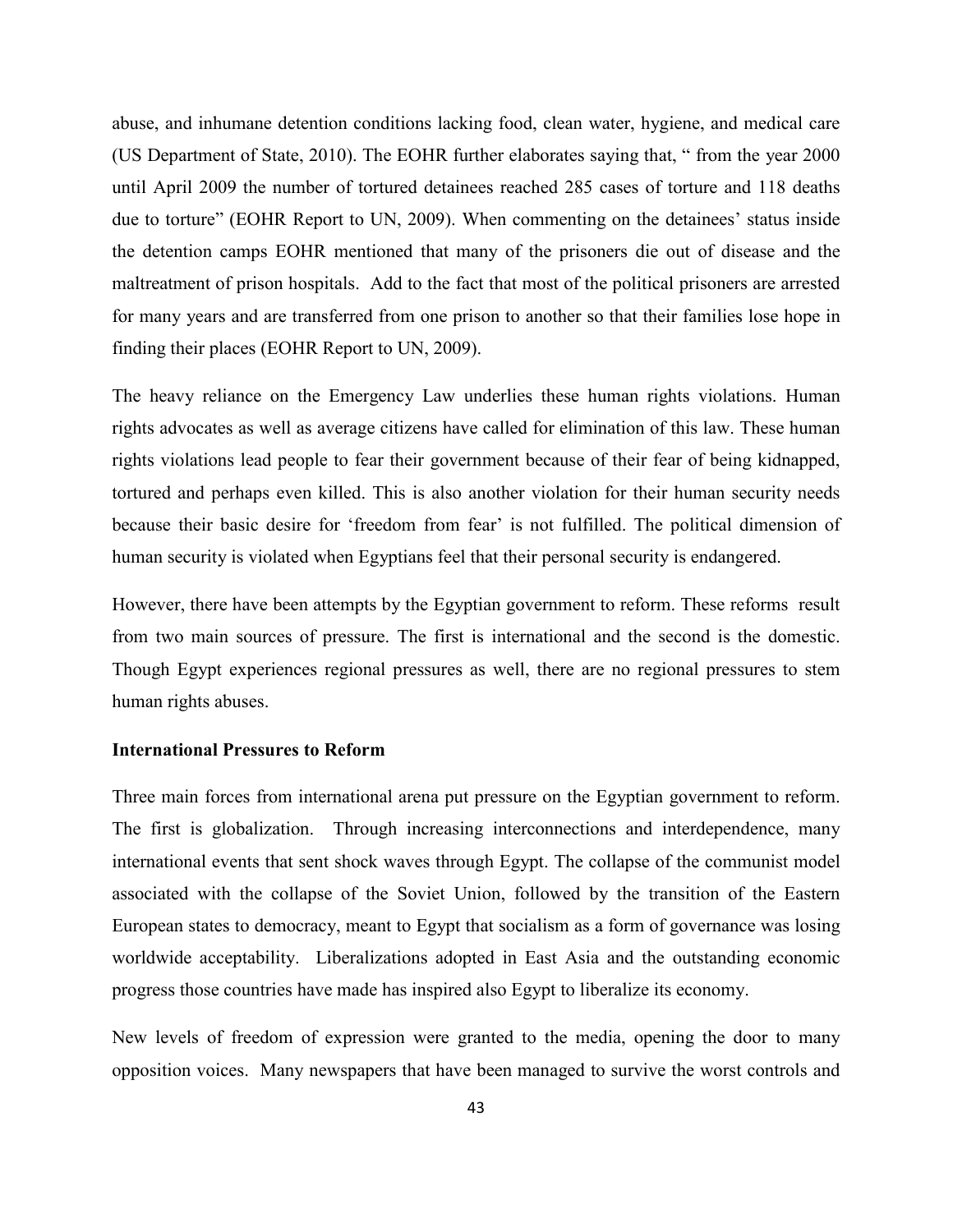abuse, and inhumane detention conditions lacking food, clean water, hygiene, and medical care (US Department of State, 2010). The EOHR further elaborates saying that, " from the year 2000 until April 2009 the number of tortured detainees reached 285 cases of torture and 118 deaths due to torture" (EOHR Report to UN, 2009). When commenting on the detainees' status inside the detention camps EOHR mentioned that many of the prisoners die out of disease and the maltreatment of prison hospitals. Add to the fact that most of the political prisoners are arrested for many years and are transferred from one prison to another so that their families lose hope in finding their places (EOHR Report to UN, 2009).

The heavy reliance on the Emergency Law underlies these human rights violations. Human rights advocates as well as average citizens have called for elimination of this law. These human rights violations lead people to fear their government because of their fear of being kidnapped, tortured and perhaps even killed. This is also another violation for their human security needs because their basic desire for 'freedom from fear' is not fulfilled. The political dimension of human security is violated when Egyptians feel that their personal security is endangered.

However, there have been attempts by the Egyptian government to reform. These reforms result from two main sources of pressure. The first is international and the second is the domestic. Though Egypt experiences regional pressures as well, there are no regional pressures to stem human rights abuses.

**International Pressures to Reform**

Three main forces from international arena put pressure on the Egyptian government to reform. The first is globalization. Through increasing interconnections and interdependence, many international events that sent shock waves through Egypt. The collapse of the communist model associated with the collapse of the Soviet Union, followed by the transition of the Eastern European states to democracy, meant to Egypt that socialism as a form of governance was losing worldwide acceptability. Liberalizations adopted in East Asia and the outstanding economic progress those countries have made has inspired also Egypt to liberalize its economy.

New levels of freedom of expression were granted to the media, opening the door to many opposition voices. Many newspapers that have been managed to survive the worst controls and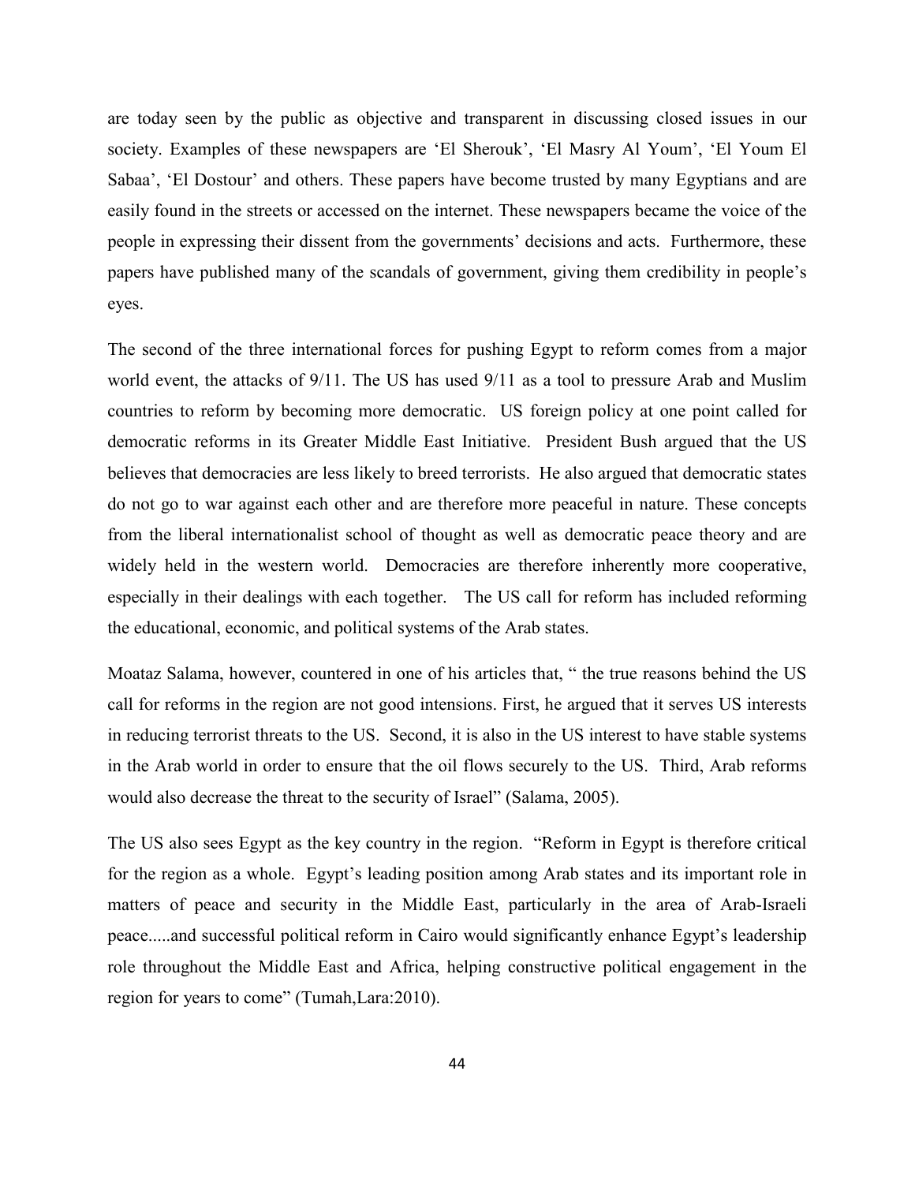are today seen by the public as objective and transparent in discussing closed issues in our society. Examples of these newspapers are 'El Sherouk', 'El Masry Al Youm', 'El Youm El Sabaa', 'El Dostour' and others. These papers have become trusted by many Egyptians and are easily found in the streets or accessed on the internet. These newspapers became the voice of the people in expressing their dissent from the governments' decisions and acts. Furthermore, these papers have published many of the scandals of government, giving them credibility in people's eyes.

The second of the three international forces for pushing Egypt to reform comes from a major world event, the attacks of 9/11. The US has used 9/11 as a tool to pressure Arab and Muslim countries to reform by becoming more democratic. US foreign policy at one point called for democratic reforms in its Greater Middle East Initiative. President Bush argued that the US believes that democracies are less likely to breed terrorists. He also argued that democratic states do not go to war against each other and are therefore more peaceful in nature. These concepts from the liberal internationalist school of thought as well as democratic peace theory and are widely held in the western world. Democracies are therefore inherently more cooperative, especially in their dealings with each together. The US call for reform has included reforming the educational, economic, and political systems of the Arab states.

Moataz Salama, however, countered in one of his articles that, " the true reasons behind the US call for reforms in the region are not good intensions. First, he argued that it serves US interests in reducing terrorist threats to the US. Second, it is also in the US interest to have stable systems in the Arab world in order to ensure that the oil flows securely to the US. Third, Arab reforms would also decrease the threat to the security of Israel" (Salama, 2005).

The US also sees Egypt as the key country in the region. "Reform in Egypt is therefore critical for the region as a whole. Egypt's leading position among Arab states and its important role in matters of peace and security in the Middle East, particularly in the area of Arab-Israeli peace.....and successful political reform in Cairo would significantly enhance Egypt's leadership role throughout the Middle East and Africa, helping constructive political engagement in the region for years to come" (Tumah,Lara:2010).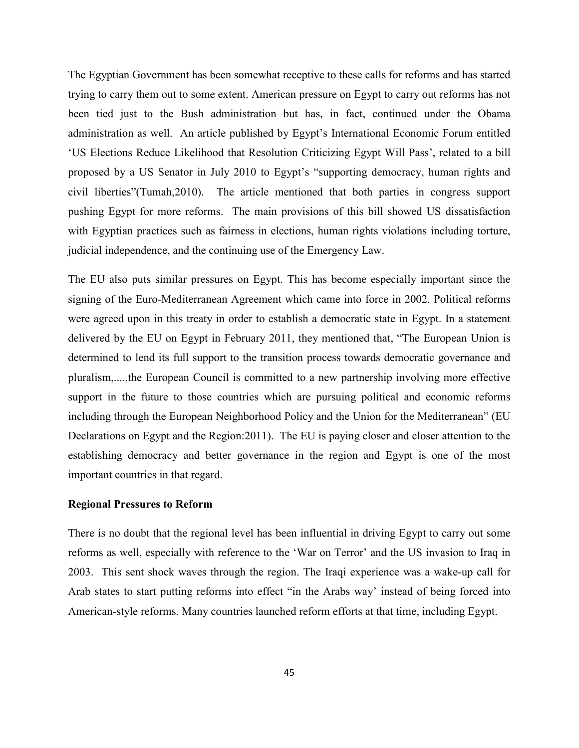The Egyptian Government has been somewhat receptive to these calls for reforms and has started trying to carry them out to some extent. American pressure on Egypt to carry out reforms has not been tied just to the Bush administration but has, in fact, continued under the Obama administration as well. An article published by Egypt's International Economic Forum entitled 'US Elections Reduce Likelihood that Resolution Criticizing Egypt Will Pass', related to a bill proposed by a US Senator in July 2010 to Egypt's "supporting democracy, human rights and civil liberties"(Tumah,2010). The article mentioned that both parties in congress support pushing Egypt for more reforms. The main provisions of this bill showed US dissatisfaction with Egyptian practices such as fairness in elections, human rights violations including torture, judicial independence, and the continuing use of the Emergency Law.

The EU also puts similar pressures on Egypt. This has become especially important since the signing of the Euro-Mediterranean Agreement which came into force in 2002. Political reforms were agreed upon in this treaty in order to establish a democratic state in Egypt. In a statement delivered by the EU on Egypt in February 2011, they mentioned that, "The European Union is determined to lend its full support to the transition process towards democratic governance and pluralism,....,the European Council is committed to a new partnership involving more effective support in the future to those countries which are pursuing political and economic reforms including through the European Neighborhood Policy and the Union for the Mediterranean" (EU Declarations on Egypt and the Region:2011). The EU is paying closer and closer attention to the establishing democracy and better governance in the region and Egypt is one of the most important countries in that regard.

**Regional Pressures to Reform**

There is no doubt that the regional level has been influential in driving Egypt to carry out some reforms as well, especially with reference to the 'War on Terror' and the US invasion to Iraq in 2003. This sent shock waves through the region. The Iraqi experience was a wake-up call for Arab states to start putting reforms into effect "in the Arabs way' instead of being forced into American-style reforms. Many countries launched reform efforts at that time, including Egypt.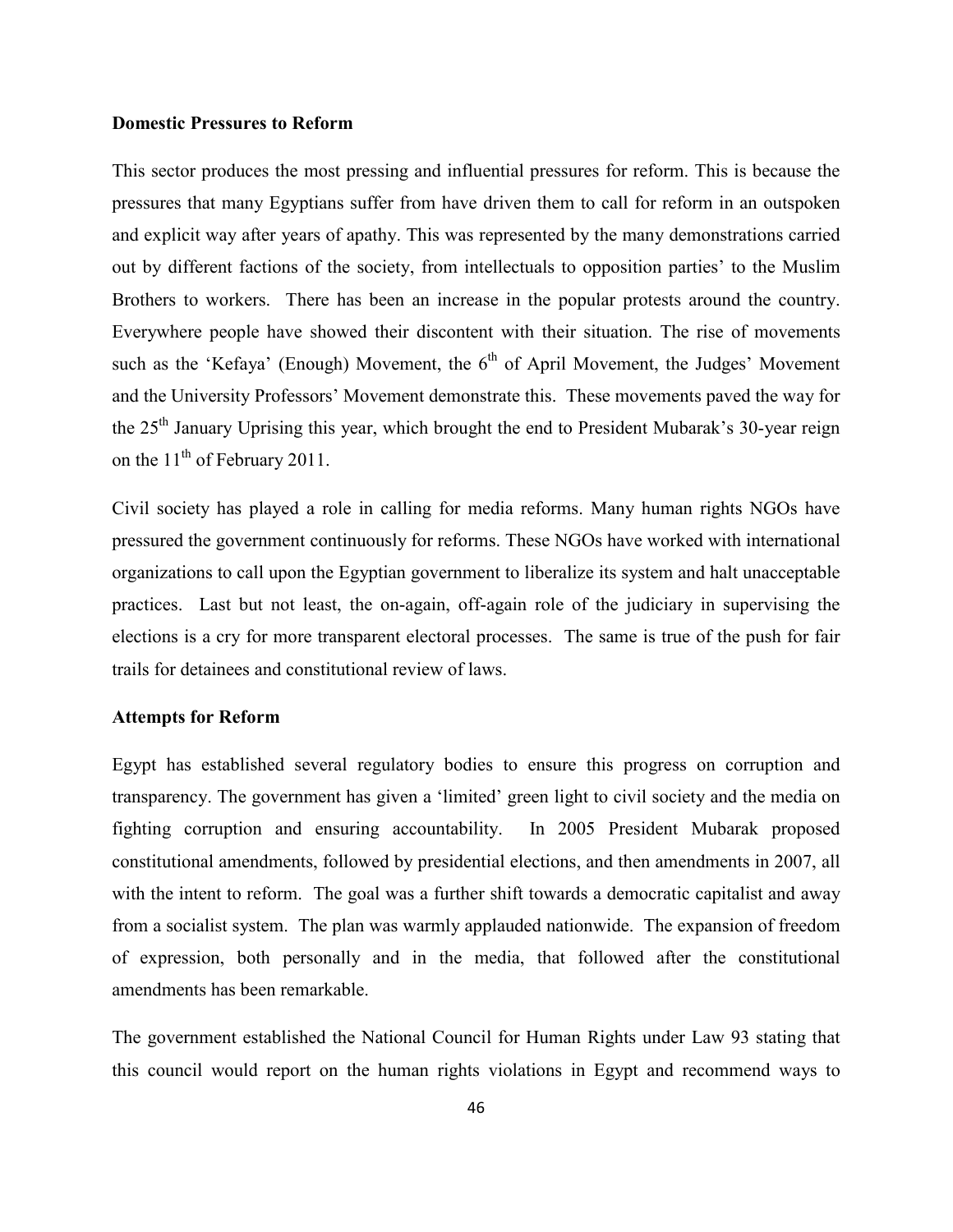**Domestic Pressures to Reform**

This sector produces the most pressing and influential pressures for reform. This is because the pressures that many Egyptians suffer from have driven them to call for reform in an outspoken and explicit way after years of apathy. This was represented by the many demonstrations carried out by different factions of the society, from intellectuals to opposition parties' to the Muslim Brothers to workers. There has been an increase in the popular protests around the country. Everywhere people have showed their discontent with their situation. The rise of movements such as the 'Kefaya' (Enough) Movement, the 6th of April Movement, the Judges' Movement and the University Professors' Movement demonstrate this. These movements paved the way for the 25th January Uprising this year, which brought the end to President Mubarak's 30-year reign on the 11th of February 2011.

Civil society has played a role in calling for media reforms. Many human rights NGOs have pressured the government continuously for reforms. These NGOs have worked with international organizations to call upon the Egyptian government to liberalize its system and halt unacceptable practices. Last but not least, the on-again, off-again role of the judiciary in supervising the elections is a cry for more transparent electoral processes. The same is true of the push for fair trails for detainees and constitutional review of laws.

**Attempts for Reform**

Egypt has established several regulatory bodies to ensure this progress on corruption and transparency. The government has given a 'limited' green light to civil society and the media on fighting corruption and ensuring accountability. In 2005 President Mubarak proposed constitutional amendments, followed by presidential elections, and then amendments in 2007, all with the intent to reform. The goal was a further shift towards a democratic capitalist and away from a socialist system. The plan was warmly applauded nationwide. The expansion of freedom of expression, both personally and in the media, that followed after the constitutional amendments has been remarkable.

The government established the National Council for Human Rights under Law 93 stating that this council would report on the human rights violations in Egypt and recommend ways to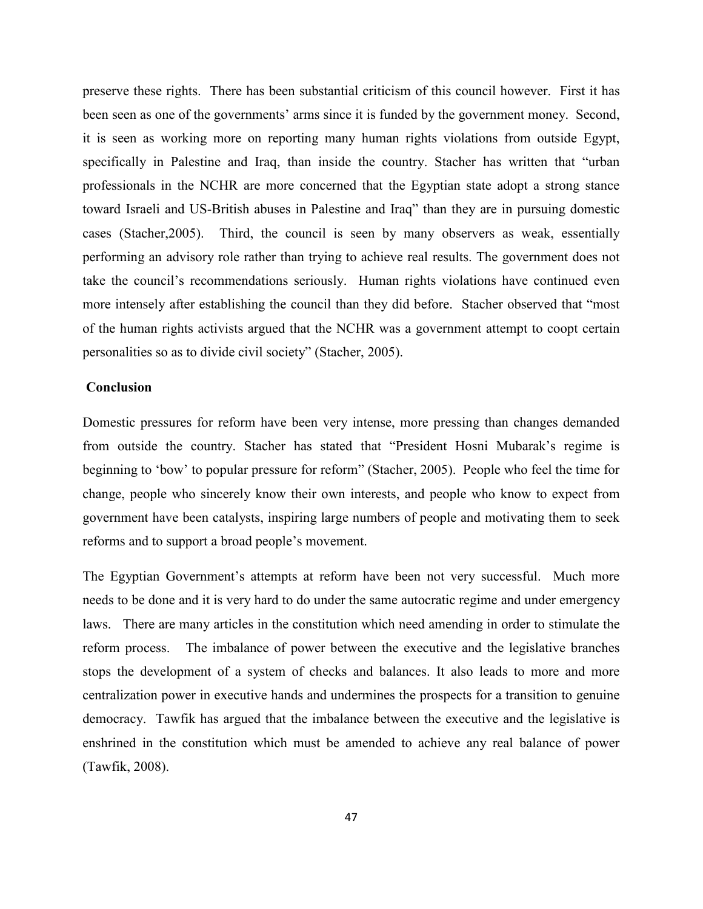preserve these rights. There has been substantial criticism of this council however. First it has been seen as one of the governments' arms since it is funded by the government money. Second, it is seen as working more on reporting many human rights violations from outside Egypt, specifically in Palestine and Iraq, than inside the country. Stacher has written that "urban professionals in the NCHR are more concerned that the Egyptian state adopt a strong stance toward Israeli and US-British abuses in Palestine and Iraq" than they are in pursuing domestic cases (Stacher,2005). Third, the council is seen by many observers as weak, essentially performing an advisory role rather than trying to achieve real results. The government does not take the council's recommendations seriously. Human rights violations have continued even more intensely after establishing the council than they did before. Stacher observed that "most of the human rights activists argued that the NCHR was a government attempt to coopt certain personalities so as to divide civil society" (Stacher, 2005).

## Conclusion

Domestic pressures for reform have been very intense, more pressing than changes demanded from outside the country. Stacher has stated that "President Hosni Mubarak's regime is beginning to 'bow' to popular pressure for reform" (Stacher, 2005). People who feel the time for change, people who sincerely know their own interests, and people who know to expect from government have been catalysts, inspiring large numbers of people and motivating them to seek reforms and to support a broad people's movement.

The Egyptian Government's attempts at reform have been not very successful. Much more needs to be done and it is very hard to do under the same autocratic regime and under emergency laws. There are many articles in the constitution which need amending in order to stimulate the reform process. The imbalance of power between the executive and the legislative branches stops the development of a system of checks and balances. It also leads to more and more centralization power in executive hands and undermines the prospects for a transition to genuine democracy. Tawfik has argued that the imbalance between the executive and the legislative is enshrined in the constitution which must be amended to achieve any real balance of power (Tawfik, 2008).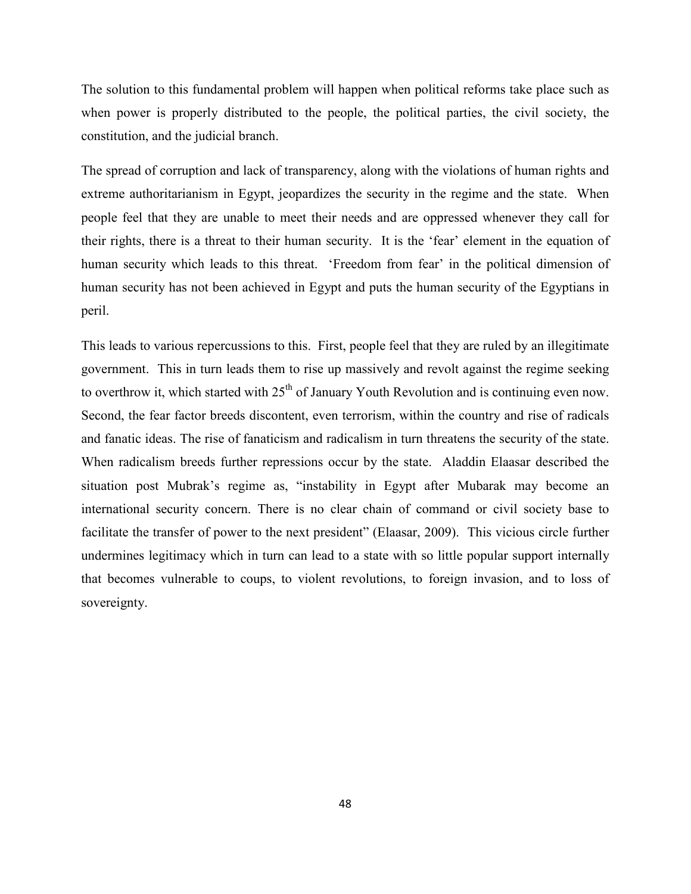The solution to this fundamental problem will happen when political reforms take place such as when power is properly distributed to the people, the political parties, the civil society, the constitution, and the judicial branch.

The spread of corruption and lack of transparency, along with the violations of human rights and extreme authoritarianism in Egypt, jeopardizes the security in the regime and the state. When people feel that they are unable to meet their needs and are oppressed whenever they call for their rights, there is a threat to their human security. It is the 'fear' element in the equation of human security which leads to this threat. 'Freedom from fear' in the political dimension of human security has not been achieved in Egypt and puts the human security of the Egyptians in peril.

This leads to various repercussions to this. First, people feel that they are ruled by an illegitimate government. This in turn leads them to rise up massively and revolt against the regime seeking to overthrow it, which started with 25th of January Youth Revolution and is continuing even now. Second, the fear factor breeds discontent, even terrorism, within the country and rise of radicals and fanatic ideas. The rise of fanaticism and radicalism in turn threatens the security of the state. When radicalism breeds further repressions occur by the state. Aladdin Elaasar described the situation post Mubrak's regime as, "instability in Egypt after Mubarak may become an international security concern. There is no clear chain of command or civil society base to facilitate the transfer of power to the next president" (Elaasar, 2009). This vicious circle further undermines legitimacy which in turn can lead to a state with so little popular support internally that becomes vulnerable to coups, to violent revolutions, to foreign invasion, and to loss of sovereignty.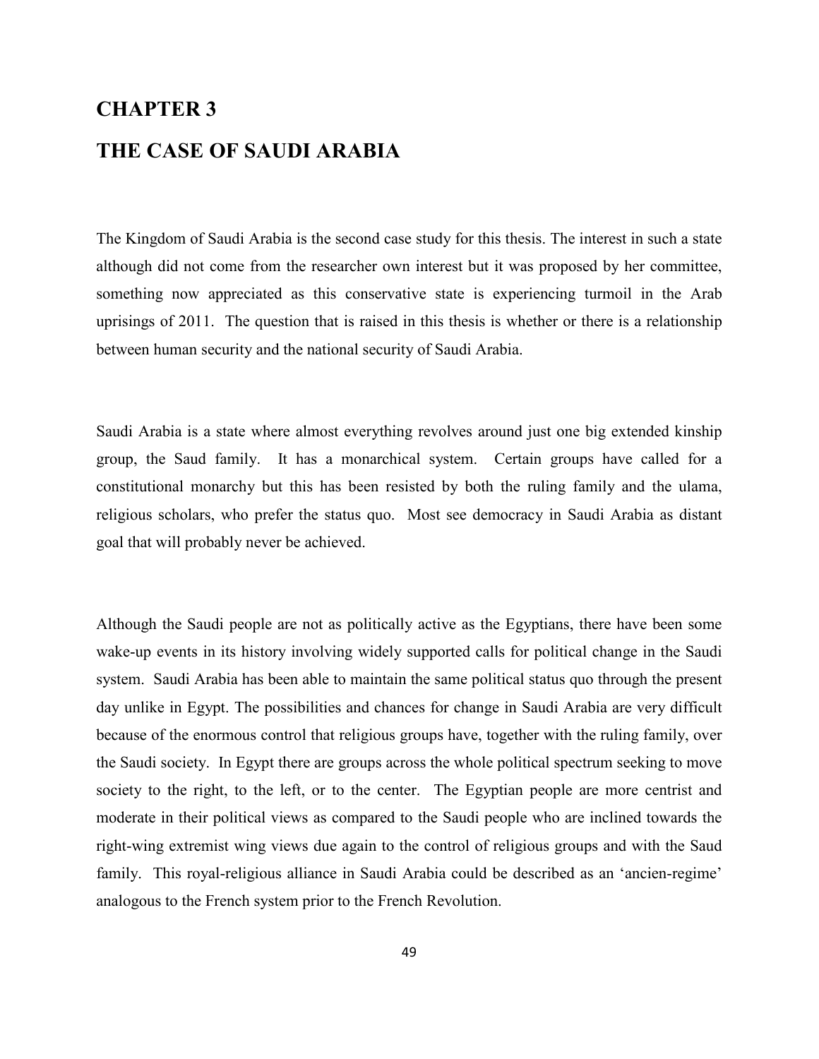# CHAPTER 3

# THE CASE OF SAUDI ARABIA

The Kingdom of Saudi Arabia is the second case study for this thesis. The interest in such a state although did not come from the researcher own interest but it was proposed by her committee, something now appreciated as this conservative state is experiencing turmoil in the Arab uprisings of 2011. The question that is raised in this thesis is whether or there is a relationship between human security and the national security of Saudi Arabia.

Saudi Arabia is a state where almost everything revolves around just one big extended kinship group, the Saud family. It has a monarchical system. Certain groups have called for a constitutional monarchy but this has been resisted by both the ruling family and the ulama, religious scholars, who prefer the status quo. Most see democracy in Saudi Arabia as distant goal that will probably never be achieved.

Although the Saudi people are not as politically active as the Egyptians, there have been some wake-up events in its history involving widely supported calls for political change in the Saudi system. Saudi Arabia has been able to maintain the same political status quo through the present day unlike in Egypt. The possibilities and chances for change in Saudi Arabia are very difficult because of the enormous control that religious groups have, together with the ruling family, over the Saudi society. In Egypt there are groups across the whole political spectrum seeking to move society to the right, to the left, or to the center. The Egyptian people are more centrist and moderate in their political views as compared to the Saudi people who are inclined towards the right-wing extremist wing views due again to the control of religious groups and with the Saud family. This royal-religious alliance in Saudi Arabia could be described as an 'ancien-regime' analogous to the French system prior to the French Revolution.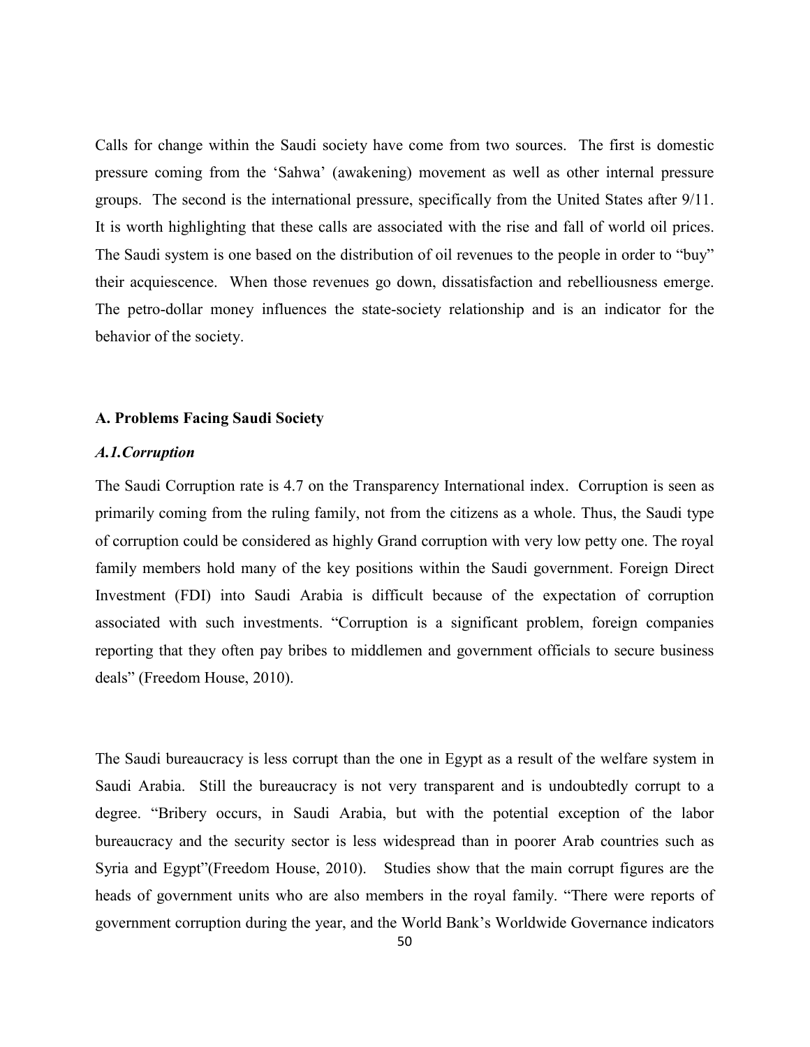Calls for change within the Saudi society have come from two sources. The first is domestic pressure coming from the 'Sahwa' (awakening) movement as well as other internal pressure groups. The second is the international pressure, specifically from the United States after 9/11. It is worth highlighting that these calls are associated with the rise and fall of world oil prices. The Saudi system is one based on the distribution of oil revenues to the people in order to "buy" their acquiescence. When those revenues go down, dissatisfaction and rebelliousness emerge. The petro-dollar money influences the state-society relationship and is an indicator for the behavior of the society.

### A. Problems Facing Saudi Society

#### *A.1.Corruption*

The Saudi Corruption rate is 4.7 on the Transparency International index. Corruption is seen as primarily coming from the ruling family, not from the citizens as a whole. Thus, the Saudi type of corruption could be considered as highly Grand corruption with very low petty one. The royal family members hold many of the key positions within the Saudi government. Foreign Direct Investment (FDI) into Saudi Arabia is difficult because of the expectation of corruption associated with such investments. "Corruption is a significant problem, foreign companies reporting that they often pay bribes to middlemen and government officials to secure business deals" (Freedom House, 2010).

The Saudi bureaucracy is less corrupt than the one in Egypt as a result of the welfare system in Saudi Arabia. Still the bureaucracy is not very transparent and is undoubtedly corrupt to a degree. "Bribery occurs, in Saudi Arabia, but with the potential exception of the labor bureaucracy and the security sector is less widespread than in poorer Arab countries such as Syria and Egypt"(Freedom House, 2010). Studies show that the main corrupt figures are the heads of government units who are also members in the royal family. "There were reports of government corruption during the year, and the World Bank's Worldwide Governance indicators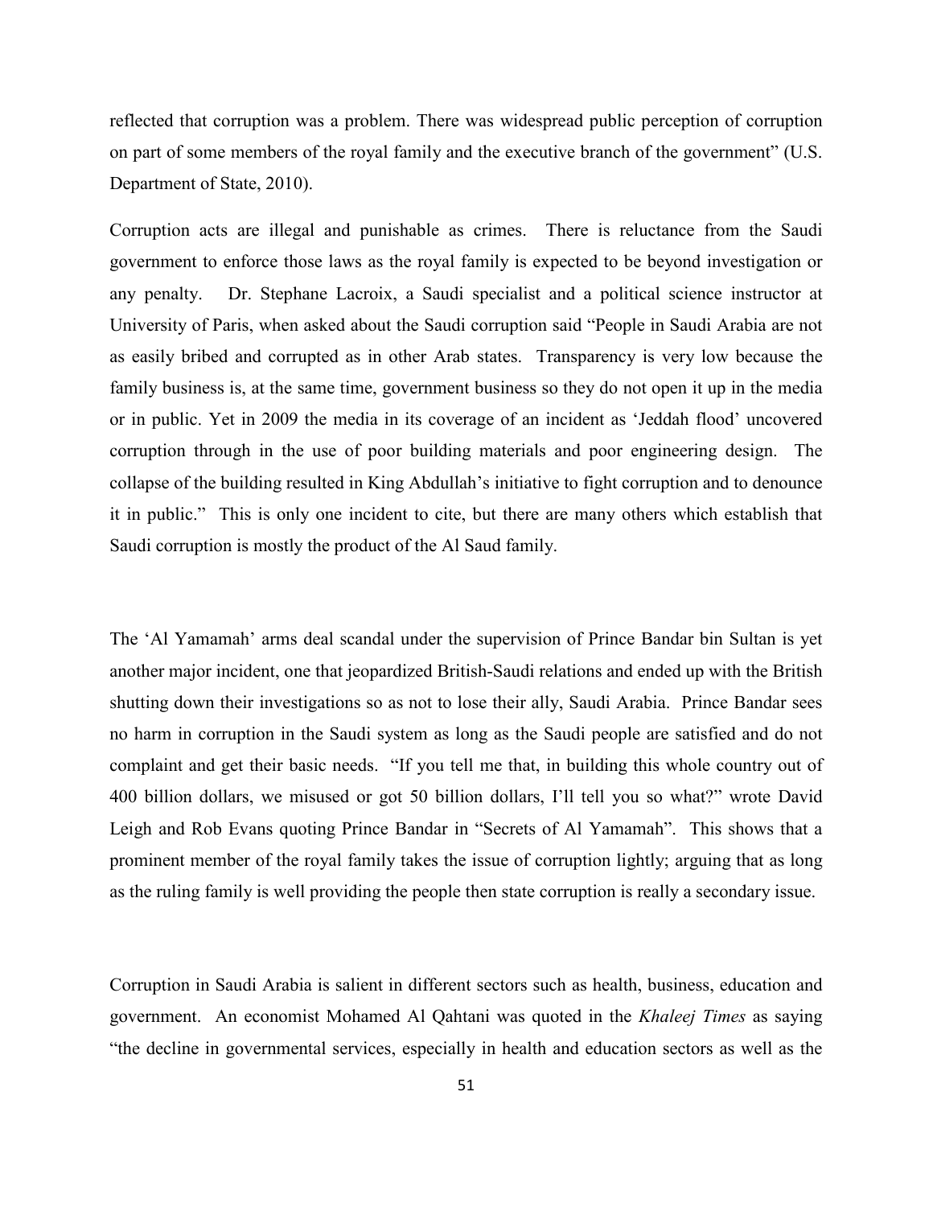reflected that corruption was a problem. There was widespread public perception of corruption on part of some members of the royal family and the executive branch of the government" (U.S. Department of State, 2010).

Corruption acts are illegal and punishable as crimes. There is reluctance from the Saudi government to enforce those laws as the royal family is expected to be beyond investigation or any penalty. Dr. Stephane Lacroix, a Saudi specialist and a political science instructor at University of Paris, when asked about the Saudi corruption said "People in Saudi Arabia are not as easily bribed and corrupted as in other Arab states. Transparency is very low because the family business is, at the same time, government business so they do not open it up in the media or in public. Yet in 2009 the media in its coverage of an incident as 'Jeddah flood' uncovered corruption through in the use of poor building materials and poor engineering design. The collapse of the building resulted in King Abdullah's initiative to fight corruption and to denounce it in public." This is only one incident to cite, but there are many others which establish that Saudi corruption is mostly the product of the Al Saud family.

The 'Al Yamamah' arms deal scandal under the supervision of Prince Bandar bin Sultan is yet another major incident, one that jeopardized British-Saudi relations and ended up with the British shutting down their investigations so as not to lose their ally, Saudi Arabia. Prince Bandar sees no harm in corruption in the Saudi system as long as the Saudi people are satisfied and do not complaint and get their basic needs. "If you tell me that, in building this whole country out of 400 billion dollars, we misused or got 50 billion dollars, I'll tell you so what?" wrote David Leigh and Rob Evans quoting Prince Bandar in "Secrets of Al Yamamah". This shows that a prominent member of the royal family takes the issue of corruption lightly; arguing that as long as the ruling family is well providing the people then state corruption is really a secondary issue.

Corruption in Saudi Arabia is salient in different sectors such as health, business, education and government. An economist Mohamed Al Qahtani was quoted in the *Khaleej Times* as saying "the decline in governmental services, especially in health and education sectors as well as the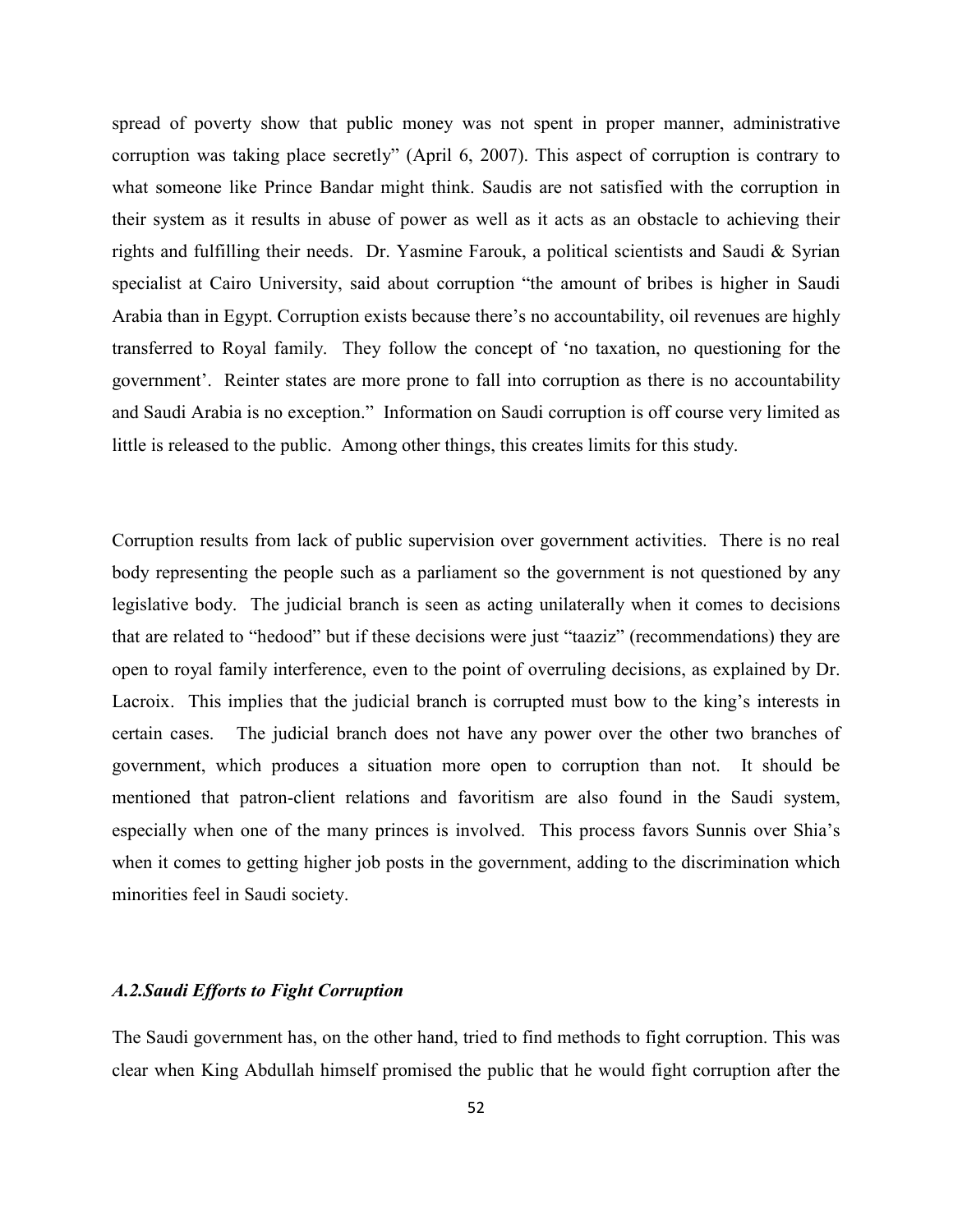spread of poverty show that public money was not spent in proper manner, administrative corruption was taking place secretly" (April 6, 2007). This aspect of corruption is contrary to what someone like Prince Bandar might think. Saudis are not satisfied with the corruption in their system as it results in abuse of power as well as it acts as an obstacle to achieving their rights and fulfilling their needs. Dr. Yasmine Farouk, a political scientists and Saudi & Syrian specialist at Cairo University, said about corruption "the amount of bribes is higher in Saudi Arabia than in Egypt. Corruption exists because there's no accountability, oil revenues are highly transferred to Royal family. They follow the concept of 'no taxation, no questioning for the government'. Reinter states are more prone to fall into corruption as there is no accountability and Saudi Arabia is no exception." Information on Saudi corruption is off course very limited as little is released to the public. Among other things, this creates limits for this study.

Corruption results from lack of public supervision over government activities. There is no real body representing the people such as a parliament so the government is not questioned by any legislative body. The judicial branch is seen as acting unilaterally when it comes to decisions that are related to "hedood" but if these decisions were just "taaziz" (recommendations) they are open to royal family interference, even to the point of overruling decisions, as explained by Dr. Lacroix. This implies that the judicial branch is corrupted must bow to the king's interests in certain cases. The judicial branch does not have any power over the other two branches of government, which produces a situation more open to corruption than not. It should be mentioned that patron-client relations and favoritism are also found in the Saudi system, especially when one of the many princes is involved. This process favors Sunnis over Shia's when it comes to getting higher job posts in the government, adding to the discrimination which minorities feel in Saudi society.

### *A.2.Saudi Efforts to Fight Corruption*

The Saudi government has, on the other hand, tried to find methods to fight corruption. This was clear when King Abdullah himself promised the public that he would fight corruption after the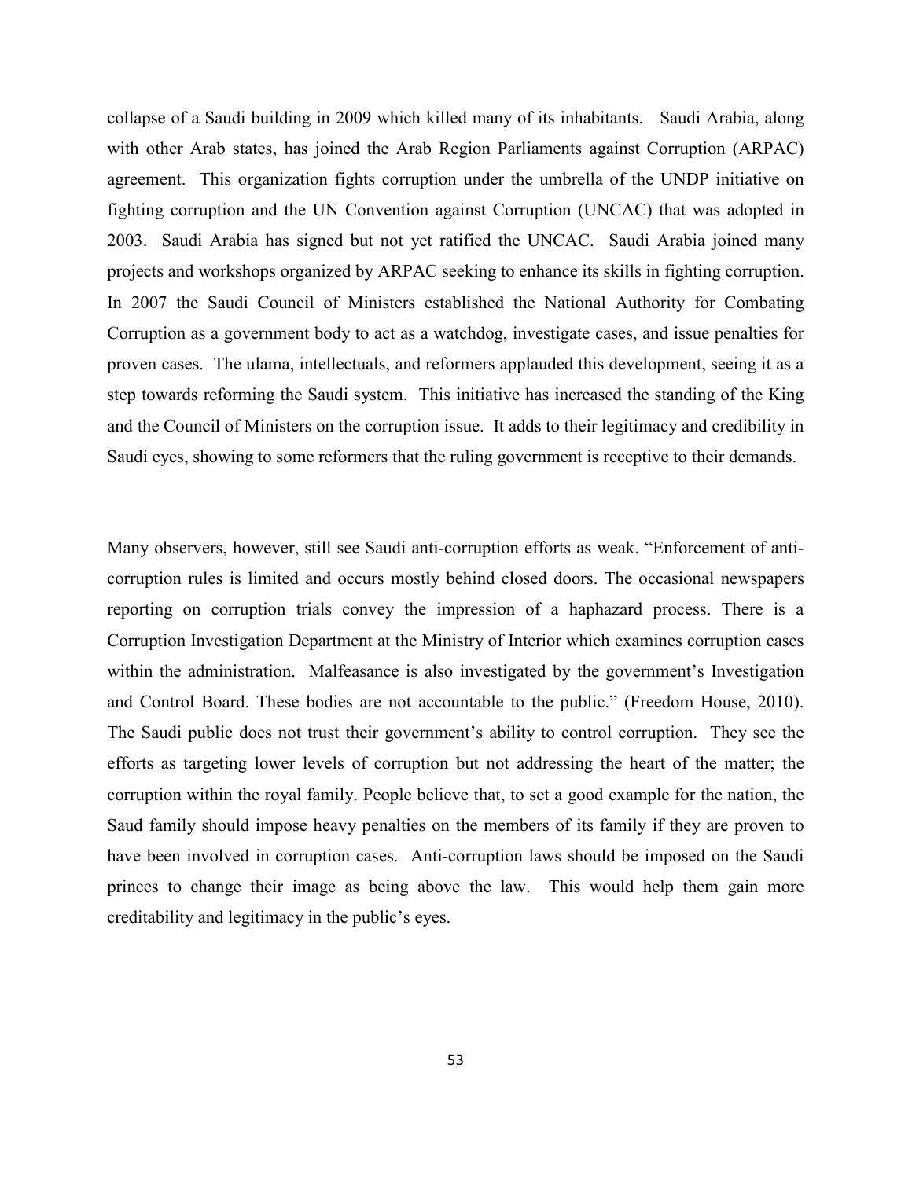collapse of a Saudi building in 2009 which killed many of its inhabitants. Saudi Arabia, along with other Arab states, has joined the Arab Region Parliaments against Corruption (ARPAC) agreement. This organization fights corruption under the umbrella of the UNDP initiative on fighting corruption and the UN Convention against Corruption (UNCAC) that was adopted in 2003. Saudi Arabia has signed but not yet ratified the UNCAC. Saudi Arabia joined many projects and workshops organized by ARPAC seeking to enhance its skills in fighting corruption. In 2007 the Saudi Council of Ministers established the National Authority for Combating Corruption as a government body to act as a watchdog, investigate cases, and issue penalties for proven cases. The ulama, intellectuals, and reformers applauded this development, seeing it as a step towards reforming the Saudi system. This initiative has increased the standing of the King and the Council of Ministers on the corruption issue. It adds to their legitimacy and credibility in Saudi eyes, showing to some reformers that the ruling government is receptive to their demands.

Many observers, however, still see Saudi anti-corruption efforts as weak. "Enforcement of anti-corruption rules is limited and occurs mostly behind closed doors. The occasional newspapers reporting on corruption trials convey the impression of a haphazard process. There is a Corruption Investigation Department at the Ministry of Interior which examines corruption cases within the administration. Malfeasance is also investigated by the government's Investigation and Control Board. These bodies are not accountable to the public." (Freedom House, 2010). The Saudi public does not trust their government's ability to control corruption. They see the efforts as targeting lower levels of corruption but not addressing the heart of the matter; the corruption within the royal family. People believe that, to set a good example for the nation, the Saud family should impose heavy penalties on the members of its family if they are proven to have been involved in corruption cases. Anti-corruption laws should be imposed on the Saudi princes to change their image as being above the law. This would help them gain more creditability and legitimacy in the public's eyes.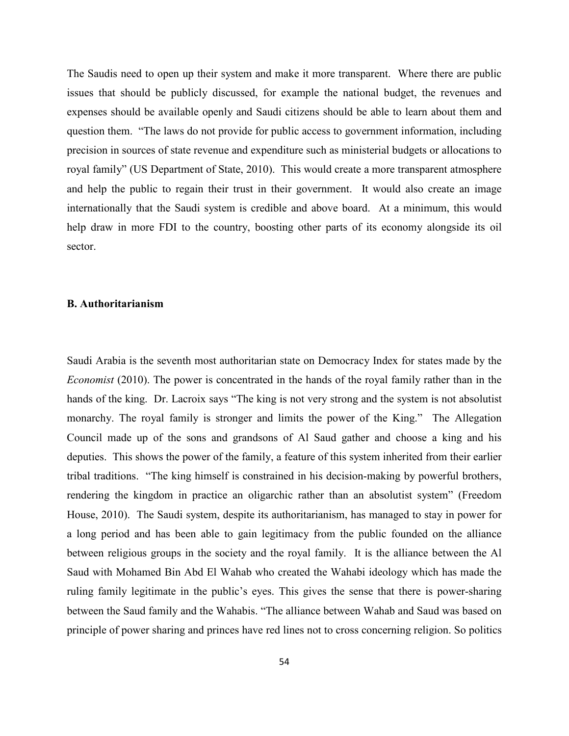The Saudis need to open up their system and make it more transparent. Where there are public issues that should be publicly discussed, for example the national budget, the revenues and expenses should be available openly and Saudi citizens should be able to learn about them and question them. "The laws do not provide for public access to government information, including precision in sources of state revenue and expenditure such as ministerial budgets or allocations to royal family" (US Department of State, 2010). This would create a more transparent atmosphere and help the public to regain their trust in their government. It would also create an image internationally that the Saudi system is credible and above board. At a minimum, this would help draw in more FDI to the country, boosting other parts of its economy alongside its oil sector.

**B. Authoritarianism**

Saudi Arabia is the seventh most authoritarian state on Democracy Index for states made by the *Economist* (2010). The power is concentrated in the hands of the royal family rather than in the hands of the king. Dr. Lacroix says "The king is not very strong and the system is not absolutist monarchy. The royal family is stronger and limits the power of the King." The Allegation Council made up of the sons and grandsons of Al Saud gather and choose a king and his deputies. This shows the power of the family, a feature of this system inherited from their earlier tribal traditions. "The king himself is constrained in his decision-making by powerful brothers, rendering the kingdom in practice an oligarchic rather than an absolutist system" (Freedom House, 2010). The Saudi system, despite its authoritarianism, has managed to stay in power for a long period and has been able to gain legitimacy from the public founded on the alliance between religious groups in the society and the royal family. It is the alliance between the Al Saud with Mohamed Bin Abd El Wahab who created the Wahabi ideology which has made the ruling family legitimate in the public's eyes. This gives the sense that there is power-sharing between the Saud family and the Wahabis. "The alliance between Wahab and Saud was based on principle of power sharing and princes have red lines not to cross concerning religion. So politics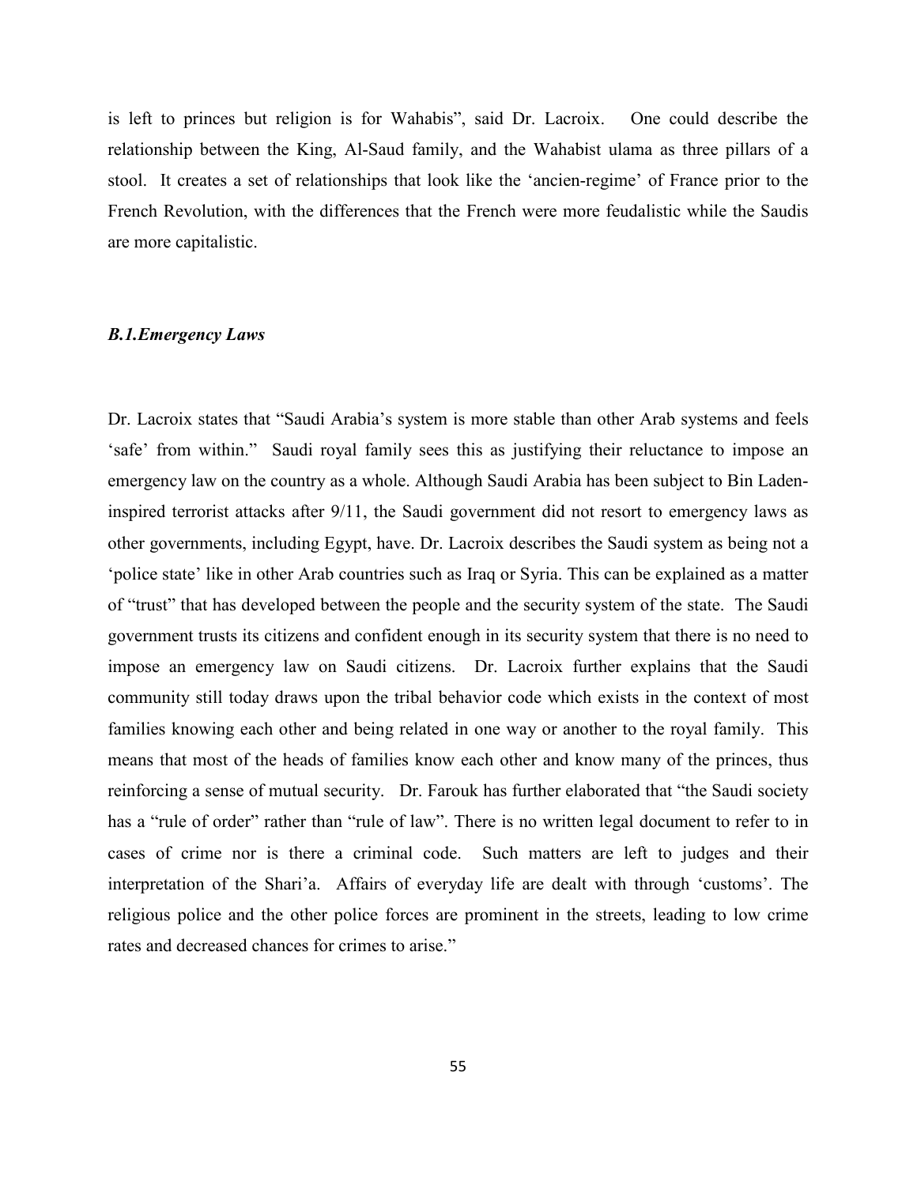is left to princes but religion is for Wahabis", said Dr. Lacroix. One could describe the relationship between the King, Al-Saud family, and the Wahabist ulama as three pillars of a stool. It creates a set of relationships that look like the 'ancien-regime' of France prior to the French Revolution, with the differences that the French were more feudalistic while the Saudis are more capitalistic.

### *B.1.Emergency Laws*

Dr. Lacroix states that "Saudi Arabia's system is more stable than other Arab systems and feels 'safe' from within." Saudi royal family sees this as justifying their reluctance to impose an emergency law on the country as a whole. Although Saudi Arabia has been subject to Bin Laden-inspired terrorist attacks after 9/11, the Saudi government did not resort to emergency laws as other governments, including Egypt, have. Dr. Lacroix describes the Saudi system as being not a 'police state' like in other Arab countries such as Iraq or Syria. This can be explained as a matter of "trust" that has developed between the people and the security system of the state. The Saudi government trusts its citizens and confident enough in its security system that there is no need to impose an emergency law on Saudi citizens. Dr. Lacroix further explains that the Saudi community still today draws upon the tribal behavior code which exists in the context of most families knowing each other and being related in one way or another to the royal family. This means that most of the heads of families know each other and know many of the princes, thus reinforcing a sense of mutual security. Dr. Farouk has further elaborated that "the Saudi society has a "rule of order" rather than "rule of law". There is no written legal document to refer to in cases of crime nor is there a criminal code. Such matters are left to judges and their interpretation of the Shari'a. Affairs of everyday life are dealt with through 'customs'. The religious police and the other police forces are prominent in the streets, leading to low crime rates and decreased chances for crimes to arise."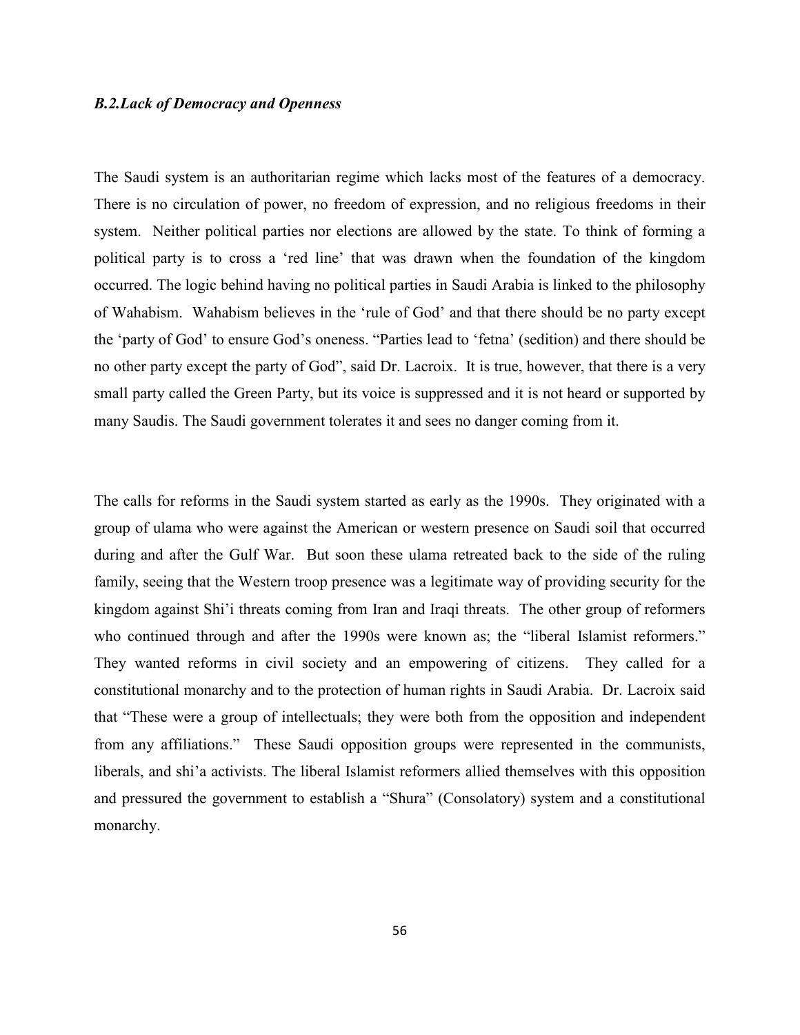### *B.2.Lack of Democracy and Openness*

The Saudi system is an authoritarian regime which lacks most of the features of a democracy. There is no circulation of power, no freedom of expression, and no religious freedoms in their system. Neither political parties nor elections are allowed by the state. To think of forming a political party is to cross a 'red line' that was drawn when the foundation of the kingdom occurred. The logic behind having no political parties in Saudi Arabia is linked to the philosophy of Wahabism. Wahabism believes in the 'rule of God' and that there should be no party except the 'party of God' to ensure God's oneness. "Parties lead to 'fetna' (sedition) and there should be no other party except the party of God", said Dr. Lacroix. It is true, however, that there is a very small party called the Green Party, but its voice is suppressed and it is not heard or supported by many Saudis. The Saudi government tolerates it and sees no danger coming from it.

The calls for reforms in the Saudi system started as early as the 1990s. They originated with a group of ulama who were against the American or western presence on Saudi soil that occurred during and after the Gulf War. But soon these ulama retreated back to the side of the ruling family, seeing that the Western troop presence was a legitimate way of providing security for the kingdom against Shi'i threats coming from Iran and Iraqi threats. The other group of reformers who continued through and after the 1990s were known as; the "liberal Islamist reformers." They wanted reforms in civil society and an empowering of citizens. They called for a constitutional monarchy and to the protection of human rights in Saudi Arabia. Dr. Lacroix said that "These were a group of intellectuals; they were both from the opposition and independent from any affiliations." These Saudi opposition groups were represented in the communists, liberals, and shi'a activists. The liberal Islamist reformers allied themselves with this opposition and pressured the government to establish a "Shura" (Consolatory) system and a constitutional monarchy.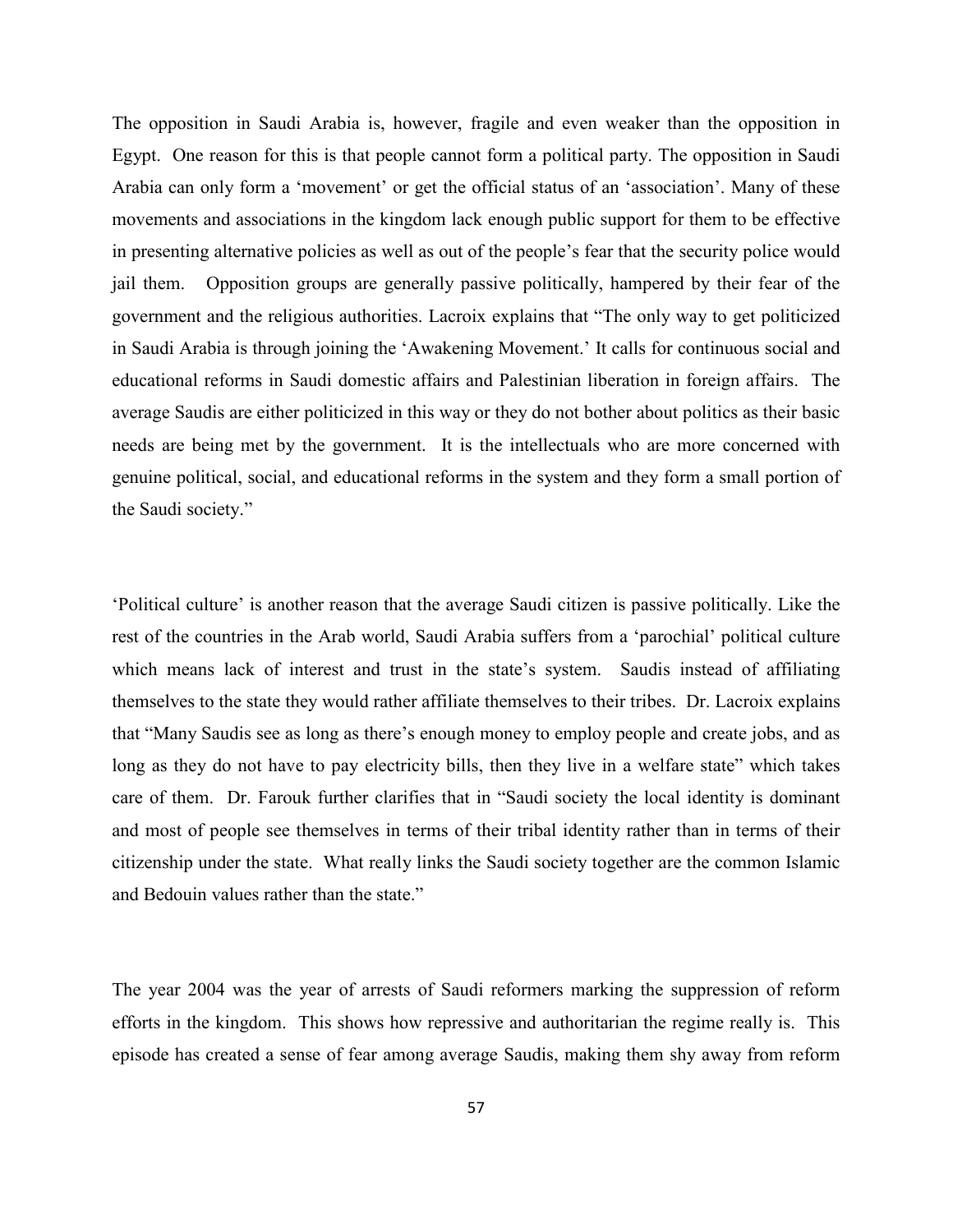The opposition in Saudi Arabia is, however, fragile and even weaker than the opposition in Egypt. One reason for this is that people cannot form a political party. The opposition in Saudi Arabia can only form a 'movement' or get the official status of an 'association'. Many of these movements and associations in the kingdom lack enough public support for them to be effective in presenting alternative policies as well as out of the people's fear that the security police would jail them. Opposition groups are generally passive politically, hampered by their fear of the government and the religious authorities. Lacroix explains that "The only way to get politicized in Saudi Arabia is through joining the 'Awakening Movement.' It calls for continuous social and educational reforms in Saudi domestic affairs and Palestinian liberation in foreign affairs. The average Saudis are either politicized in this way or they do not bother about politics as their basic needs are being met by the government. It is the intellectuals who are more concerned with genuine political, social, and educational reforms in the system and they form a small portion of the Saudi society."

'Political culture' is another reason that the average Saudi citizen is passive politically. Like the rest of the countries in the Arab world, Saudi Arabia suffers from a 'parochial' political culture which means lack of interest and trust in the state's system. Saudis instead of affiliating themselves to the state they would rather affiliate themselves to their tribes. Dr. Lacroix explains that "Many Saudis see as long as there's enough money to employ people and create jobs, and as long as they do not have to pay electricity bills, then they live in a welfare state" which takes care of them. Dr. Farouk further clarifies that in "Saudi society the local identity is dominant and most of people see themselves in terms of their tribal identity rather than in terms of their citizenship under the state. What really links the Saudi society together are the common Islamic and Bedouin values rather than the state."

The year 2004 was the year of arrests of Saudi reformers marking the suppression of reform efforts in the kingdom. This shows how repressive and authoritarian the regime really is. This episode has created a sense of fear among average Saudis, making them shy away from reform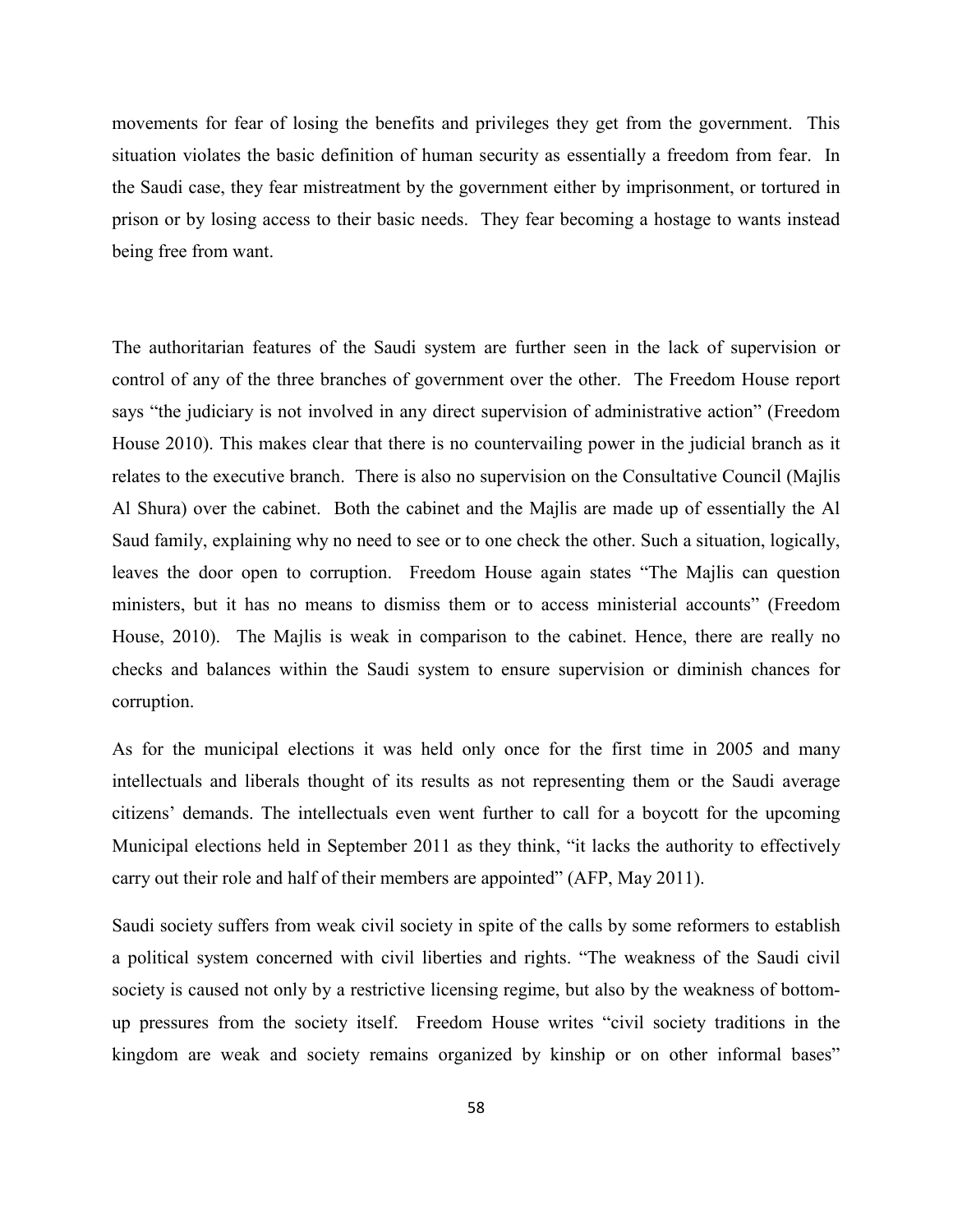movements for fear of losing the benefits and privileges they get from the government. This situation violates the basic definition of human security as essentially a freedom from fear. In the Saudi case, they fear mistreatment by the government either by imprisonment, or tortured in prison or by losing access to their basic needs. They fear becoming a hostage to wants instead being free from want.

The authoritarian features of the Saudi system are further seen in the lack of supervision or control of any of the three branches of government over the other. The Freedom House report says "the judiciary is not involved in any direct supervision of administrative action" (Freedom House 2010). This makes clear that there is no countervailing power in the judicial branch as it relates to the executive branch. There is also no supervision on the Consultative Council (Majlis Al Shura) over the cabinet. Both the cabinet and the Majlis are made up of essentially the Al Saud family, explaining why no need to see or to one check the other. Such a situation, logically, leaves the door open to corruption. Freedom House again states "The Majlis can question ministers, but it has no means to dismiss them or to access ministerial accounts" (Freedom House, 2010). The Majlis is weak in comparison to the cabinet. Hence, there are really no checks and balances within the Saudi system to ensure supervision or diminish chances for corruption.

As for the municipal elections it was held only once for the first time in 2005 and many intellectuals and liberals thought of its results as not representing them or the Saudi average citizens' demands. The intellectuals even went further to call for a boycott for the upcoming Municipal elections held in September 2011 as they think, "it lacks the authority to effectively carry out their role and half of their members are appointed" (AFP, May 2011).

Saudi society suffers from weak civil society in spite of the calls by some reformers to establish a political system concerned with civil liberties and rights. "The weakness of the Saudi civil society is caused not only by a restrictive licensing regime, but also by the weakness of bottom-up pressures from the society itself. Freedom House writes "civil society traditions in the kingdom are weak and society remains organized by kinship or on other informal bases"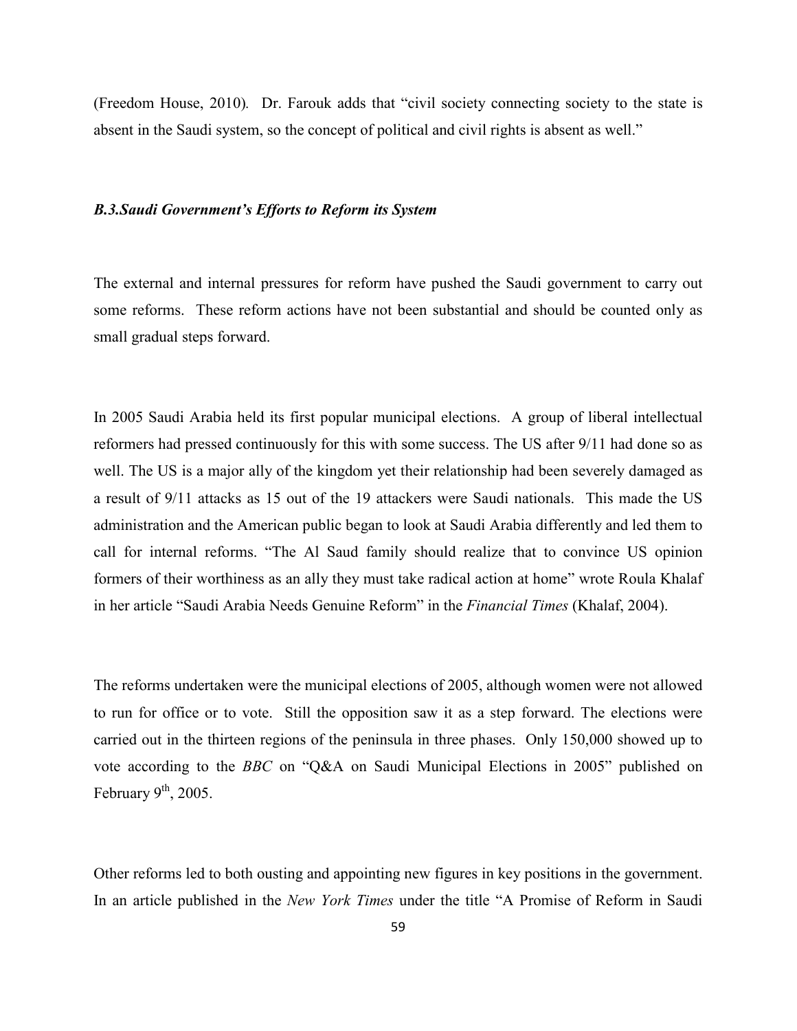(Freedom House, 2010). Dr. Farouk adds that "civil society connecting society to the state is absent in the Saudi system, so the concept of political and civil rights is absent as well."

### *B.3.Saudi Government's Efforts to Reform its System*

The external and internal pressures for reform have pushed the Saudi government to carry out some reforms. These reform actions have not been substantial and should be counted only as small gradual steps forward.

In 2005 Saudi Arabia held its first popular municipal elections. A group of liberal intellectual reformers had pressed continuously for this with some success. The US after 9/11 had done so as well. The US is a major ally of the kingdom yet their relationship had been severely damaged as a result of 9/11 attacks as 15 out of the 19 attackers were Saudi nationals. This made the US administration and the American public began to look at Saudi Arabia differently and led them to call for internal reforms. "The Al Saud family should realize that to convince US opinion formers of their worthiness as an ally they must take radical action at home" wrote Roula Khalaf in her article "Saudi Arabia Needs Genuine Reform" in the *Financial Times* (Khalaf, 2004).

The reforms undertaken were the municipal elections of 2005, although women were not allowed to run for office or to vote. Still the opposition saw it as a step forward. The elections were carried out in the thirteen regions of the peninsula in three phases. Only 150,000 showed up to vote according to the *BBC* on "Q&A on Saudi Municipal Elections in 2005" published on February 9th, 2005.

Other reforms led to both ousting and appointing new figures in key positions in the government. In an article published in the *New York Times* under the title "A Promise of Reform in Saudi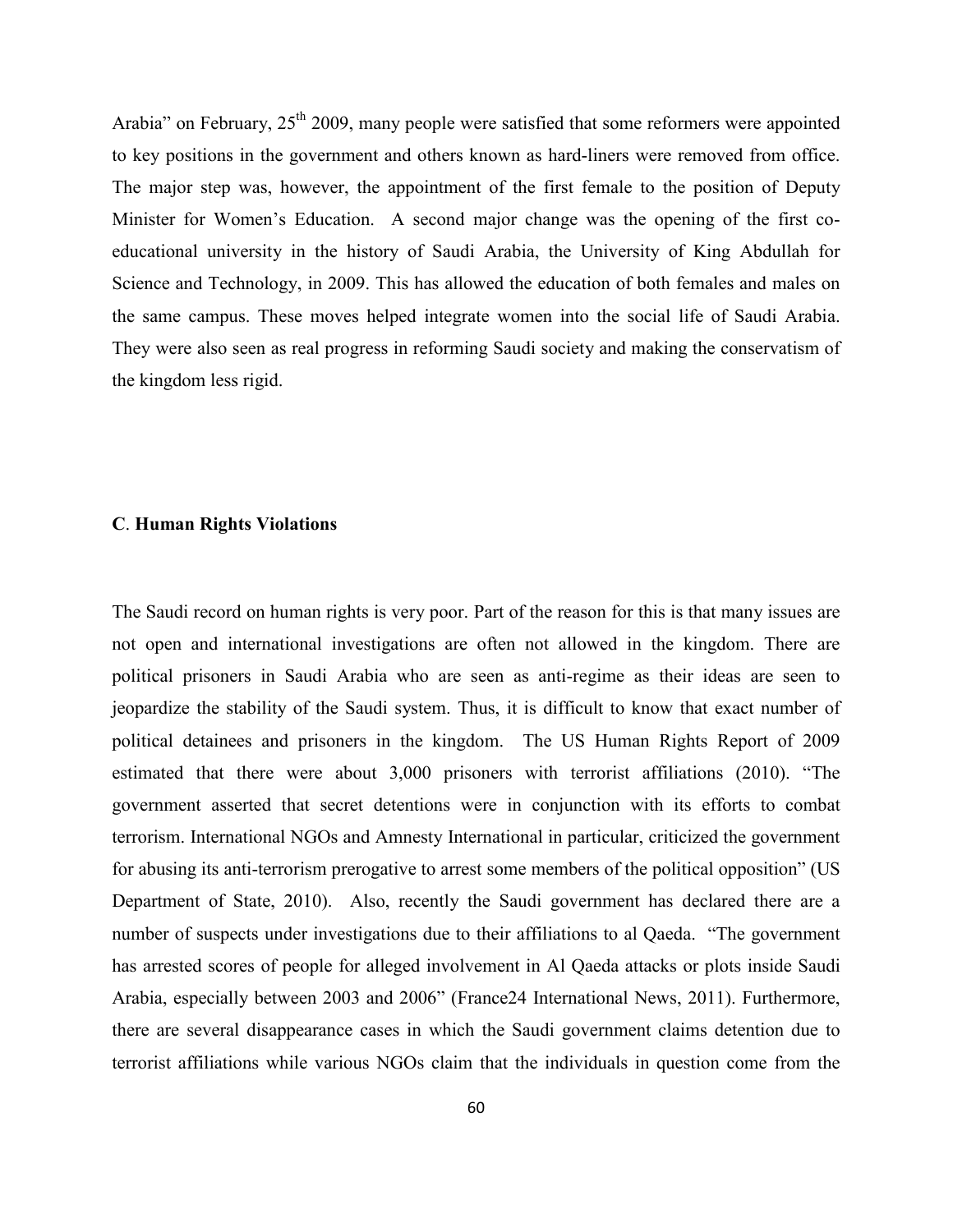Arabia" on February, 25th 2009, many people were satisfied that some reformers were appointed to key positions in the government and others known as hard-liners were removed from office. The major step was, however, the appointment of the first female to the position of Deputy Minister for Women's Education. A second major change was the opening of the first co-educational university in the history of Saudi Arabia, the University of King Abdullah for Science and Technology, in 2009. This has allowed the education of both females and males on the same campus. These moves helped integrate women into the social life of Saudi Arabia. They were also seen as real progress in reforming Saudi society and making the conservatism of the kingdom less rigid.

### C. Human Rights Violations

The Saudi record on human rights is very poor. Part of the reason for this is that many issues are not open and international investigations are often not allowed in the kingdom. There are political prisoners in Saudi Arabia who are seen as anti-regime as their ideas are seen to jeopardize the stability of the Saudi system. Thus, it is difficult to know that exact number of political detainees and prisoners in the kingdom. The US Human Rights Report of 2009 estimated that there were about 3,000 prisoners with terrorist affiliations (2010). "The government asserted that secret detentions were in conjunction with its efforts to combat terrorism. International NGOs and Amnesty International in particular, criticized the government for abusing its anti-terrorism prerogative to arrest some members of the political opposition" (US Department of State, 2010). Also, recently the Saudi government has declared there are a number of suspects under investigations due to their affiliations to al Qaeda. "The government has arrested scores of people for alleged involvement in Al Qaeda attacks or plots inside Saudi Arabia, especially between 2003 and 2006" (France24 International News, 2011). Furthermore, there are several disappearance cases in which the Saudi government claims detention due to terrorist affiliations while various NGOs claim that the individuals in question come from the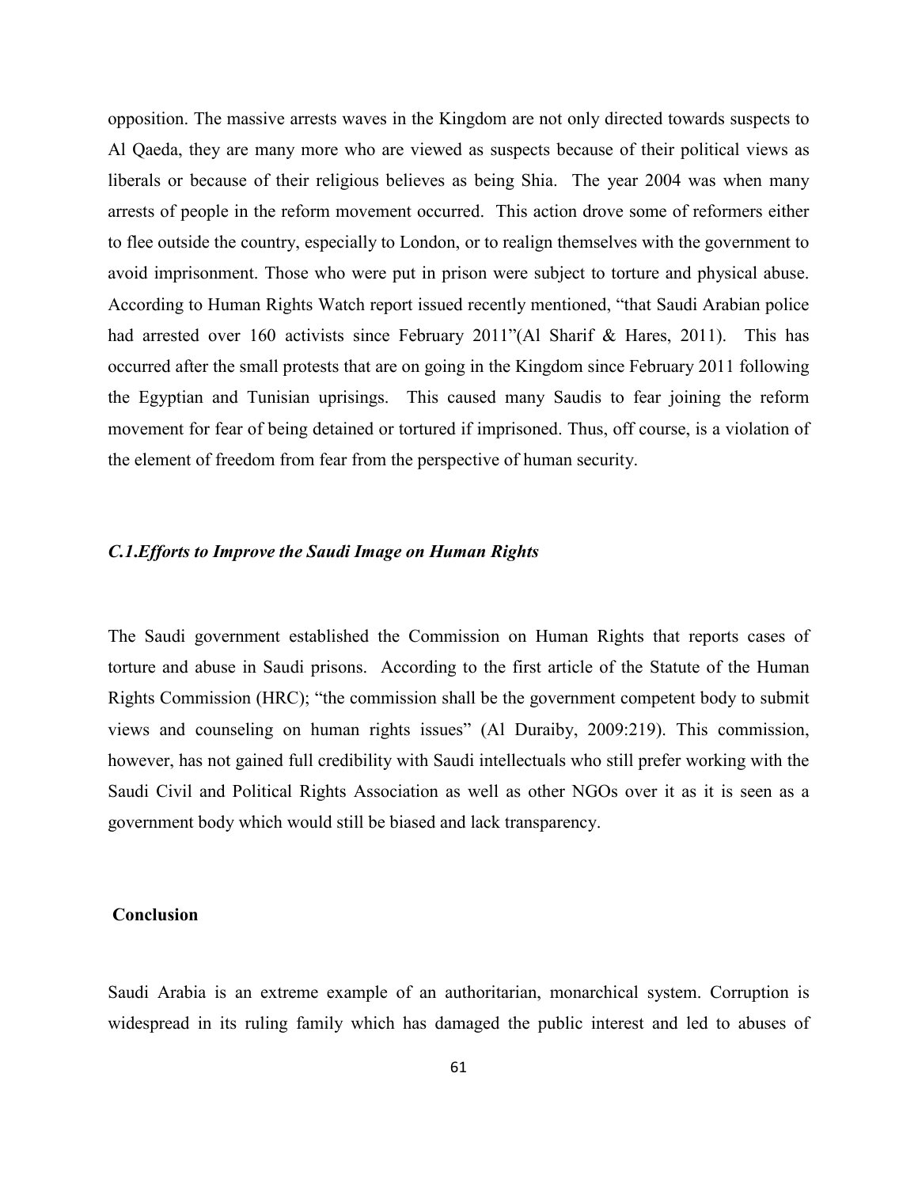opposition. The massive arrests waves in the Kingdom are not only directed towards suspects to Al Qaeda, they are many more who are viewed as suspects because of their political views as liberals or because of their religious believes as being Shia. The year 2004 was when many arrests of people in the reform movement occurred. This action drove some of reformers either to flee outside the country, especially to London, or to realign themselves with the government to avoid imprisonment. Those who were put in prison were subject to torture and physical abuse. According to Human Rights Watch report issued recently mentioned, "that Saudi Arabian police had arrested over 160 activists since February 2011"(Al Sharif & Hares, 2011). This has occurred after the small protests that are on going in the Kingdom since February 2011 following the Egyptian and Tunisian uprisings. This caused many Saudis to fear joining the reform movement for fear of being detained or tortured if imprisoned. Thus, off course, is a violation of the element of freedom from fear from the perspective of human security.

### *C.1.Efforts to Improve the Saudi Image on Human Rights*

The Saudi government established the Commission on Human Rights that reports cases of torture and abuse in Saudi prisons. According to the first article of the Statute of the Human Rights Commission (HRC); "the commission shall be the government competent body to submit views and counseling on human rights issues" (Al Duraiby, 2009:219). This commission, however, has not gained full credibility with Saudi intellectuals who still prefer working with the Saudi Civil and Political Rights Association as well as other NGOs over it as it is seen as a government body which would still be biased and lack transparency.

## Conclusion

Saudi Arabia is an extreme example of an authoritarian, monarchical system. Corruption is widespread in its ruling family which has damaged the public interest and led to abuses of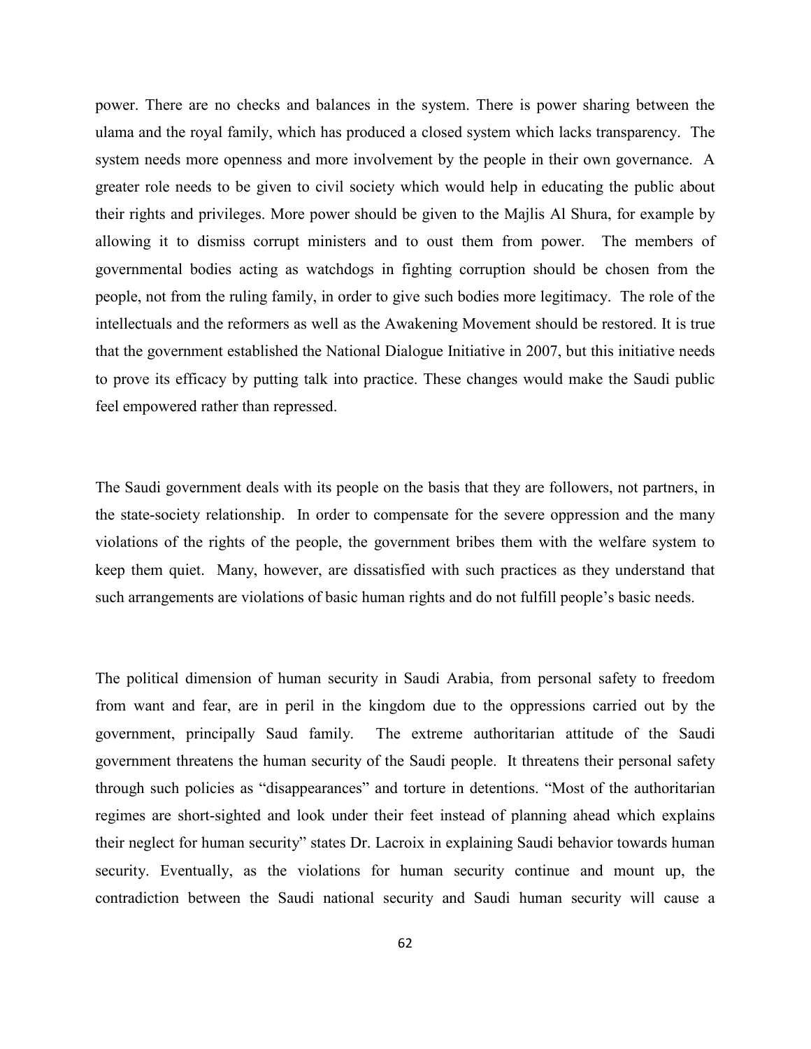power. There are no checks and balances in the system. There is power sharing between the ulama and the royal family, which has produced a closed system which lacks transparency. The system needs more openness and more involvement by the people in their own governance. A greater role needs to be given to civil society which would help in educating the public about their rights and privileges. More power should be given to the Majlis Al Shura, for example by allowing it to dismiss corrupt ministers and to oust them from power. The members of governmental bodies acting as watchdogs in fighting corruption should be chosen from the people, not from the ruling family, in order to give such bodies more legitimacy. The role of the intellectuals and the reformers as well as the Awakening Movement should be restored. It is true that the government established the National Dialogue Initiative in 2007, but this initiative needs to prove its efficacy by putting talk into practice. These changes would make the Saudi public feel empowered rather than repressed.

The Saudi government deals with its people on the basis that they are followers, not partners, in the state-society relationship. In order to compensate for the severe oppression and the many violations of the rights of the people, the government bribes them with the welfare system to keep them quiet. Many, however, are dissatisfied with such practices as they understand that such arrangements are violations of basic human rights and do not fulfill people's basic needs.

The political dimension of human security in Saudi Arabia, from personal safety to freedom from want and fear, are in peril in the kingdom due to the oppressions carried out by the government, principally Saud family. The extreme authoritarian attitude of the Saudi government threatens the human security of the Saudi people. It threatens their personal safety through such policies as "disappearances" and torture in detentions. "Most of the authoritarian regimes are short-sighted and look under their feet instead of planning ahead which explains their neglect for human security" states Dr. Lacroix in explaining Saudi behavior towards human security. Eventually, as the violations for human security continue and mount up, the contradiction between the Saudi national security and Saudi human security will cause a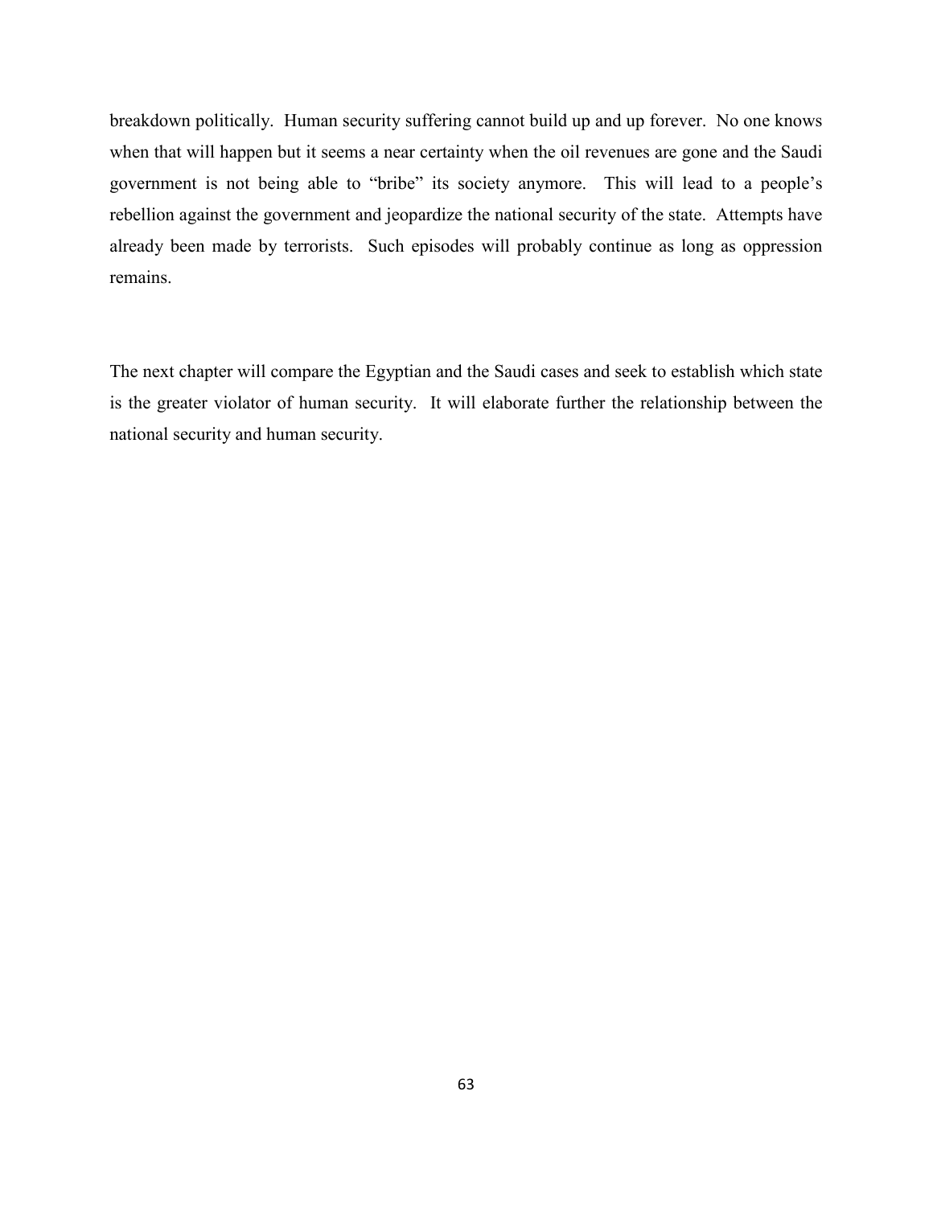breakdown politically. Human security suffering cannot build up and up forever. No one knows when that will happen but it seems a near certainty when the oil revenues are gone and the Saudi government is not being able to "bribe" its society anymore. This will lead to a people's rebellion against the government and jeopardize the national security of the state. Attempts have already been made by terrorists. Such episodes will probably continue as long as oppression remains.

The next chapter will compare the Egyptian and the Saudi cases and seek to establish which state is the greater violator of human security. It will elaborate further the relationship between the national security and human security.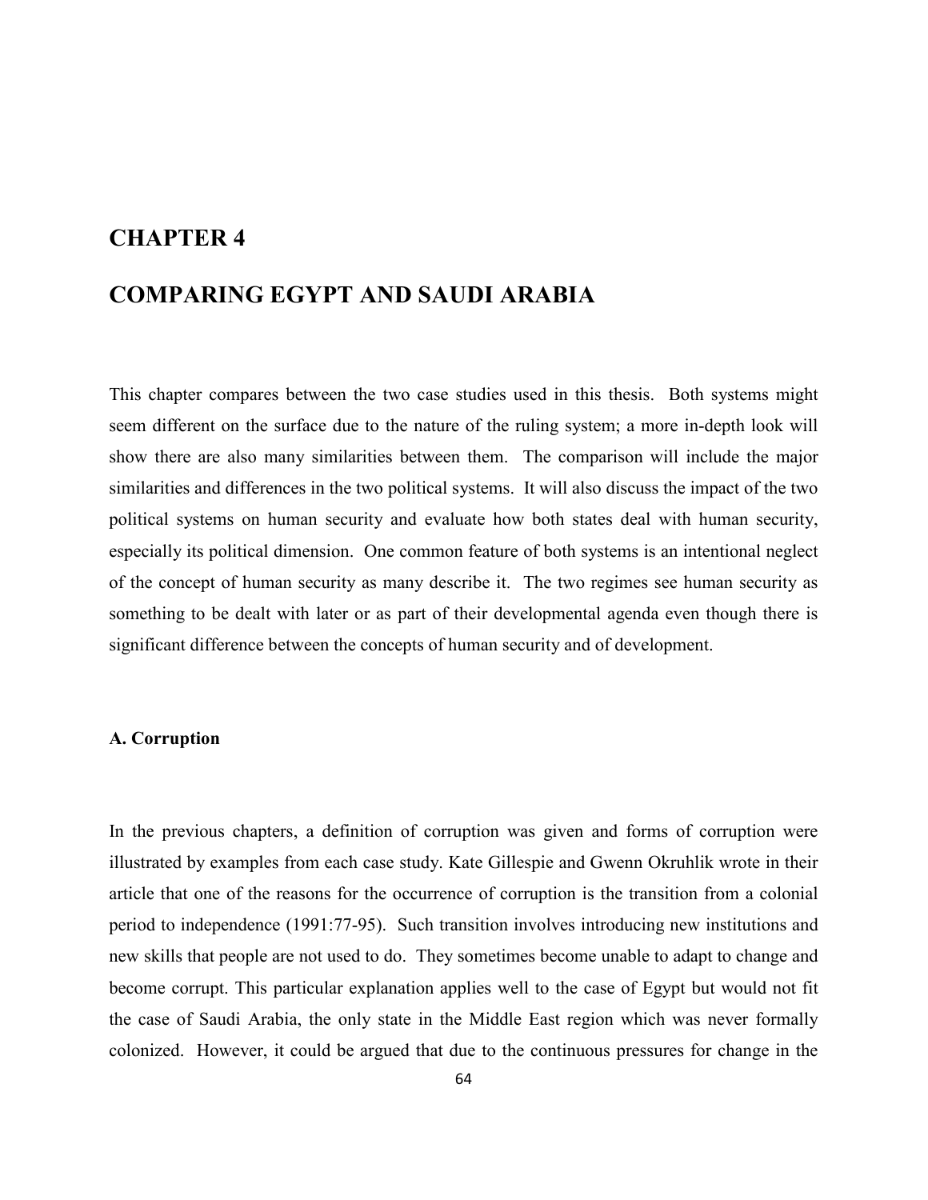# CHAPTER 4

# COMPARING EGYPT AND SAUDI ARABIA

This chapter compares between the two case studies used in this thesis. Both systems might seem different on the surface due to the nature of the ruling system; a more in-depth look will show there are also many similarities between them. The comparison will include the major similarities and differences in the two political systems. It will also discuss the impact of the two political systems on human security and evaluate how both states deal with human security, especially its political dimension. One common feature of both systems is an intentional neglect of the concept of human security as many describe it. The two regimes see human security as something to be dealt with later or as part of their developmental agenda even though there is significant difference between the concepts of human security and of development.

### A. Corruption

In the previous chapters, a definition of corruption was given and forms of corruption were illustrated by examples from each case study. Kate Gillespie and Gwenn Okruhlik wrote in their article that one of the reasons for the occurrence of corruption is the transition from a colonial period to independence (1991:77-95). Such transition involves introducing new institutions and new skills that people are not used to do. They sometimes become unable to adapt to change and become corrupt. This particular explanation applies well to the case of Egypt but would not fit the case of Saudi Arabia, the only state in the Middle East region which was never formally colonized. However, it could be argued that due to the continuous pressures for change in the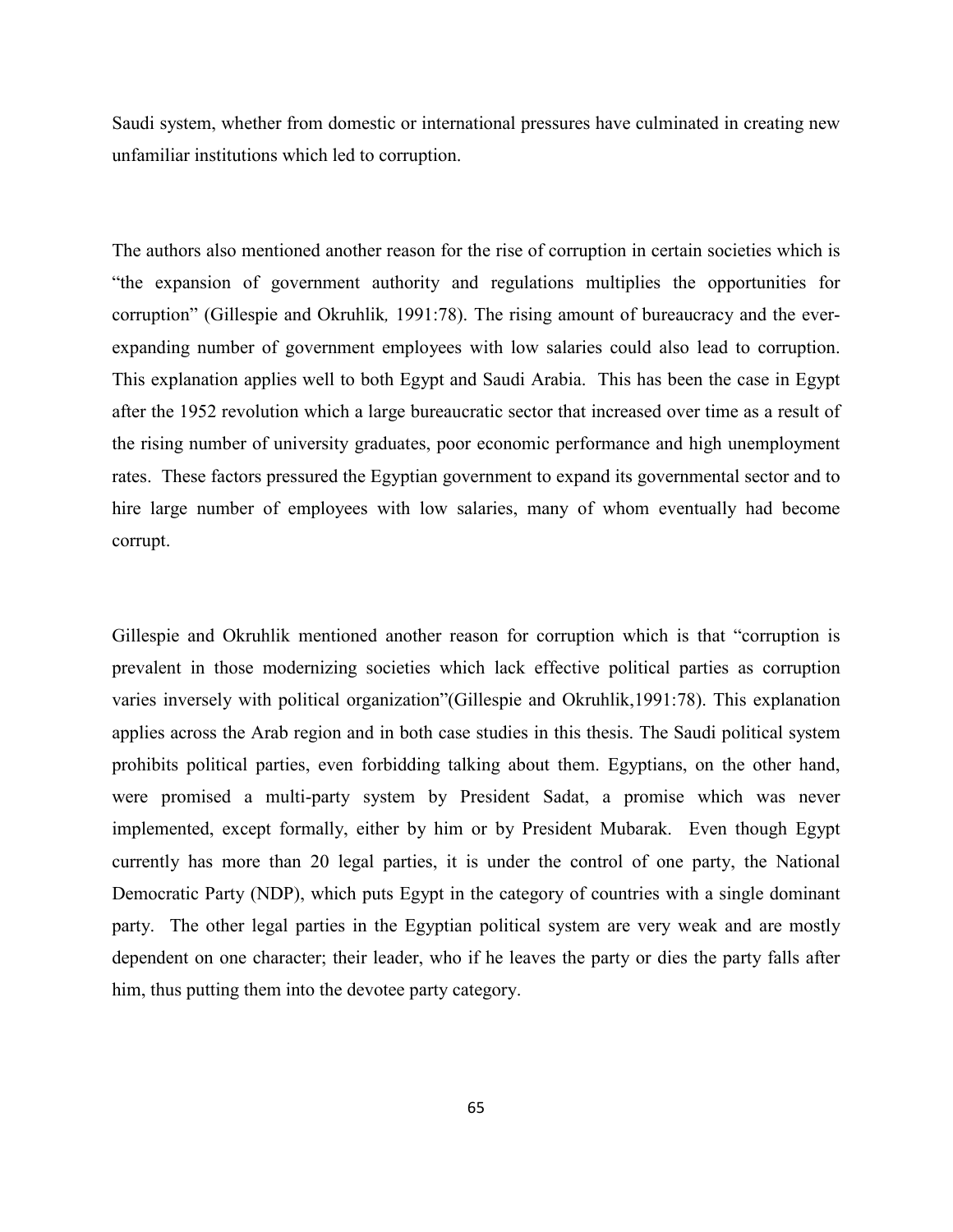Saudi system, whether from domestic or international pressures have culminated in creating new unfamiliar institutions which led to corruption.

The authors also mentioned another reason for the rise of corruption in certain societies which is "the expansion of government authority and regulations multiplies the opportunities for corruption" (Gillespie and Okruhlik*,* 1991:78). The rising amount of bureaucracy and the ever-expanding number of government employees with low salaries could also lead to corruption. This explanation applies well to both Egypt and Saudi Arabia. This has been the case in Egypt after the 1952 revolution which a large bureaucratic sector that increased over time as a result of the rising number of university graduates, poor economic performance and high unemployment rates. These factors pressured the Egyptian government to expand its governmental sector and to hire large number of employees with low salaries, many of whom eventually had become corrupt.

Gillespie and Okruhlik mentioned another reason for corruption which is that "corruption is prevalent in those modernizing societies which lack effective political parties as corruption varies inversely with political organization"(Gillespie and Okruhlik,1991:78). This explanation applies across the Arab region and in both case studies in this thesis. The Saudi political system prohibits political parties, even forbidding talking about them. Egyptians, on the other hand, were promised a multi-party system by President Sadat, a promise which was never implemented, except formally, either by him or by President Mubarak. Even though Egypt currently has more than 20 legal parties, it is under the control of one party, the National Democratic Party (NDP), which puts Egypt in the category of countries with a single dominant party. The other legal parties in the Egyptian political system are very weak and are mostly dependent on one character; their leader, who if he leaves the party or dies the party falls after him, thus putting them into the devotee party category.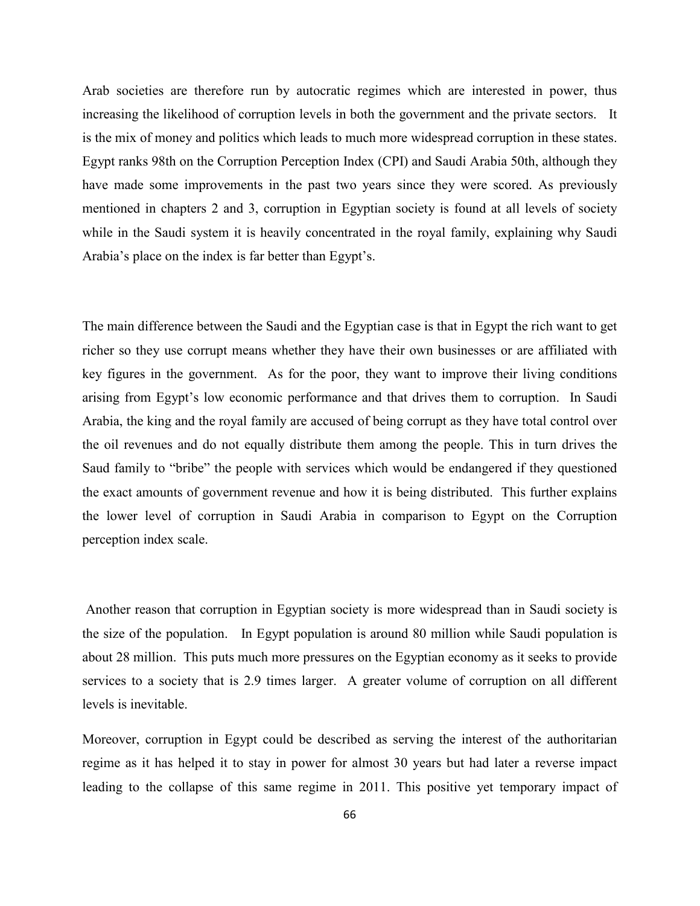Arab societies are therefore run by autocratic regimes which are interested in power, thus increasing the likelihood of corruption levels in both the government and the private sectors. It is the mix of money and politics which leads to much more widespread corruption in these states. Egypt ranks 98th on the Corruption Perception Index (CPI) and Saudi Arabia 50th, although they have made some improvements in the past two years since they were scored. As previously mentioned in chapters 2 and 3, corruption in Egyptian society is found at all levels of society while in the Saudi system it is heavily concentrated in the royal family, explaining why Saudi Arabia's place on the index is far better than Egypt's.

The main difference between the Saudi and the Egyptian case is that in Egypt the rich want to get richer so they use corrupt means whether they have their own businesses or are affiliated with key figures in the government. As for the poor, they want to improve their living conditions arising from Egypt's low economic performance and that drives them to corruption. In Saudi Arabia, the king and the royal family are accused of being corrupt as they have total control over the oil revenues and do not equally distribute them among the people. This in turn drives the Saud family to "bribe" the people with services which would be endangered if they questioned the exact amounts of government revenue and how it is being distributed. This further explains the lower level of corruption in Saudi Arabia in comparison to Egypt on the Corruption perception index scale.

Another reason that corruption in Egyptian society is more widespread than in Saudi society is the size of the population. In Egypt population is around 80 million while Saudi population is about 28 million. This puts much more pressures on the Egyptian economy as it seeks to provide services to a society that is 2.9 times larger. A greater volume of corruption on all different levels is inevitable.

Moreover, corruption in Egypt could be described as serving the interest of the authoritarian regime as it has helped it to stay in power for almost 30 years but had later a reverse impact leading to the collapse of this same regime in 2011. This positive yet temporary impact of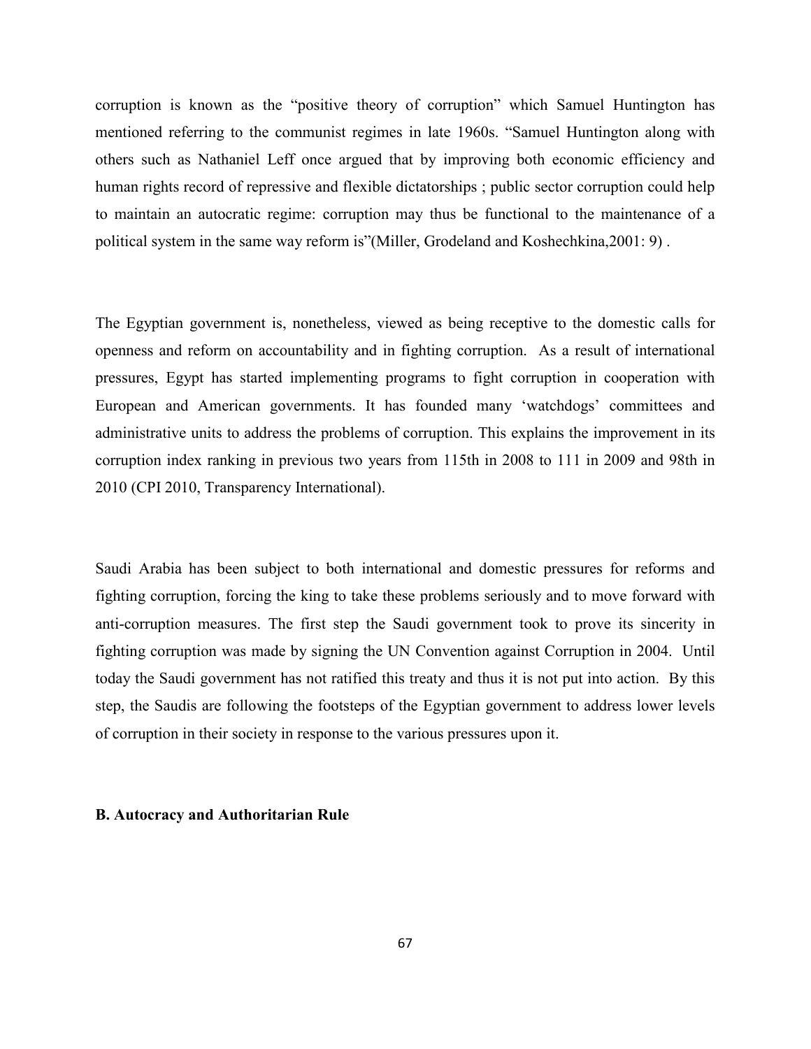corruption is known as the "positive theory of corruption" which Samuel Huntington has mentioned referring to the communist regimes in late 1960s. "Samuel Huntington along with others such as Nathaniel Leff once argued that by improving both economic efficiency and human rights record of repressive and flexible dictatorships ; public sector corruption could help to maintain an autocratic regime: corruption may thus be functional to the maintenance of a political system in the same way reform is"(Miller, Grodeland and Koshechkina,2001: 9) .

The Egyptian government is, nonetheless, viewed as being receptive to the domestic calls for openness and reform on accountability and in fighting corruption. As a result of international pressures, Egypt has started implementing programs to fight corruption in cooperation with European and American governments. It has founded many 'watchdogs' committees and administrative units to address the problems of corruption. This explains the improvement in its corruption index ranking in previous two years from 115th in 2008 to 111 in 2009 and 98th in 2010 (CPI 2010, Transparency International).

Saudi Arabia has been subject to both international and domestic pressures for reforms and fighting corruption, forcing the king to take these problems seriously and to move forward with anti-corruption measures. The first step the Saudi government took to prove its sincerity in fighting corruption was made by signing the UN Convention against Corruption in 2004. Until today the Saudi government has not ratified this treaty and thus it is not put into action. By this step, the Saudis are following the footsteps of the Egyptian government to address lower levels of corruption in their society in response to the various pressures upon it.

**B. Autocracy and Authoritarian Rule**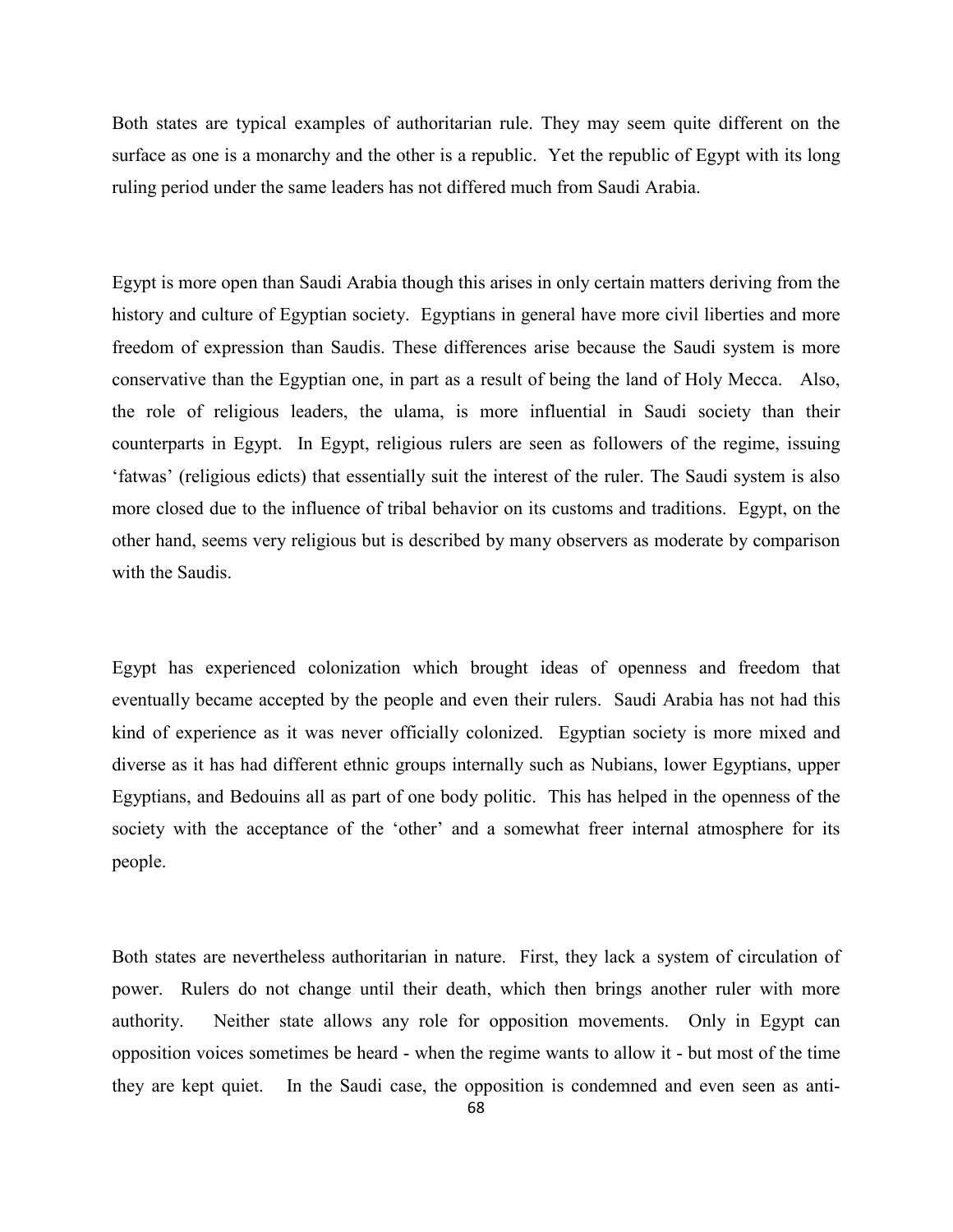Both states are typical examples of authoritarian rule. They may seem quite different on the surface as one is a monarchy and the other is a republic. Yet the republic of Egypt with its long ruling period under the same leaders has not differed much from Saudi Arabia.

Egypt is more open than Saudi Arabia though this arises in only certain matters deriving from the history and culture of Egyptian society. Egyptians in general have more civil liberties and more freedom of expression than Saudis. These differences arise because the Saudi system is more conservative than the Egyptian one, in part as a result of being the land of Holy Mecca. Also, the role of religious leaders, the ulama, is more influential in Saudi society than their counterparts in Egypt. In Egypt, religious rulers are seen as followers of the regime, issuing 'fatwas' (religious edicts) that essentially suit the interest of the ruler. The Saudi system is also more closed due to the influence of tribal behavior on its customs and traditions. Egypt, on the other hand, seems very religious but is described by many observers as moderate by comparison with the Saudis.

Egypt has experienced colonization which brought ideas of openness and freedom that eventually became accepted by the people and even their rulers. Saudi Arabia has not had this kind of experience as it was never officially colonized. Egyptian society is more mixed and diverse as it has had different ethnic groups internally such as Nubians, lower Egyptians, upper Egyptians, and Bedouins all as part of one body politic. This has helped in the openness of the society with the acceptance of the 'other' and a somewhat freer internal atmosphere for its people.

Both states are nevertheless authoritarian in nature. First, they lack a system of circulation of power. Rulers do not change until their death, which then brings another ruler with more authority. Neither state allows any role for opposition movements. Only in Egypt can opposition voices sometimes be heard - when the regime wants to allow it - but most of the time they are kept quiet. In the Saudi case, the opposition is condemned and even seen as anti-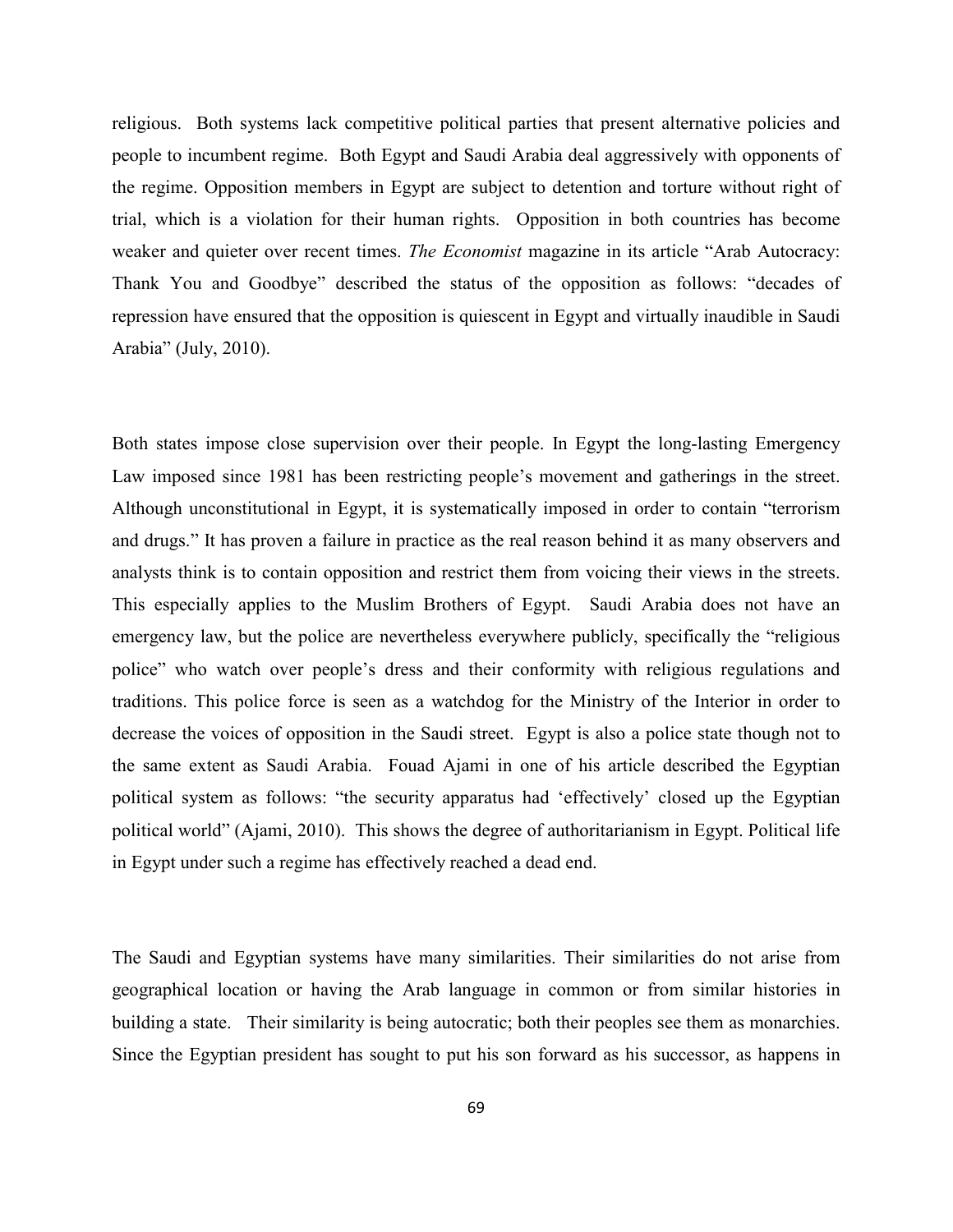religious. Both systems lack competitive political parties that present alternative policies and people to incumbent regime. Both Egypt and Saudi Arabia deal aggressively with opponents of the regime. Opposition members in Egypt are subject to detention and torture without right of trial, which is a violation for their human rights. Opposition in both countries has become weaker and quieter over recent times. *The Economist* magazine in its article "Arab Autocracy: Thank You and Goodbye" described the status of the opposition as follows: "decades of repression have ensured that the opposition is quiescent in Egypt and virtually inaudible in Saudi Arabia" (July, 2010).

Both states impose close supervision over their people. In Egypt the long-lasting Emergency Law imposed since 1981 has been restricting people's movement and gatherings in the street. Although unconstitutional in Egypt, it is systematically imposed in order to contain "terrorism and drugs." It has proven a failure in practice as the real reason behind it as many observers and analysts think is to contain opposition and restrict them from voicing their views in the streets. This especially applies to the Muslim Brothers of Egypt. Saudi Arabia does not have an emergency law, but the police are nevertheless everywhere publicly, specifically the "religious police" who watch over people's dress and their conformity with religious regulations and traditions. This police force is seen as a watchdog for the Ministry of the Interior in order to decrease the voices of opposition in the Saudi street. Egypt is also a police state though not to the same extent as Saudi Arabia. Fouad Ajami in one of his article described the Egyptian political system as follows: "the security apparatus had 'effectively' closed up the Egyptian political world" (Ajami, 2010). This shows the degree of authoritarianism in Egypt. Political life in Egypt under such a regime has effectively reached a dead end.

The Saudi and Egyptian systems have many similarities. Their similarities do not arise from geographical location or having the Arab language in common or from similar histories in building a state. Their similarity is being autocratic; both their peoples see them as monarchies. Since the Egyptian president has sought to put his son forward as his successor, as happens in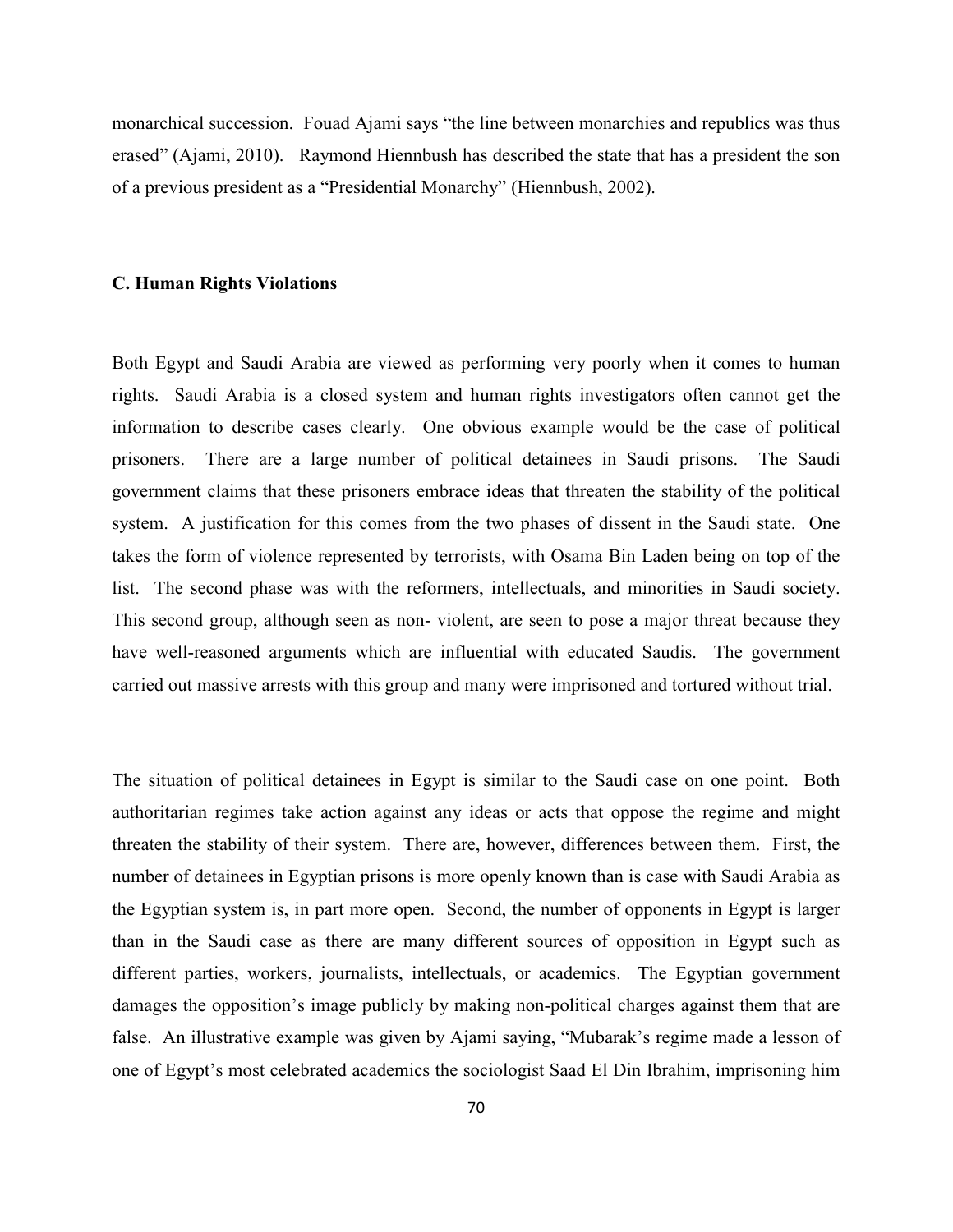monarchical succession. Fouad Ajami says "the line between monarchies and republics was thus erased" (Ajami, 2010). Raymond Hiennbush has described the state that has a president the son of a previous president as a "Presidential Monarchy" (Hiennbush, 2002).

### C. Human Rights Violations

Both Egypt and Saudi Arabia are viewed as performing very poorly when it comes to human rights. Saudi Arabia is a closed system and human rights investigators often cannot get the information to describe cases clearly. One obvious example would be the case of political prisoners. There are a large number of political detainees in Saudi prisons. The Saudi government claims that these prisoners embrace ideas that threaten the stability of the political system. A justification for this comes from the two phases of dissent in the Saudi state. One takes the form of violence represented by terrorists, with Osama Bin Laden being on top of the list. The second phase was with the reformers, intellectuals, and minorities in Saudi society. This second group, although seen as non- violent, are seen to pose a major threat because they have well-reasoned arguments which are influential with educated Saudis. The government carried out massive arrests with this group and many were imprisoned and tortured without trial.

The situation of political detainees in Egypt is similar to the Saudi case on one point. Both authoritarian regimes take action against any ideas or acts that oppose the regime and might threaten the stability of their system. There are, however, differences between them. First, the number of detainees in Egyptian prisons is more openly known than is case with Saudi Arabia as the Egyptian system is, in part more open. Second, the number of opponents in Egypt is larger than in the Saudi case as there are many different sources of opposition in Egypt such as different parties, workers, journalists, intellectuals, or academics. The Egyptian government damages the opposition's image publicly by making non-political charges against them that are false. An illustrative example was given by Ajami saying, "Mubarak's regime made a lesson of one of Egypt's most celebrated academics the sociologist Saad El Din Ibrahim, imprisoning him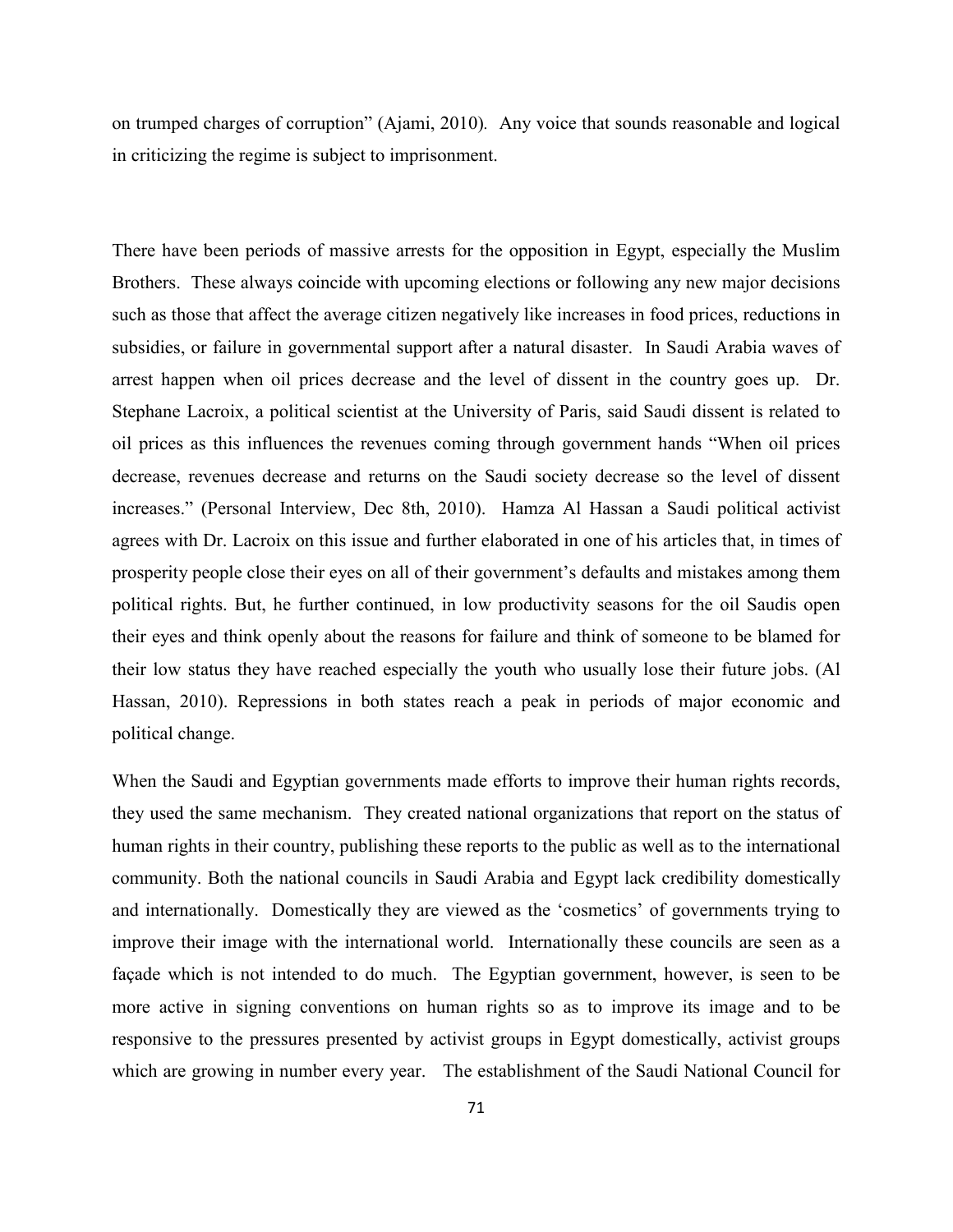on trumped charges of corruption" (Ajami, 2010). Any voice that sounds reasonable and logical in criticizing the regime is subject to imprisonment.

There have been periods of massive arrests for the opposition in Egypt, especially the Muslim Brothers. These always coincide with upcoming elections or following any new major decisions such as those that affect the average citizen negatively like increases in food prices, reductions in subsidies, or failure in governmental support after a natural disaster. In Saudi Arabia waves of arrest happen when oil prices decrease and the level of dissent in the country goes up. Dr. Stephane Lacroix, a political scientist at the University of Paris, said Saudi dissent is related to oil prices as this influences the revenues coming through government hands "When oil prices decrease, revenues decrease and returns on the Saudi society decrease so the level of dissent increases." (Personal Interview, Dec 8th, 2010). Hamza Al Hassan a Saudi political activist agrees with Dr. Lacroix on this issue and further elaborated in one of his articles that, in times of prosperity people close their eyes on all of their government's defaults and mistakes among them political rights. But, he further continued, in low productivity seasons for the oil Saudis open their eyes and think openly about the reasons for failure and think of someone to be blamed for their low status they have reached especially the youth who usually lose their future jobs. (Al Hassan, 2010). Repressions in both states reach a peak in periods of major economic and political change.

When the Saudi and Egyptian governments made efforts to improve their human rights records, they used the same mechanism. They created national organizations that report on the status of human rights in their country, publishing these reports to the public as well as to the international community. Both the national councils in Saudi Arabia and Egypt lack credibility domestically and internationally. Domestically they are viewed as the 'cosmetics' of governments trying to improve their image with the international world. Internationally these councils are seen as a façade which is not intended to do much. The Egyptian government, however, is seen to be more active in signing conventions on human rights so as to improve its image and to be responsive to the pressures presented by activist groups in Egypt domestically, activist groups which are growing in number every year. The establishment of the Saudi National Council for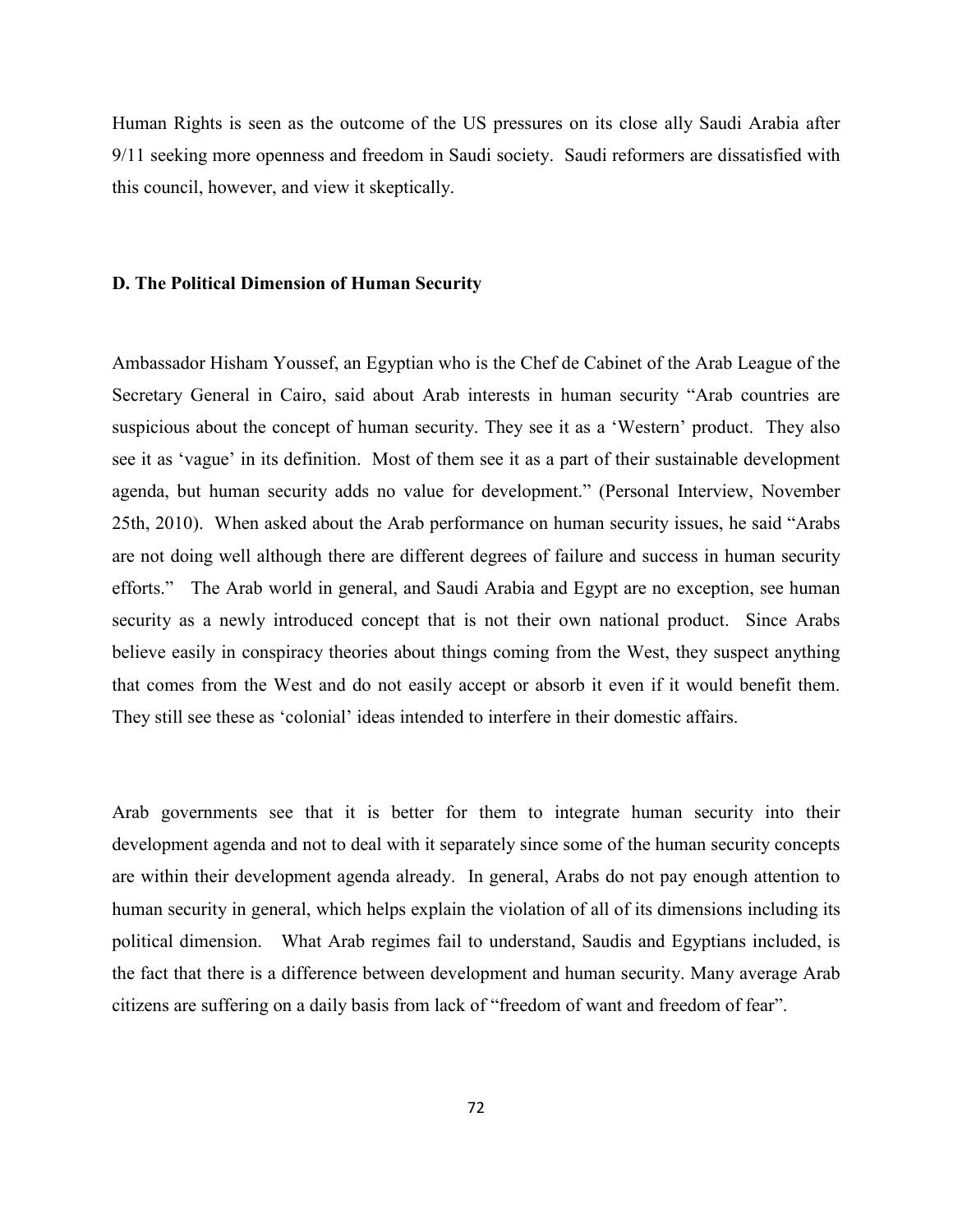Human Rights is seen as the outcome of the US pressures on its close ally Saudi Arabia after 9/11 seeking more openness and freedom in Saudi society. Saudi reformers are dissatisfied with this council, however, and view it skeptically.

**D. The Political Dimension of Human Security**

Ambassador Hisham Youssef, an Egyptian who is the Chef de Cabinet of the Arab League of the Secretary General in Cairo, said about Arab interests in human security "Arab countries are suspicious about the concept of human security. They see it as a 'Western' product. They also see it as 'vague' in its definition. Most of them see it as a part of their sustainable development agenda, but human security adds no value for development." (Personal Interview, November 25th, 2010). When asked about the Arab performance on human security issues, he said "Arabs are not doing well although there are different degrees of failure and success in human security efforts." The Arab world in general, and Saudi Arabia and Egypt are no exception, see human security as a newly introduced concept that is not their own national product. Since Arabs believe easily in conspiracy theories about things coming from the West, they suspect anything that comes from the West and do not easily accept or absorb it even if it would benefit them. They still see these as 'colonial' ideas intended to interfere in their domestic affairs.

Arab governments see that it is better for them to integrate human security into their development agenda and not to deal with it separately since some of the human security concepts are within their development agenda already. In general, Arabs do not pay enough attention to human security in general, which helps explain the violation of all of its dimensions including its political dimension. What Arab regimes fail to understand, Saudis and Egyptians included, is the fact that there is a difference between development and human security. Many average Arab citizens are suffering on a daily basis from lack of "freedom of want and freedom of fear".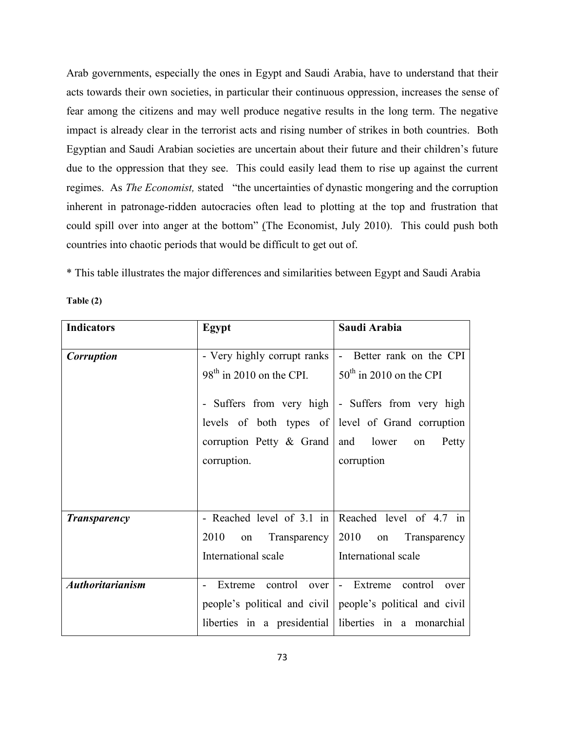Arab governments, especially the ones in Egypt and Saudi Arabia, have to understand that their acts towards their own societies, in particular their continuous oppression, increases the sense of fear among the citizens and may well produce negative results in the long term. The negative impact is already clear in the terrorist acts and rising number of strikes in both countries. Both Egyptian and Saudi Arabian societies are uncertain about their future and their children's future due to the oppression that they see. This could easily lead them to rise up against the current regimes. As *The Economist,* stated "the uncertainties of dynastic mongering and the corruption inherent in patronage-ridden autocracies often lead to plotting at the top and frustration that could spill over into anger at the bottom" (The Economist, July 2010). This could push both countries into chaotic periods that would be difficult to get out of.

* This table illustrates the major differences and similarities between Egypt and Saudi Arabia

**Table (2)**

| **Indicators** | **Egypt** | **Saudi Arabia** |
|---|---|---|
| ***Corruption*** | - Very highly corrupt ranks 98th in 2010 on the CPI.<br><br>- Suffers from very high levels of both types of corruption Petty & Grand corruption. | - Better rank on the CPI 50th in 2010 on the CPI<br><br>- Suffers from very high level of Grand corruption and lower on Petty corruption |
| ***Transparency*** | - Reached level of 3.1 in 2010 on Transparency International scale | Reached level of 4.7 in 2010 on Transparency International scale |
| ***Authoritarianism*** | - Extreme control over people's political and civil liberties in a presidential | - Extreme control over people's political and civil liberties in a monarchial |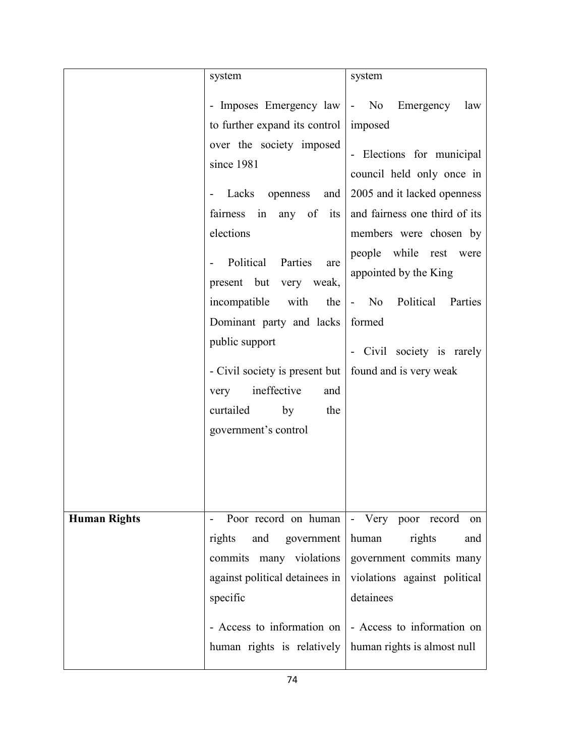| | | |
|---|---|---|
| | system<br><br>- Imposes Emergency law to further expand its control over the society imposed since 1981<br><br>- Lacks openness and fairness in any of its elections<br><br>- Political Parties are present but very weak, incompatible with the Dominant party and lacks public support<br><br>- Civil society is present but very ineffective and curtailed by the government's control | system<br><br>- No Emergency law imposed<br><br>- Elections for municipal council held only once in 2005 and it lacked openness and fairness one third of its members were chosen by people while rest were appointed by the King<br><br>- No Political Parties formed<br><br>- Civil society is rarely found and is very weak |
| **Human Rights** | - Poor record on human rights and government commits many violations against political detainees in specific<br><br>- Access to information on human rights is relatively | - Very poor record on human rights and government commits many violations against political detainees<br><br>- Access to information on human rights is almost null |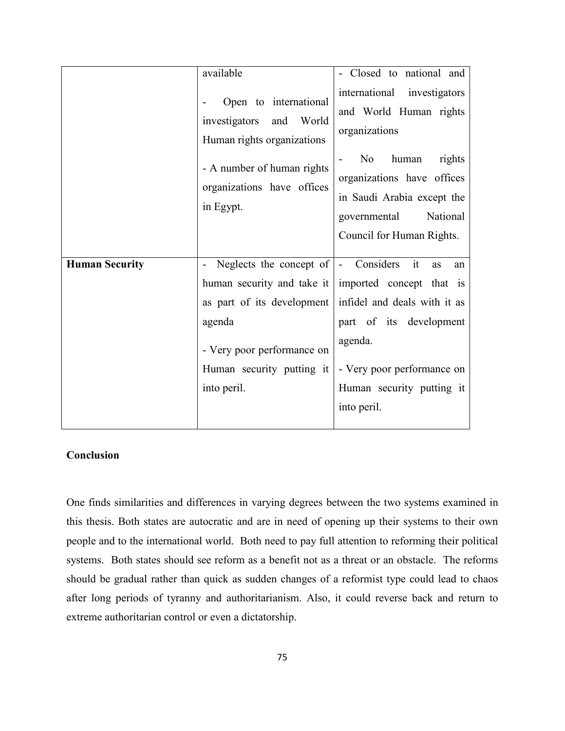| | | |
|---|---|---|
| | available<br><br>- Open to international investigators and World Human rights organizations<br><br>- A number of human rights organizations have offices in Egypt. | - Closed to national and international investigators and World Human rights organizations<br><br>- No human rights organizations have offices in Saudi Arabia except the governmental National Council for Human Rights. |
| **Human Security** | - Neglects the concept of human security and take it as part of its development agenda<br><br>- Very poor performance on Human security putting it into peril. | - Considers it as an imported concept that is infidel and deals with it as part of its development agenda.<br><br>- Very poor performance on Human security putting it into peril. |

**Conclusion**

One finds similarities and differences in varying degrees between the two systems examined in this thesis. Both states are autocratic and are in need of opening up their systems to their own people and to the international world. Both need to pay full attention to reforming their political systems. Both states should see reform as a benefit not as a threat or an obstacle. The reforms should be gradual rather than quick as sudden changes of a reformist type could lead to chaos after long periods of tyranny and authoritarianism. Also, it could reverse back and return to extreme authoritarian control or even a dictatorship.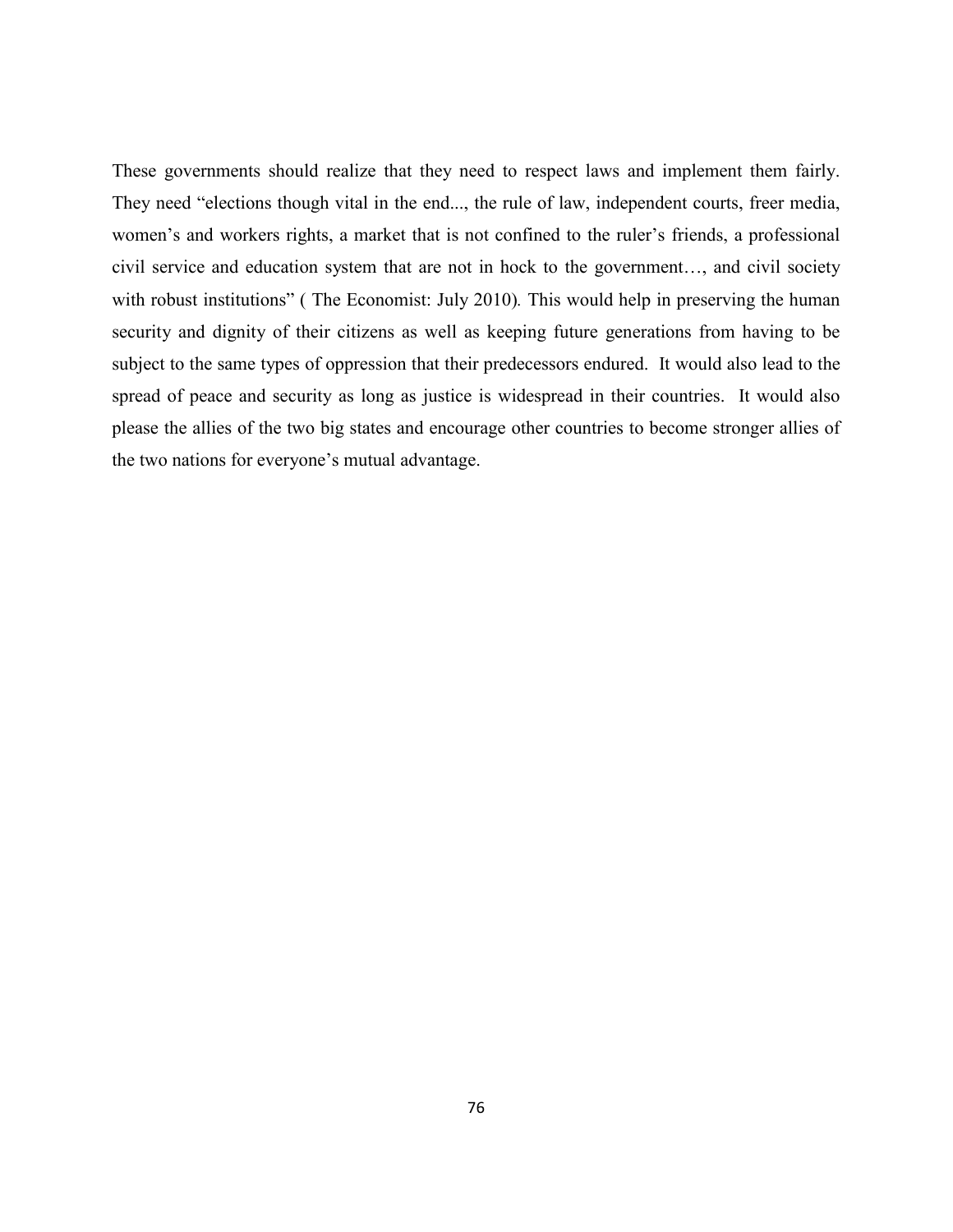These governments should realize that they need to respect laws and implement them fairly. They need "elections though vital in the end..., the rule of law, independent courts, freer media, women's and workers rights, a market that is not confined to the ruler's friends, a professional civil service and education system that are not in hock to the government…, and civil society with robust institutions" ( The Economist: July 2010). This would help in preserving the human security and dignity of their citizens as well as keeping future generations from having to be subject to the same types of oppression that their predecessors endured. It would also lead to the spread of peace and security as long as justice is widespread in their countries. It would also please the allies of the two big states and encourage other countries to become stronger allies of the two nations for everyone's mutual advantage.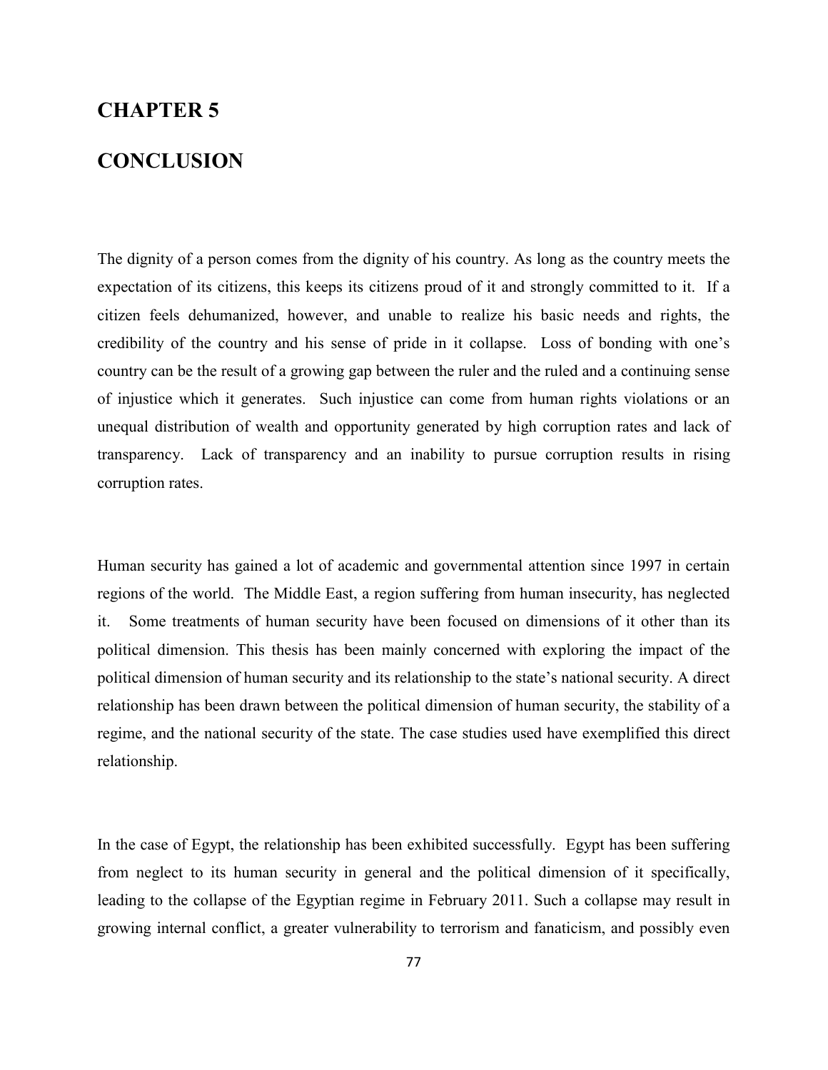# CHAPTER 5

# CONCLUSION

The dignity of a person comes from the dignity of his country. As long as the country meets the expectation of its citizens, this keeps its citizens proud of it and strongly committed to it. If a citizen feels dehumanized, however, and unable to realize his basic needs and rights, the credibility of the country and his sense of pride in it collapse. Loss of bonding with one's country can be the result of a growing gap between the ruler and the ruled and a continuing sense of injustice which it generates. Such injustice can come from human rights violations or an unequal distribution of wealth and opportunity generated by high corruption rates and lack of transparency. Lack of transparency and an inability to pursue corruption results in rising corruption rates.

Human security has gained a lot of academic and governmental attention since 1997 in certain regions of the world. The Middle East, a region suffering from human insecurity, has neglected it. Some treatments of human security have been focused on dimensions of it other than its political dimension. This thesis has been mainly concerned with exploring the impact of the political dimension of human security and its relationship to the state's national security. A direct relationship has been drawn between the political dimension of human security, the stability of a regime, and the national security of the state. The case studies used have exemplified this direct relationship.

In the case of Egypt, the relationship has been exhibited successfully. Egypt has been suffering from neglect to its human security in general and the political dimension of it specifically, leading to the collapse of the Egyptian regime in February 2011. Such a collapse may result in growing internal conflict, a greater vulnerability to terrorism and fanaticism, and possibly even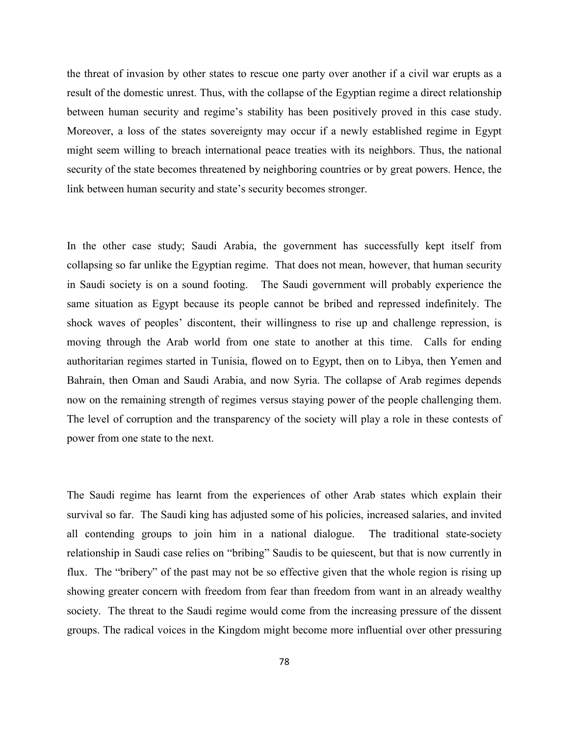the threat of invasion by other states to rescue one party over another if a civil war erupts as a result of the domestic unrest. Thus, with the collapse of the Egyptian regime a direct relationship between human security and regime's stability has been positively proved in this case study. Moreover, a loss of the states sovereignty may occur if a newly established regime in Egypt might seem willing to breach international peace treaties with its neighbors. Thus, the national security of the state becomes threatened by neighboring countries or by great powers. Hence, the link between human security and state's security becomes stronger.

In the other case study; Saudi Arabia, the government has successfully kept itself from collapsing so far unlike the Egyptian regime. That does not mean, however, that human security in Saudi society is on a sound footing. The Saudi government will probably experience the same situation as Egypt because its people cannot be bribed and repressed indefinitely. The shock waves of peoples' discontent, their willingness to rise up and challenge repression, is moving through the Arab world from one state to another at this time. Calls for ending authoritarian regimes started in Tunisia, flowed on to Egypt, then on to Libya, then Yemen and Bahrain, then Oman and Saudi Arabia, and now Syria. The collapse of Arab regimes depends now on the remaining strength of regimes versus staying power of the people challenging them. The level of corruption and the transparency of the society will play a role in these contests of power from one state to the next.

The Saudi regime has learnt from the experiences of other Arab states which explain their survival so far. The Saudi king has adjusted some of his policies, increased salaries, and invited all contending groups to join him in a national dialogue. The traditional state-society relationship in Saudi case relies on "bribing" Saudis to be quiescent, but that is now currently in flux. The "bribery" of the past may not be so effective given that the whole region is rising up showing greater concern with freedom from fear than freedom from want in an already wealthy society. The threat to the Saudi regime would come from the increasing pressure of the dissent groups. The radical voices in the Kingdom might become more influential over other pressuring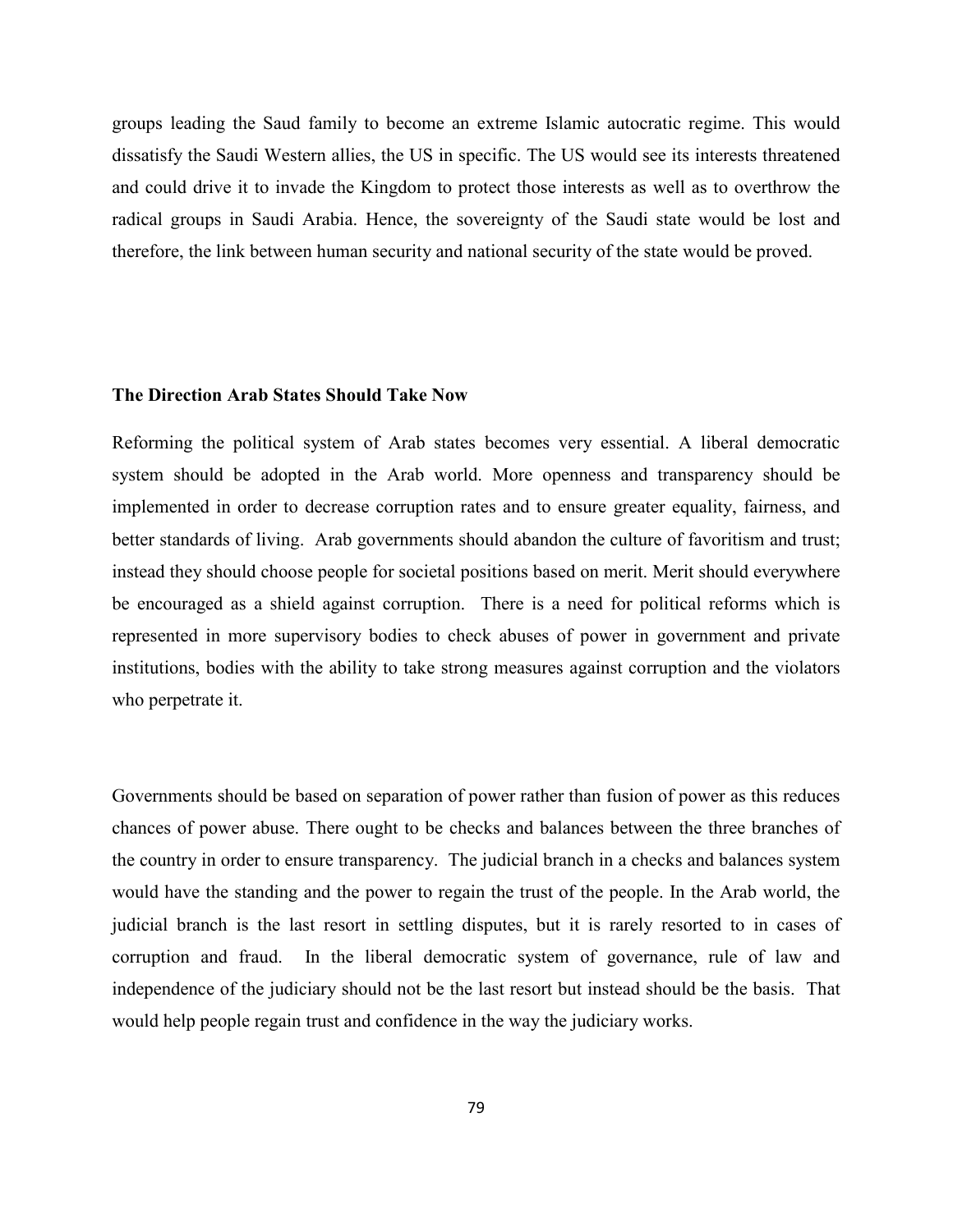groups leading the Saud family to become an extreme Islamic autocratic regime. This would dissatisfy the Saudi Western allies, the US in specific. The US would see its interests threatened and could drive it to invade the Kingdom to protect those interests as well as to overthrow the radical groups in Saudi Arabia. Hence, the sovereignty of the Saudi state would be lost and therefore, the link between human security and national security of the state would be proved.

**The Direction Arab States Should Take Now**

Reforming the political system of Arab states becomes very essential. A liberal democratic system should be adopted in the Arab world. More openness and transparency should be implemented in order to decrease corruption rates and to ensure greater equality, fairness, and better standards of living. Arab governments should abandon the culture of favoritism and trust; instead they should choose people for societal positions based on merit. Merit should everywhere be encouraged as a shield against corruption. There is a need for political reforms which is represented in more supervisory bodies to check abuses of power in government and private institutions, bodies with the ability to take strong measures against corruption and the violators who perpetrate it.

Governments should be based on separation of power rather than fusion of power as this reduces chances of power abuse. There ought to be checks and balances between the three branches of the country in order to ensure transparency. The judicial branch in a checks and balances system would have the standing and the power to regain the trust of the people. In the Arab world, the judicial branch is the last resort in settling disputes, but it is rarely resorted to in cases of corruption and fraud. In the liberal democratic system of governance, rule of law and independence of the judiciary should not be the last resort but instead should be the basis. That would help people regain trust and confidence in the way the judiciary works.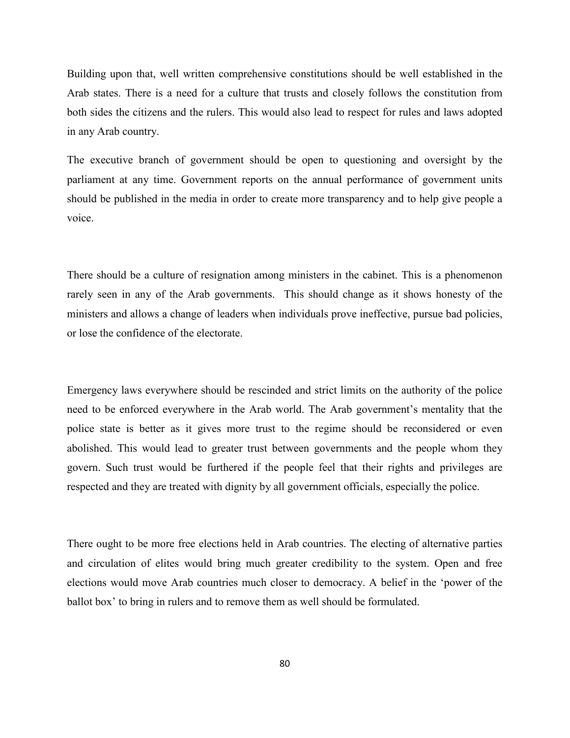Building upon that, well written comprehensive constitutions should be well established in the Arab states. There is a need for a culture that trusts and closely follows the constitution from both sides the citizens and the rulers. This would also lead to respect for rules and laws adopted in any Arab country.

The executive branch of government should be open to questioning and oversight by the parliament at any time. Government reports on the annual performance of government units should be published in the media in order to create more transparency and to help give people a voice.

There should be a culture of resignation among ministers in the cabinet. This is a phenomenon rarely seen in any of the Arab governments. This should change as it shows honesty of the ministers and allows a change of leaders when individuals prove ineffective, pursue bad policies, or lose the confidence of the electorate.

Emergency laws everywhere should be rescinded and strict limits on the authority of the police need to be enforced everywhere in the Arab world. The Arab government's mentality that the police state is better as it gives more trust to the regime should be reconsidered or even abolished. This would lead to greater trust between governments and the people whom they govern. Such trust would be furthered if the people feel that their rights and privileges are respected and they are treated with dignity by all government officials, especially the police.

There ought to be more free elections held in Arab countries. The electing of alternative parties and circulation of elites would bring much greater credibility to the system. Open and free elections would move Arab countries much closer to democracy. A belief in the 'power of the ballot box' to bring in rulers and to remove them as well should be formulated.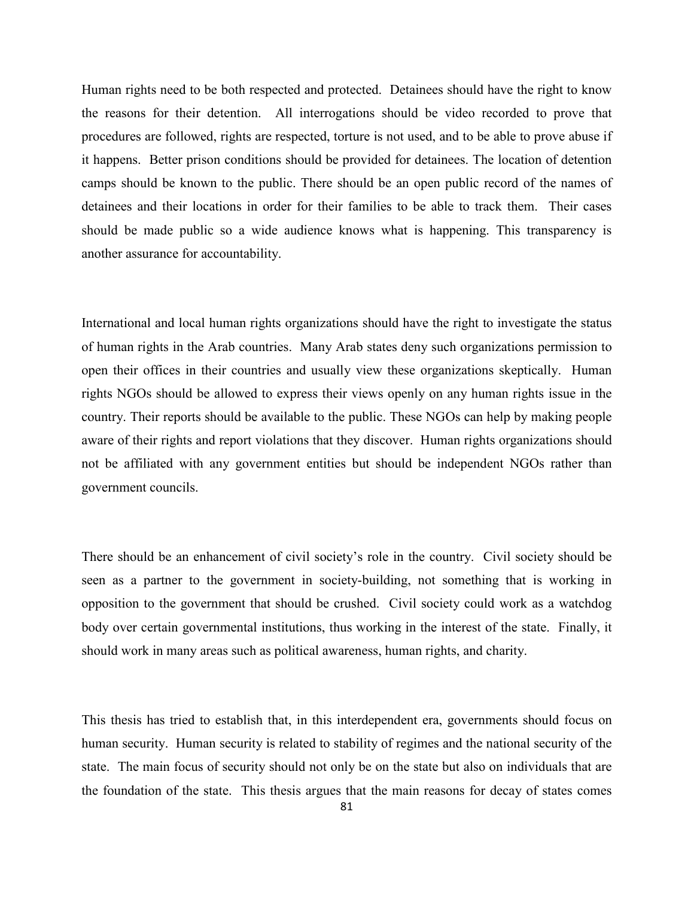Human rights need to be both respected and protected. Detainees should have the right to know the reasons for their detention. All interrogations should be video recorded to prove that procedures are followed, rights are respected, torture is not used, and to be able to prove abuse if it happens. Better prison conditions should be provided for detainees. The location of detention camps should be known to the public. There should be an open public record of the names of detainees and their locations in order for their families to be able to track them. Their cases should be made public so a wide audience knows what is happening. This transparency is another assurance for accountability.

International and local human rights organizations should have the right to investigate the status of human rights in the Arab countries. Many Arab states deny such organizations permission to open their offices in their countries and usually view these organizations skeptically. Human rights NGOs should be allowed to express their views openly on any human rights issue in the country. Their reports should be available to the public. These NGOs can help by making people aware of their rights and report violations that they discover. Human rights organizations should not be affiliated with any government entities but should be independent NGOs rather than government councils.

There should be an enhancement of civil society's role in the country. Civil society should be seen as a partner to the government in society-building, not something that is working in opposition to the government that should be crushed. Civil society could work as a watchdog body over certain governmental institutions, thus working in the interest of the state. Finally, it should work in many areas such as political awareness, human rights, and charity.

This thesis has tried to establish that, in this interdependent era, governments should focus on human security. Human security is related to stability of regimes and the national security of the state. The main focus of security should not only be on the state but also on individuals that are the foundation of the state. This thesis argues that the main reasons for decay of states comes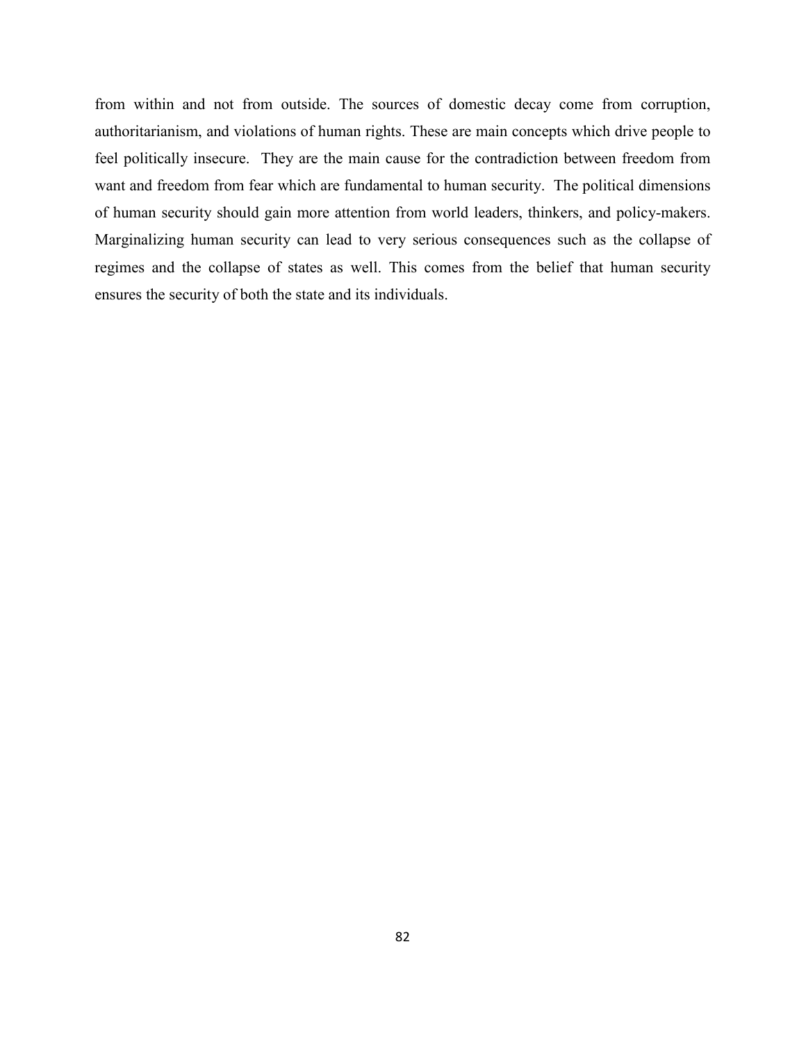from within and not from outside. The sources of domestic decay come from corruption, authoritarianism, and violations of human rights. These are main concepts which drive people to feel politically insecure. They are the main cause for the contradiction between freedom from want and freedom from fear which are fundamental to human security. The political dimensions of human security should gain more attention from world leaders, thinkers, and policy-makers. Marginalizing human security can lead to very serious consequences such as the collapse of regimes and the collapse of states as well. This comes from the belief that human security ensures the security of both the state and its individuals.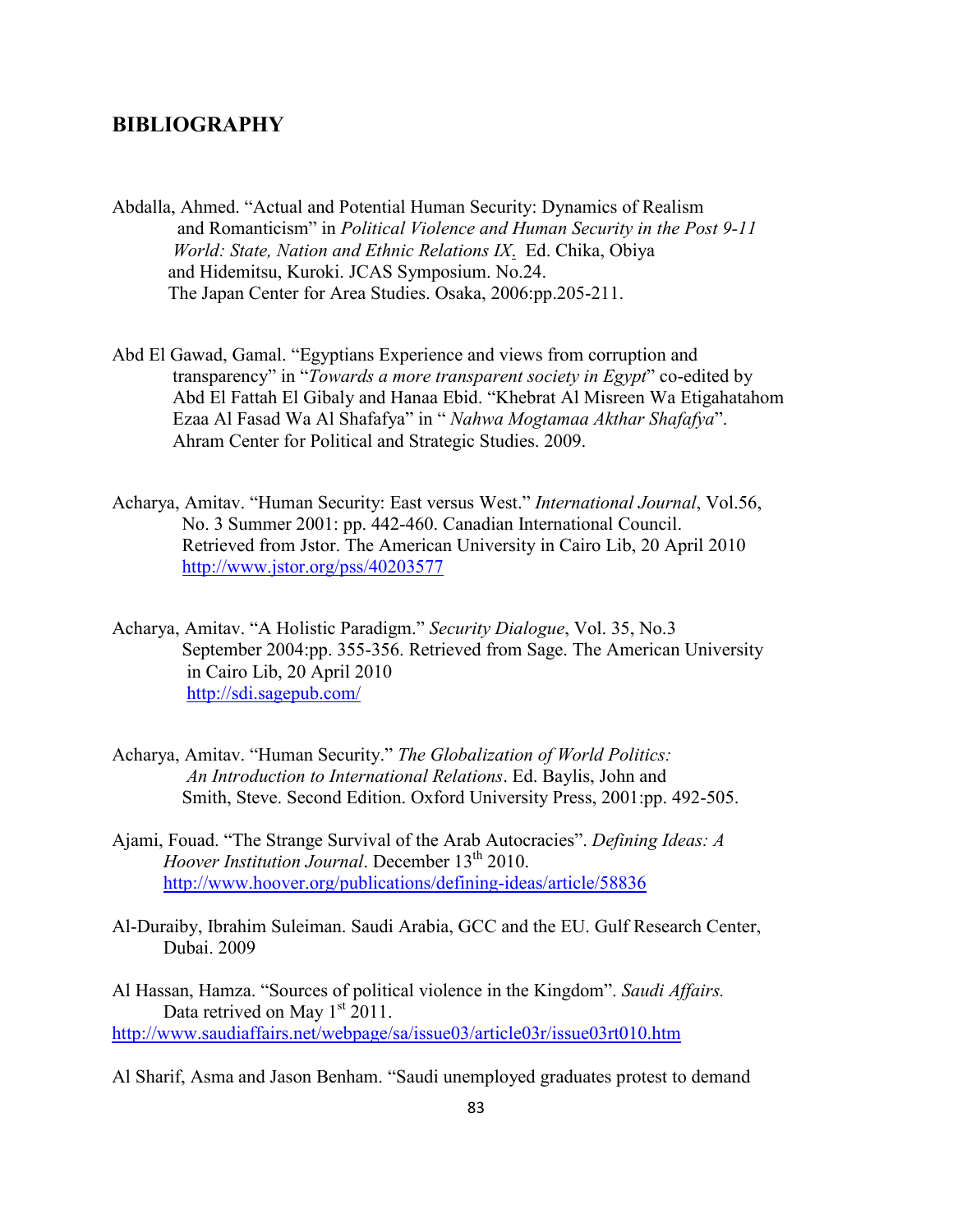## BIBLIOGRAPHY

Abdalla, Ahmed. "Actual and Potential Human Security: Dynamics of Realism and Romanticism" in *Political Violence and Human Security in the Post 9-11 World: State, Nation and Ethnic Relations IX*. Ed. Chika, Obiya and Hidemitsu, Kuroki. JCAS Symposium. No.24. The Japan Center for Area Studies. Osaka, 2006:pp.205-211.

Abd El Gawad, Gamal. "Egyptians Experience and views from corruption and transparency" in "*Towards a more transparent society in Egypt*" co-edited by Abd El Fattah El Gibaly and Hanaa Ebid. "Khebrat Al Misreen Wa Etigahatahom Ezaa Al Fasad Wa Al Shafafya" in " *Nahwa Mogtamaa Akthar Shafafya*". Ahram Center for Political and Strategic Studies. 2009.

Acharya, Amitav. "Human Security: East versus West." *International Journal*, Vol.56, No. 3 Summer 2001: pp. 442-460. Canadian International Council. Retrieved from Jstor. The American University in Cairo Lib, 20 April 2010 http://www.jstor.org/pss/40203577

Acharya, Amitav. "A Holistic Paradigm." *Security Dialogue*, Vol. 35, No.3 September 2004:pp. 355-356. Retrieved from Sage. The American University in Cairo Lib, 20 April 2010 http://sdi.sagepub.com/

Acharya, Amitav. "Human Security." *The Globalization of World Politics: An Introduction to International Relations*. Ed. Baylis, John and Smith, Steve. Second Edition. Oxford University Press, 2001:pp. 492-505.

Ajami, Fouad. "The Strange Survival of the Arab Autocracies". *Defining Ideas: A Hoover Institution Journal*. December 13th 2010. http://www.hoover.org/publications/defining-ideas/article/58836

Al-Duraiby, Ibrahim Suleiman. Saudi Arabia, GCC and the EU. Gulf Research Center, Dubai. 2009

Al Hassan, Hamza. "Sources of political violence in the Kingdom". *Saudi Affairs.* Data retrived on May 1st 2011. http://www.saudiaffairs.net/webpage/sa/issue03/article03r/issue03rt010.htm

Al Sharif, Asma and Jason Benham. "Saudi unemployed graduates protest to demand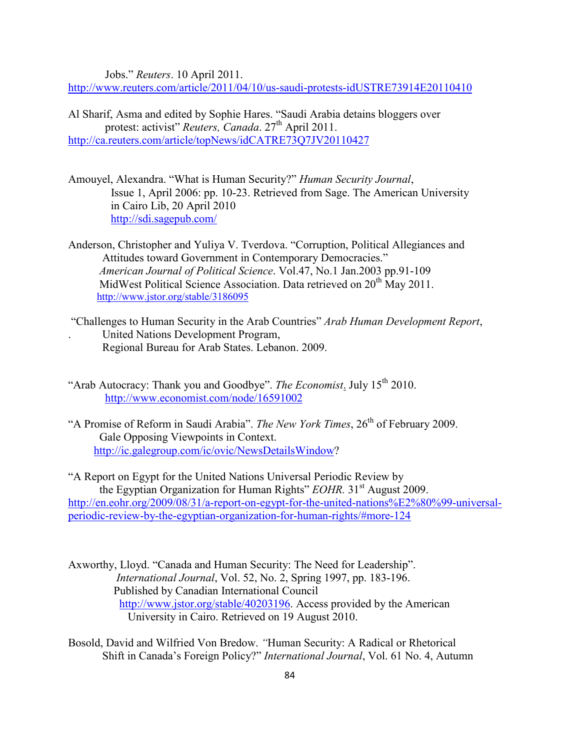Jobs." *Reuters*. 10 April 2011.
http://www.reuters.com/article/2011/04/10/us-saudi-protests-idUSTRE73914E20110410

Al Sharif, Asma and edited by Sophie Hares. "Saudi Arabia detains bloggers over protest: activist" *Reuters, Canada*. 27th April 2011.
http://ca.reuters.com/article/topNews/idCATRE73Q7JV20110427

Amouyel, Alexandra. "What is Human Security?" *Human Security Journal*, Issue 1, April 2006: pp. 10-23. Retrieved from Sage. The American University in Cairo Lib, 20 April 2010
http://sdi.sagepub.com/

Anderson, Christopher and Yuliya V. Tverdova. "Corruption, Political Allegiances and Attitudes toward Government in Contemporary Democracies." *American Journal of Political Science*. Vol.47, No.1 Jan.2003 pp.91-109 MidWest Political Science Association. Data retrieved on 20th May 2011.
http://www.jstor.org/stable/3186095

"Challenges to Human Security in the Arab Countries" *Arab Human Development Report*, . United Nations Development Program, Regional Bureau for Arab States. Lebanon. 2009.

"Arab Autocracy: Thank you and Goodbye". *The Economist*. July 15th 2010.
http://www.economist.com/node/16591002

"A Promise of Reform in Saudi Arabia". *The New York Times*, 26th of February 2009. Gale Opposing Viewpoints in Context.
http://ic.galegroup.com/ic/ovic/NewsDetailsWindow?

"A Report on Egypt for the United Nations Universal Periodic Review by the Egyptian Organization for Human Rights" *EOHR.* 31st August 2009.
http://en.eohr.org/2009/08/31/a-report-on-egypt-for-the-united-nations%E2%80%99-universal-periodic-review-by-the-egyptian-organization-for-human-rights/#more-124

Axworthy, Lloyd. "Canada and Human Security: The Need for Leadership". *International Journal*, Vol. 52, No. 2, Spring 1997, pp. 183-196. Published by Canadian International Council
http://www.jstor.org/stable/40203196. Access provided by the American University in Cairo. Retrieved on 19 August 2010.

Bosold, David and Wilfried Von Bredow. "Human Security: A Radical or Rhetorical Shift in Canada's Foreign Policy?" *International Journal*, Vol. 61 No. 4, Autumn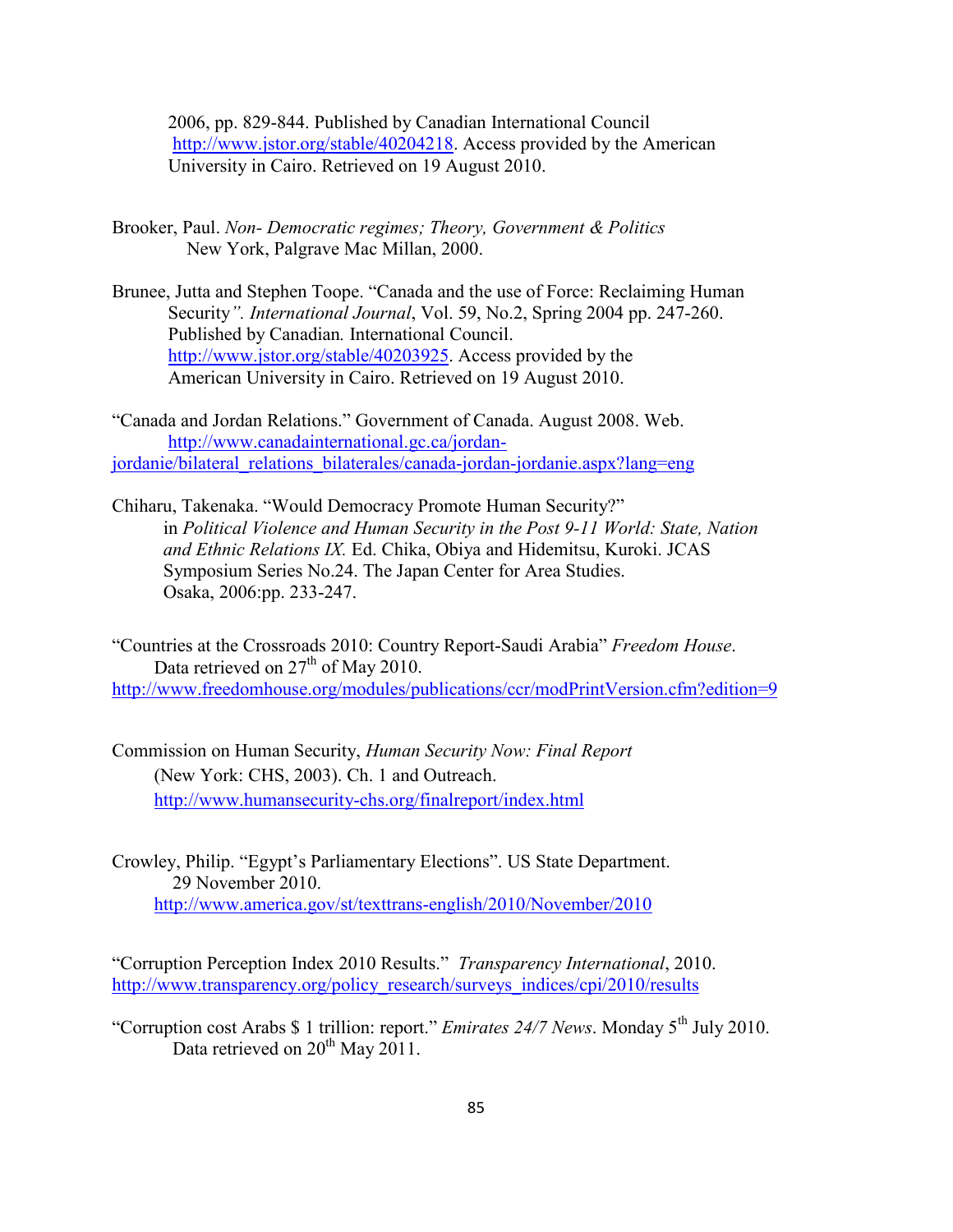2006, pp. 829-844. Published by Canadian International Council http://www.jstor.org/stable/40204218. Access provided by the American University in Cairo. Retrieved on 19 August 2010.

Brooker, Paul. *Non- Democratic regimes; Theory, Government & Politics* New York, Palgrave Mac Millan, 2000.

Brunee, Jutta and Stephen Toope. "Canada and the use of Force: Reclaiming Human Security*". International Journal*, Vol. 59, No.2, Spring 2004 pp. 247-260. Published by Canadian*.* International Council. http://www.jstor.org/stable/40203925. Access provided by the American University in Cairo. Retrieved on 19 August 2010.

"Canada and Jordan Relations." Government of Canada. August 2008. Web. http://www.canadainternational.gc.ca/jordan-jordanie/bilateral_relations_bilaterales/canada-jordan-jordanie.aspx?lang=eng

Chiharu, Takenaka. "Would Democracy Promote Human Security?" in *Political Violence and Human Security in the Post 9-11 World: State, Nation and Ethnic Relations IX.* Ed. Chika, Obiya and Hidemitsu, Kuroki. JCAS Symposium Series No.24. The Japan Center for Area Studies. Osaka, 2006:pp. 233-247.

"Countries at the Crossroads 2010: Country Report-Saudi Arabia" *Freedom House*. Data retrieved on 27th of May 2010. http://www.freedomhouse.org/modules/publications/ccr/modPrintVersion.cfm?edition=9

Commission on Human Security, *Human Security Now: Final Report* (New York: CHS, 2003). Ch. 1 and Outreach. http://www.humansecurity-chs.org/finalreport/index.html

Crowley, Philip. "Egypt's Parliamentary Elections". US State Department. 29 November 2010. http://www.america.gov/st/texttrans-english/2010/November/2010

"Corruption Perception Index 2010 Results." *Transparency International*, 2010. http://www.transparency.org/policy_research/surveys_indices/cpi/2010/results

"Corruption cost Arabs $ 1 trillion: report." *Emirates 24/7 News*. Monday 5th July 2010. Data retrieved on 20th May 2011.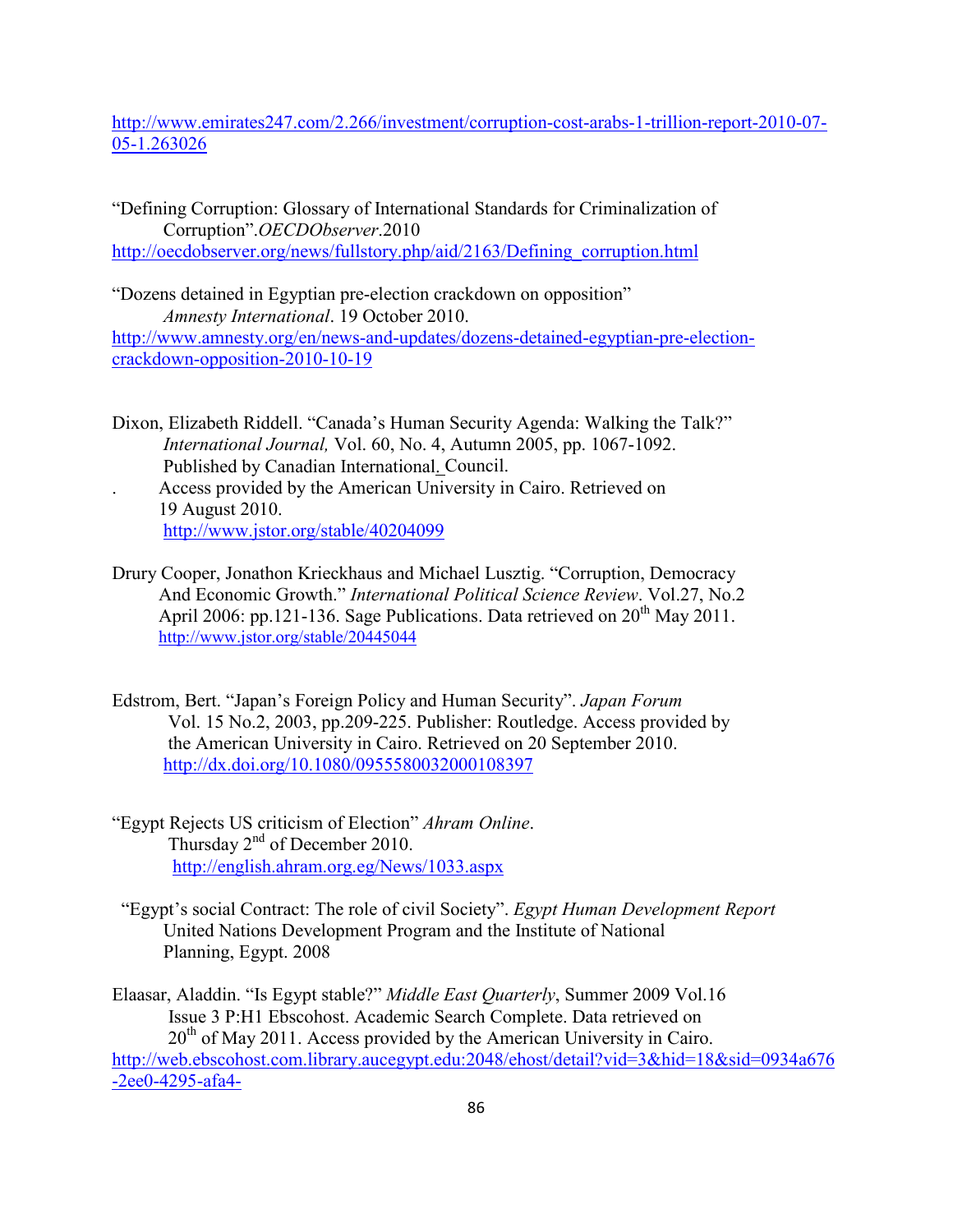http://www.emirates247.com/2.266/investment/corruption-cost-arabs-1-trillion-report-2010-07-05-1.263026

"Defining Corruption: Glossary of International Standards for Criminalization of Corruption".*OECDObserver*.2010
http://oecdobserver.org/news/fullstory.php/aid/2163/Defining_corruption.html

"Dozens detained in Egyptian pre-election crackdown on opposition" *Amnesty International*. 19 October 2010.
http://www.amnesty.org/en/news-and-updates/dozens-detained-egyptian-pre-election-crackdown-opposition-2010-10-19

Dixon, Elizabeth Riddell. "Canada's Human Security Agenda: Walking the Talk?" *International Journal,* Vol. 60, No. 4, Autumn 2005, pp. 1067-1092. Published by Canadian International. Council.
. Access provided by the American University in Cairo. Retrieved on 19 August 2010.
http://www.jstor.org/stable/40204099

Drury Cooper, Jonathon Krieckhaus and Michael Lusztig. "Corruption, Democracy And Economic Growth." *International Political Science Review*. Vol.27, No.2 April 2006: pp.121-136. Sage Publications. Data retrieved on 20th May 2011.
http://www.jstor.org/stable/20445044

Edstrom, Bert. "Japan's Foreign Policy and Human Security". *Japan Forum* Vol. 15 No.2, 2003, pp.209-225. Publisher: Routledge. Access provided by the American University in Cairo. Retrieved on 20 September 2010.
http://dx.doi.org/10.1080/0955580032000108397

"Egypt Rejects US criticism of Election" *Ahram Online*. Thursday 2nd of December 2010.
http://english.ahram.org.eg/News/1033.aspx

"Egypt's social Contract: The role of civil Society". *Egypt Human Development Report* United Nations Development Program and the Institute of National Planning, Egypt. 2008

Elaasar, Aladdin. "Is Egypt stable?" *Middle East Quarterly*, Summer 2009 Vol.16 Issue 3 P:H1 Ebscohost. Academic Search Complete. Data retrieved on 20th of May 2011. Access provided by the American University in Cairo.
http://web.ebscohost.com.library.aucegypt.edu:2048/ehost/detail?vid=3&hid=18&sid=0934a676-2ee0-4295-afa4-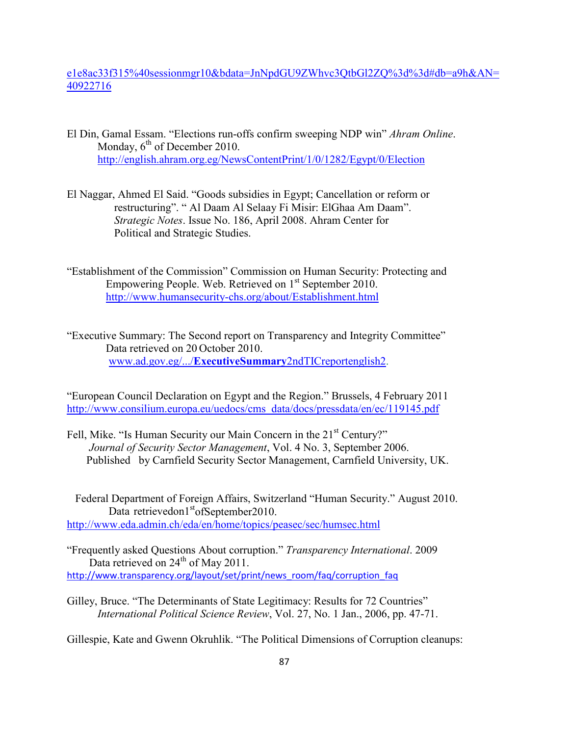e1e8ac33f315%40sessionmgr10&bdata=JnNpdGU9ZWhvc3QtbGl2ZQ%3d%3d#db=a9h&AN=40922716

El Din, Gamal Essam. "Elections run-offs confirm sweeping NDP win" *Ahram Online*. Monday, 6th of December 2010. http://english.ahram.org.eg/NewsContentPrint/1/0/1282/Egypt/0/Election

El Naggar, Ahmed El Said. "Goods subsidies in Egypt; Cancellation or reform or restructuring". " Al Daam Al Selaay Fi Misir: ElGhaa Am Daam". *Strategic Notes*. Issue No. 186, April 2008. Ahram Center for Political and Strategic Studies.

"Establishment of the Commission" Commission on Human Security: Protecting and Empowering People. Web. Retrieved on 1st September 2010. http://www.humansecurity-chs.org/about/Establishment.html

"Executive Summary: The Second report on Transparency and Integrity Committee" Data retrieved on 20 October 2010. www.ad.gov.eg/.../**ExecutiveSummary**2ndTICreportenglish2.

"European Council Declaration on Egypt and the Region." Brussels, 4 February 2011 http://www.consilium.europa.eu/uedocs/cms_data/docs/pressdata/en/ec/119145.pdf

Fell, Mike. "Is Human Security our Main Concern in the 21st Century?" *Journal of Security Sector Management*, Vol. 4 No. 3, September 2006. Published by Carnfield Security Sector Management, Carnfield University, UK.

Federal Department of Foreign Affairs, Switzerland "Human Security." August 2010. Data retrievedon1stofSeptember2010. http://www.eda.admin.ch/eda/en/home/topics/peasec/sec/humsec.html

"Frequently asked Questions About corruption." *Transparency International*. 2009 Data retrieved on 24th of May 2011. http://www.transparency.org/layout/set/print/news_room/faq/corruption_faq

Gilley, Bruce. "The Determinants of State Legitimacy: Results for 72 Countries" *International Political Science Review*, Vol. 27, No. 1 Jan., 2006, pp. 47-71.

Gillespie, Kate and Gwenn Okruhlik. "The Political Dimensions of Corruption cleanups: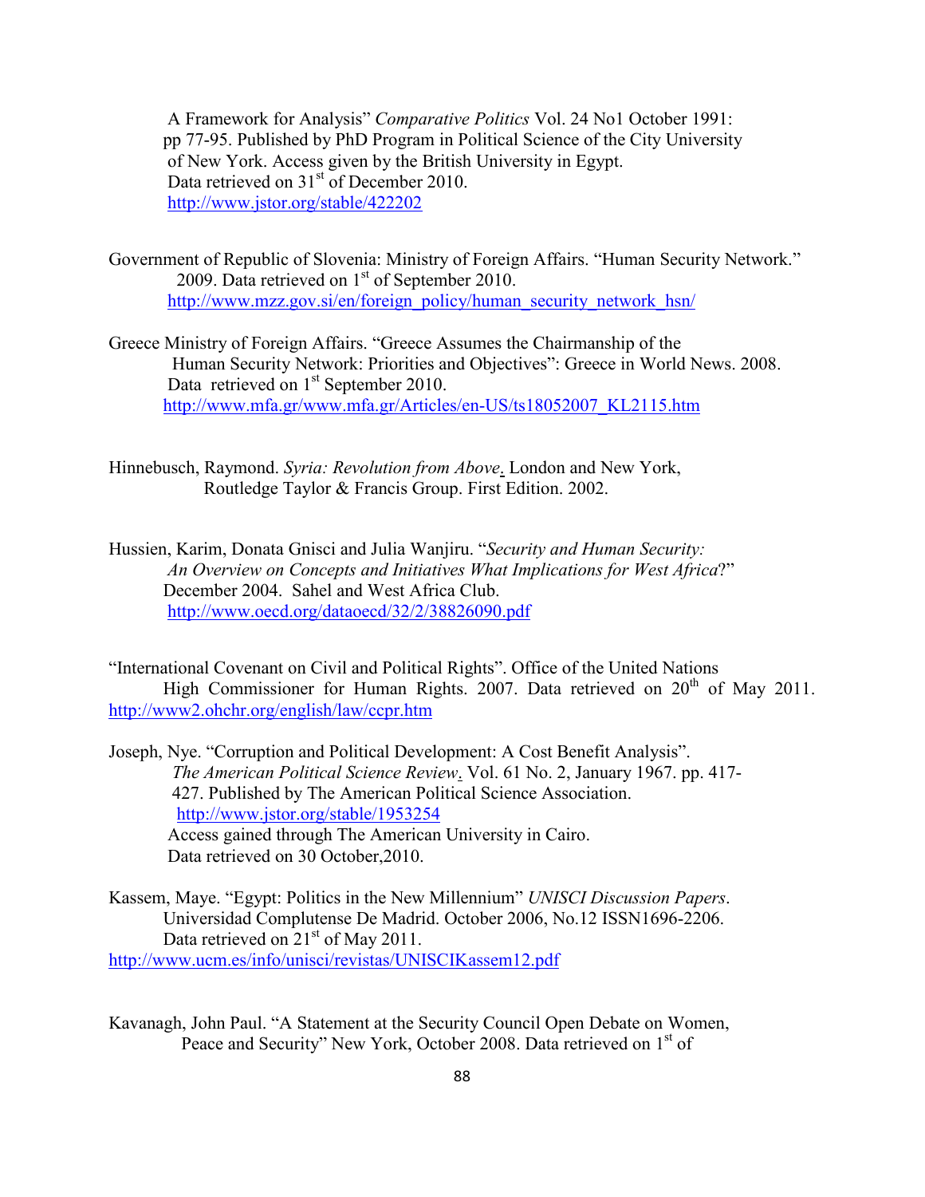A Framework for Analysis" *Comparative Politics* Vol. 24 No1 October 1991: pp 77-95. Published by PhD Program in Political Science of the City University of New York. Access given by the British University in Egypt. Data retrieved on 31st of December 2010. http://www.jstor.org/stable/422202

Government of Republic of Slovenia: Ministry of Foreign Affairs. "Human Security Network." 2009. Data retrieved on 1st of September 2010. http://www.mzz.gov.si/en/foreign_policy/human_security_network_hsn/

Greece Ministry of Foreign Affairs. "Greece Assumes the Chairmanship of the Human Security Network: Priorities and Objectives": Greece in World News. 2008. Data retrieved on 1st September 2010. http://www.mfa.gr/www.mfa.gr/Articles/en-US/ts18052007_KL2115.htm

Hinnebusch, Raymond. *Syria: Revolution from Above*. London and New York, Routledge Taylor & Francis Group. First Edition. 2002.

Hussien, Karim, Donata Gnisci and Julia Wanjiru. "*Security and Human Security: An Overview on Concepts and Initiatives What Implications for West Africa*?" December 2004. Sahel and West Africa Club. http://www.oecd.org/dataoecd/32/2/38826090.pdf

"International Covenant on Civil and Political Rights". Office of the United Nations High Commissioner for Human Rights. 2007. Data retrieved on 20th of May 2011. http://www2.ohchr.org/english/law/ccpr.htm

Joseph, Nye. "Corruption and Political Development: A Cost Benefit Analysis". *The American Political Science Review*. Vol. 61 No. 2, January 1967. pp. 417-427. Published by The American Political Science Association. http://www.jstor.org/stable/1953254 Access gained through The American University in Cairo. Data retrieved on 30 October,2010.

Kassem, Maye. "Egypt: Politics in the New Millennium" *UNISCI Discussion Papers*. Universidad Complutense De Madrid. October 2006, No.12 ISSN1696-2206. Data retrieved on 21st of May 2011. http://www.ucm.es/info/unisci/revistas/UNISCIKassem12.pdf

Kavanagh, John Paul. "A Statement at the Security Council Open Debate on Women, Peace and Security" New York, October 2008. Data retrieved on 1st of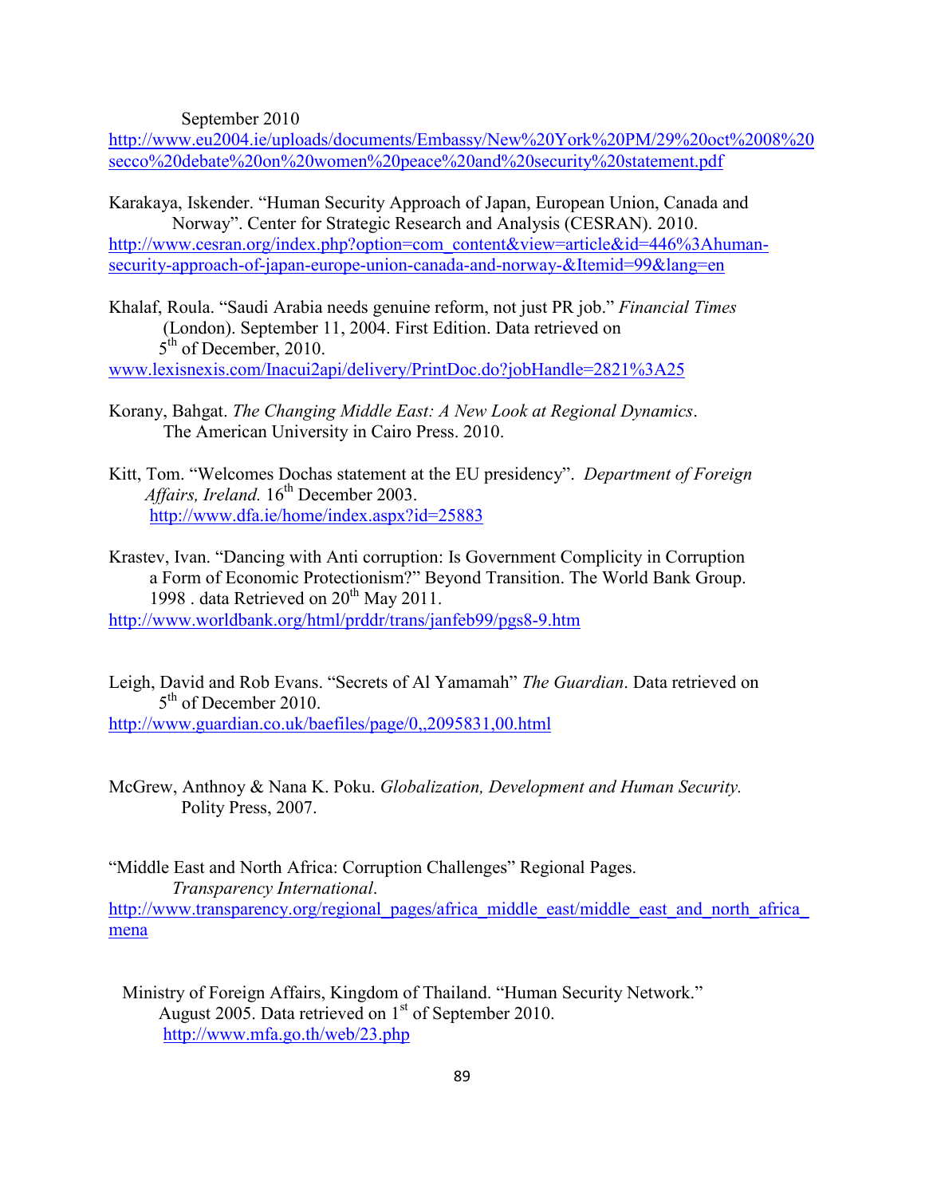September 2010
http://www.eu2004.ie/uploads/documents/Embassy/New%20York%20PM/29%20oct%2008%20secco%20debate%20on%20women%20peace%20and%20security%20statement.pdf

Karakaya, Iskender. "Human Security Approach of Japan, European Union, Canada and Norway". Center for Strategic Research and Analysis (CESRAN). 2010.
http://www.cesran.org/index.php?option=com_content&view=article&id=446%3Ahuman-security-approach-of-japan-europe-union-canada-and-norway-&Itemid=99&lang=en

Khalaf, Roula. "Saudi Arabia needs genuine reform, not just PR job." *Financial Times* (London). September 11, 2004. First Edition. Data retrieved on 5th of December, 2010.
www.lexisnexis.com/Inacui2api/delivery/PrintDoc.do?jobHandle=2821%3A25

Korany, Bahgat. *The Changing Middle East: A New Look at Regional Dynamics*. The American University in Cairo Press. 2010.

Kitt, Tom. "Welcomes Dochas statement at the EU presidency". *Department of Foreign Affairs, Ireland.* 16th December 2003.
http://www.dfa.ie/home/index.aspx?id=25883

Krastev, Ivan. "Dancing with Anti corruption: Is Government Complicity in Corruption a Form of Economic Protectionism?" Beyond Transition. The World Bank Group. 1998 . data Retrieved on 20th May 2011.
http://www.worldbank.org/html/prddr/trans/janfeb99/pgs8-9.htm

Leigh, David and Rob Evans. "Secrets of Al Yamamah" *The Guardian*. Data retrieved on 5th of December 2010.
http://www.guardian.co.uk/baefiles/page/0,,2095831,00.html

McGrew, Anthnoy & Nana K. Poku. *Globalization, Development and Human Security.* Polity Press, 2007.

"Middle East and North Africa: Corruption Challenges" Regional Pages. *Transparency International*.
http://www.transparency.org/regional_pages/africa_middle_east/middle_east_and_north_africa_mena

Ministry of Foreign Affairs, Kingdom of Thailand. "Human Security Network." August 2005. Data retrieved on 1st of September 2010.
http://www.mfa.go.th/web/23.php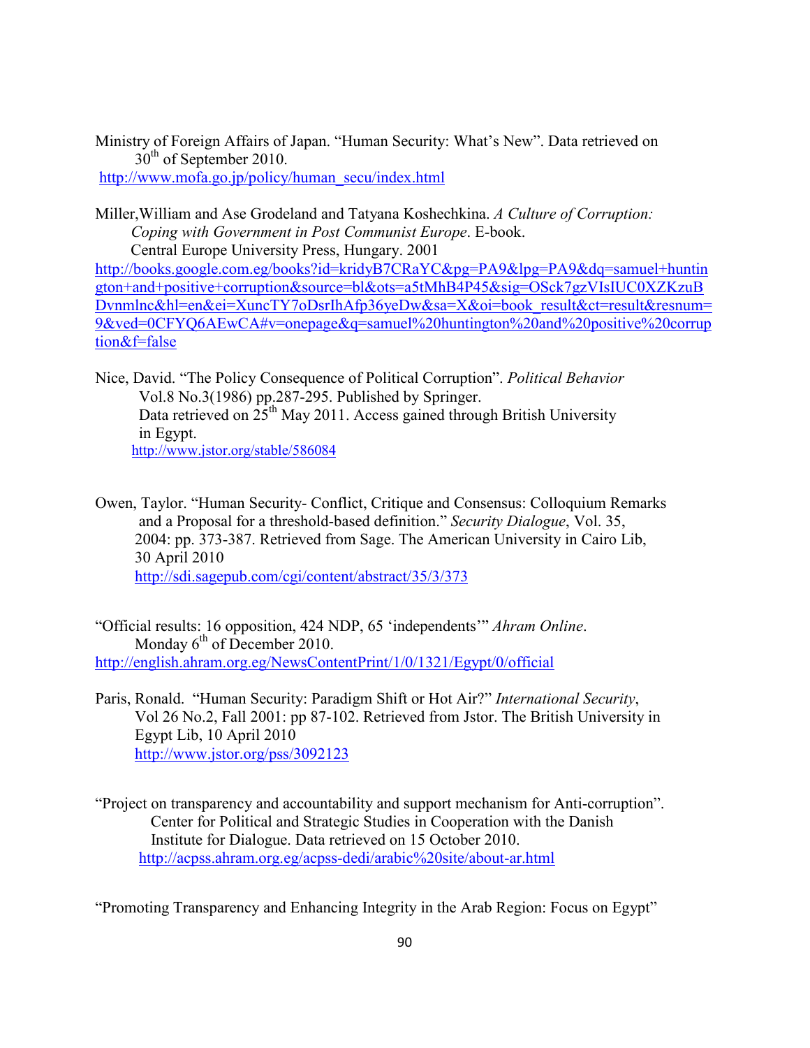Ministry of Foreign Affairs of Japan. "Human Security: What's New". Data retrieved on 30th of September 2010.
http://www.mofa.go.jp/policy/human_secu/index.html

Miller,William and Ase Grodeland and Tatyana Koshechkina. *A Culture of Corruption: Coping with Government in Post Communist Europe*. E-book. Central Europe University Press, Hungary. 2001
http://books.google.com.eg/books?id=kridyB7CRaYC&pg=PA9&lpg=PA9&dq=samuel+huntington+and+positive+corruption&source=bl&ots=a5tMhB4P45&sig=OSck7gzVIsIUC0XZKzuBDvnmlnc&hl=en&ei=XuncTY7oDsrIhAfp36yeDw&sa=X&oi=book_result&ct=result&resnum=9&ved=0CFYQ6AEwCA#v=onepage&q=samuel%20huntington%20and%20positive%20corruption&f=false

Nice, David. "The Policy Consequence of Political Corruption". *Political Behavior* Vol.8 No.3(1986) pp.287-295. Published by Springer. Data retrieved on 25th May 2011. Access gained through British University in Egypt.
http://www.jstor.org/stable/586084

Owen, Taylor. "Human Security- Conflict, Critique and Consensus: Colloquium Remarks and a Proposal for a threshold-based definition." *Security Dialogue*, Vol. 35, 2004: pp. 373-387. Retrieved from Sage. The American University in Cairo Lib, 30 April 2010
http://sdi.sagepub.com/cgi/content/abstract/35/3/373

"Official results: 16 opposition, 424 NDP, 65 'independents'" *Ahram Online*. Monday 6th of December 2010.
http://english.ahram.org.eg/NewsContentPrint/1/0/1321/Egypt/0/official

Paris, Ronald. "Human Security: Paradigm Shift or Hot Air?" *International Security*, Vol 26 No.2, Fall 2001: pp 87-102. Retrieved from Jstor. The British University in Egypt Lib, 10 April 2010
http://www.jstor.org/pss/3092123

"Project on transparency and accountability and support mechanism for Anti-corruption". Center for Political and Strategic Studies in Cooperation with the Danish Institute for Dialogue. Data retrieved on 15 October 2010.
http://acpss.ahram.org.eg/acpss-dedi/arabic%20site/about-ar.html

"Promoting Transparency and Enhancing Integrity in the Arab Region: Focus on Egypt"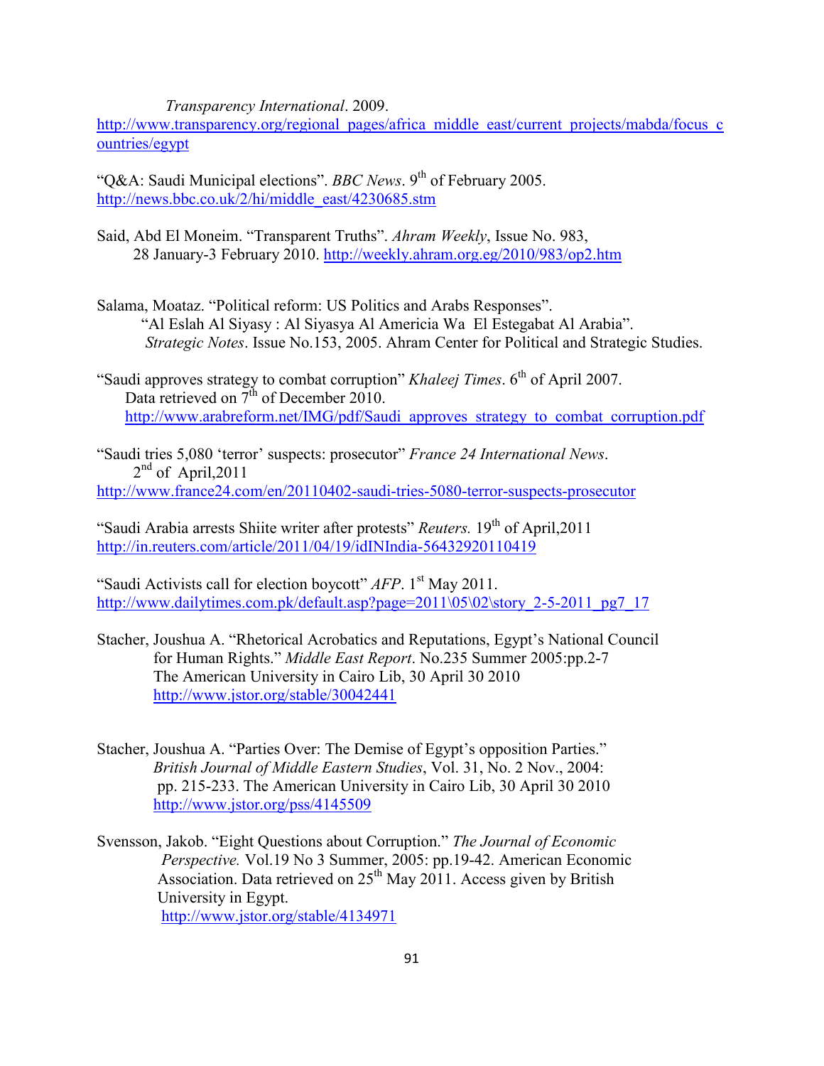*Transparency International*. 2009.
http://www.transparency.org/regional_pages/africa_middle_east/current_projects/mabda/focus_countries/egypt

"Q&A: Saudi Municipal elections". *BBC News*. 9th of February 2005.
http://news.bbc.co.uk/2/hi/middle_east/4230685.stm

Said, Abd El Moneim. "Transparent Truths". *Ahram Weekly*, Issue No. 983, 28 January-3 February 2010. http://weekly.ahram.org.eg/2010/983/op2.htm

Salama, Moataz. "Political reform: US Politics and Arabs Responses". "Al Eslah Al Siyasy : Al Siyasya Al Americia Wa El Estegabat Al Arabia". *Strategic Notes*. Issue No.153, 2005. Ahram Center for Political and Strategic Studies.

"Saudi approves strategy to combat corruption" *Khaleej Times*. 6th of April 2007. Data retrieved on 7th of December 2010.
http://www.arabreform.net/IMG/pdf/Saudi_approves_strategy_to_combat_corruption.pdf

"Saudi tries 5,080 'terror' suspects: prosecutor" *France 24 International News*. 2nd of April,2011
http://www.france24.com/en/20110402-saudi-tries-5080-terror-suspects-prosecutor

"Saudi Arabia arrests Shiite writer after protests" *Reuters.* 19th of April,2011
http://in.reuters.com/article/2011/04/19/idINIndia-56432920110419

"Saudi Activists call for election boycott" *AFP*. 1st May 2011.
http://www.dailytimes.com.pk/default.asp?page=2011\05\02\story_2-5-2011_pg7_17

Stacher, Joushua A. "Rhetorical Acrobatics and Reputations, Egypt's National Council for Human Rights." *Middle East Report*. No.235 Summer 2005:pp.2-7 The American University in Cairo Lib, 30 April 30 2010
http://www.jstor.org/stable/30042441

Stacher, Joushua A. "Parties Over: The Demise of Egypt's opposition Parties." *British Journal of Middle Eastern Studies*, Vol. 31, No. 2 Nov., 2004: pp. 215-233. The American University in Cairo Lib, 30 April 30 2010
http://www.jstor.org/pss/4145509

Svensson, Jakob. "Eight Questions about Corruption." *The Journal of Economic Perspective.* Vol.19 No 3 Summer, 2005: pp.19-42. American Economic Association. Data retrieved on 25th May 2011. Access given by British University in Egypt.
http://www.jstor.org/stable/4134971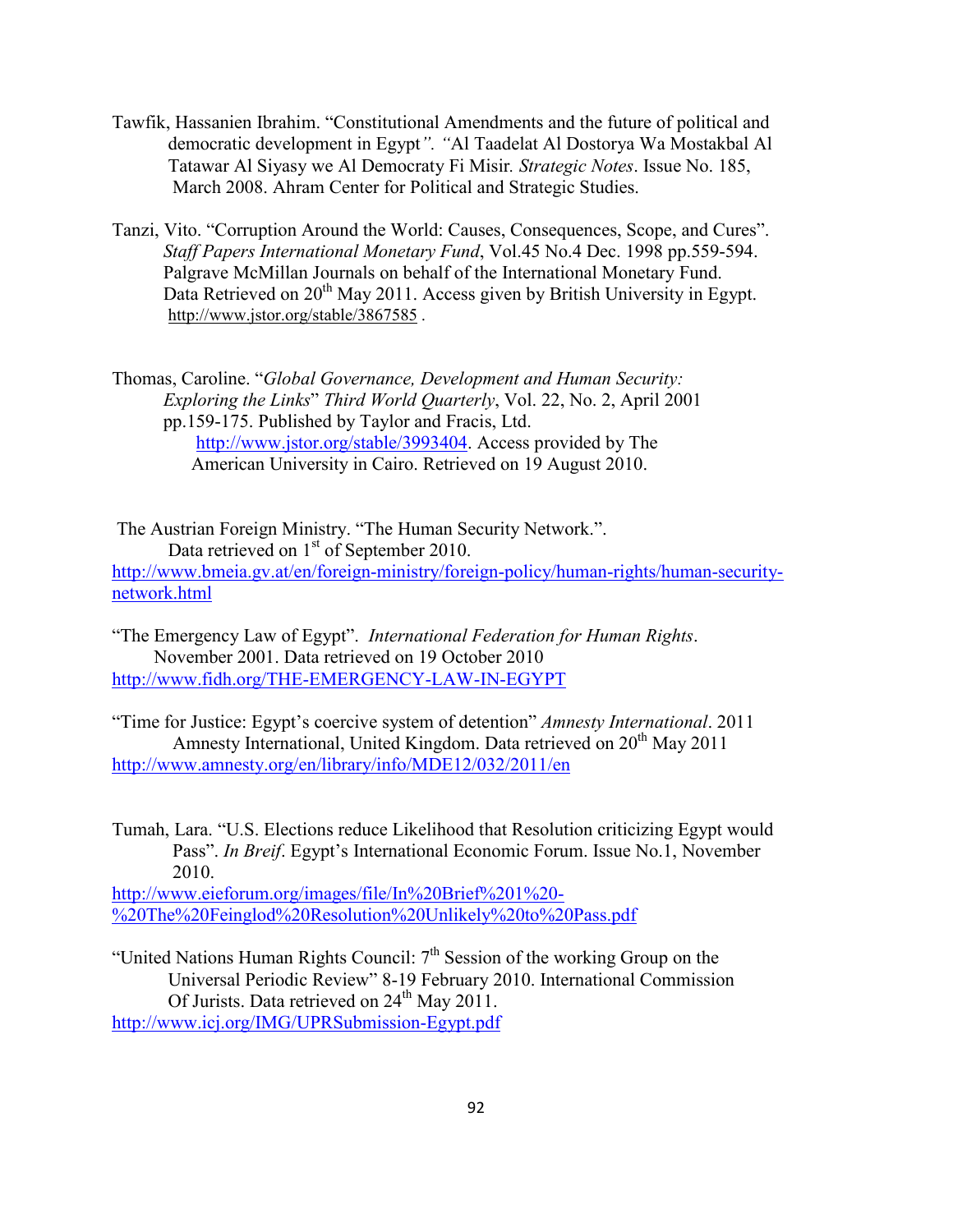Tawfik, Hassanien Ibrahim. "Constitutional Amendments and the future of political and democratic development in Egypt*". "*Al Taadelat Al Dostorya Wa Mostakbal Al Tatawar Al Siyasy we Al Democraty Fi Misir*. *Strategic Notes*. Issue No. 185, March 2008. Ahram Center for Political and Strategic Studies.

Tanzi, Vito. "Corruption Around the World: Causes, Consequences, Scope, and Cures". *Staff Papers International Monetary Fund*, Vol.45 No.4 Dec. 1998 pp.559-594. Palgrave McMillan Journals on behalf of the International Monetary Fund. Data Retrieved on 20th May 2011. Access given by British University in Egypt. http://www.jstor.org/stable/3867585 .

Thomas, Caroline. "*Global Governance, Development and Human Security: Exploring the Links*" *Third World Quarterly*, Vol. 22, No. 2, April 2001 pp.159-175. Published by Taylor and Fracis, Ltd. http://www.jstor.org/stable/3993404. Access provided by The American University in Cairo. Retrieved on 19 August 2010.

The Austrian Foreign Ministry. "The Human Security Network.". Data retrieved on 1st of September 2010.
http://www.bmeia.gv.at/en/foreign-ministry/foreign-policy/human-rights/human-security-network.html

"The Emergency Law of Egypt". *International Federation for Human Rights*. November 2001. Data retrieved on 19 October 2010
http://www.fidh.org/THE-EMERGENCY-LAW-IN-EGYPT

"Time for Justice: Egypt's coercive system of detention" *Amnesty International*. 2011 Amnesty International, United Kingdom. Data retrieved on 20th May 2011
http://www.amnesty.org/en/library/info/MDE12/032/2011/en

Tumah, Lara. "U.S. Elections reduce Likelihood that Resolution criticizing Egypt would Pass". *In Breif*. Egypt's International Economic Forum. Issue No.1, November 2010.
http://www.eieforum.org/images/file/In%20Brief%201%20-%20The%20Feinglod%20Resolution%20Unlikely%20to%20Pass.pdf

"United Nations Human Rights Council: 7th Session of the working Group on the Universal Periodic Review" 8-19 February 2010. International Commission Of Jurists. Data retrieved on 24th May 2011.
http://www.icj.org/IMG/UPRSubmission-Egypt.pdf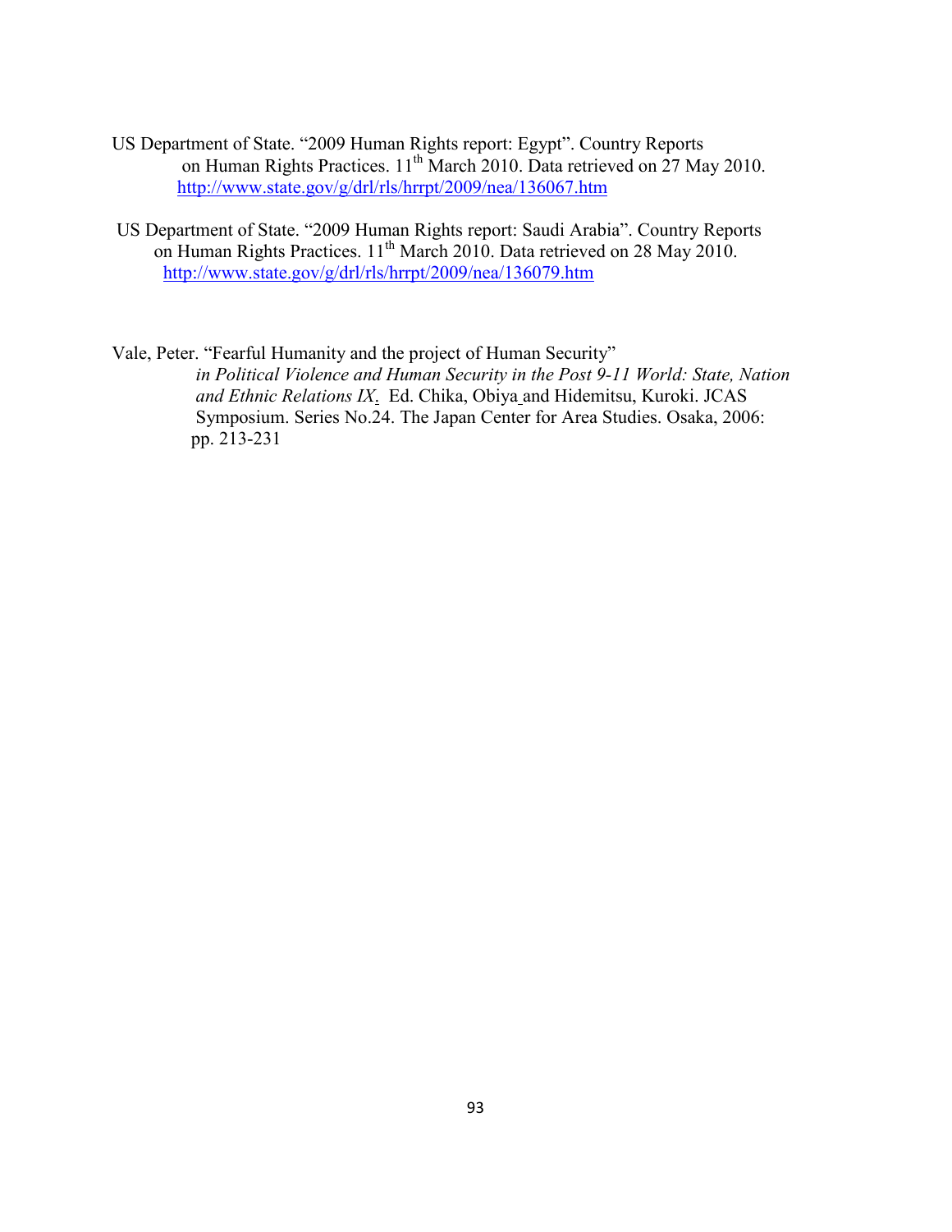US Department of State. "2009 Human Rights report: Egypt". Country Reports on Human Rights Practices. 11th March 2010. Data retrieved on 27 May 2010. http://www.state.gov/g/drl/rls/hrrpt/2009/nea/136067.htm

US Department of State. "2009 Human Rights report: Saudi Arabia". Country Reports on Human Rights Practices. 11th March 2010. Data retrieved on 28 May 2010. http://www.state.gov/g/drl/rls/hrrpt/2009/nea/136079.htm

Vale, Peter. "Fearful Humanity and the project of Human Security" *in Political Violence and Human Security in the Post 9-11 World: State, Nation and Ethnic Relations IX*. Ed. Chika, Obiya and Hidemitsu, Kuroki. JCAS Symposium. Series No.24. The Japan Center for Area Studies. Osaka, 2006: pp. 213-231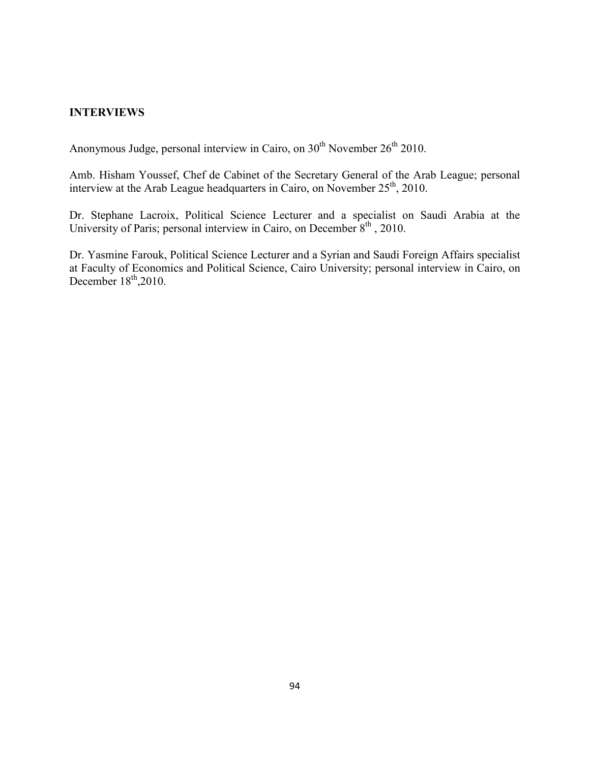## INTERVIEWS

Anonymous Judge, personal interview in Cairo, on 30th November 26th 2010.

Amb. Hisham Youssef, Chef de Cabinet of the Secretary General of the Arab League; personal interview at the Arab League headquarters in Cairo, on November 25th, 2010.

Dr. Stephane Lacroix, Political Science Lecturer and a specialist on Saudi Arabia at the University of Paris; personal interview in Cairo, on December 8th , 2010.

Dr. Yasmine Farouk, Political Science Lecturer and a Syrian and Saudi Foreign Affairs specialist at Faculty of Economics and Political Science, Cairo University; personal interview in Cairo, on December 18th,2010.